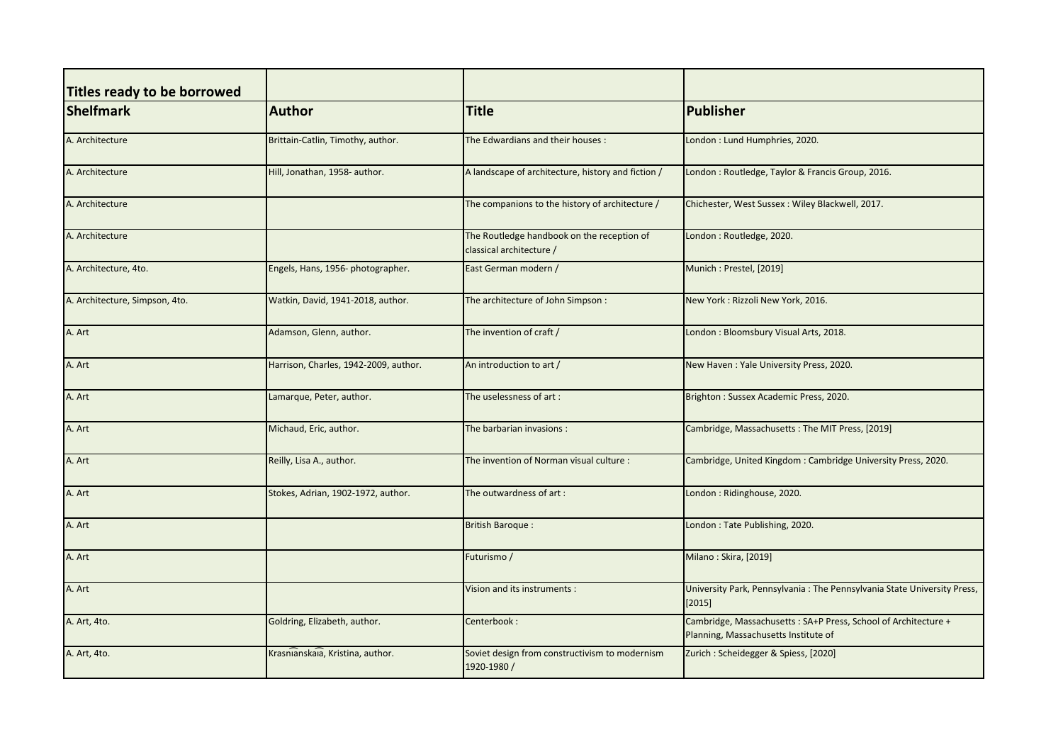| Titles ready to be borrowed | | | |
|---|---|---|---|
| **Shelfmark** | **Author** | **Title** | **Publisher** |
| A. Architecture | Brittain-Catlin, Timothy, author. | The Edwardians and their houses : | London : Lund Humphries, 2020. |
| A. Architecture | Hill, Jonathan, 1958- author. | A landscape of architecture, history and fiction / | London : Routledge, Taylor & Francis Group, 2016. |
| A. Architecture | | The companions to the history of architecture / | Chichester, West Sussex : Wiley Blackwell, 2017. |
| A. Architecture | | The Routledge handbook on the reception of classical architecture / | London : Routledge, 2020. |
| A. Architecture, 4to. | Engels, Hans, 1956- photographer. | East German modern / | Munich : Prestel, [2019] |
| A. Architecture, Simpson, 4to. | Watkin, David, 1941-2018, author. | The architecture of John Simpson : | New York : Rizzoli New York, 2016. |
| A. Art | Adamson, Glenn, author. | The invention of craft / | London : Bloomsbury Visual Arts, 2018. |
| A. Art | Harrison, Charles, 1942-2009, author. | An introduction to art / | New Haven : Yale University Press, 2020. |
| A. Art | Lamarque, Peter, author. | The uselessness of art : | Brighton : Sussex Academic Press, 2020. |
| A. Art | Michaud, Eric, author. | The barbarian invasions : | Cambridge, Massachusetts : The MIT Press, [2019] |
| A. Art | Reilly, Lisa A., author. | The invention of Norman visual culture : | Cambridge, United Kingdom : Cambridge University Press, 2020. |
| A. Art | Stokes, Adrian, 1902-1972, author. | The outwardness of art : | London : Ridinghouse, 2020. |
| A. Art | | British Baroque : | London : Tate Publishing, 2020. |
| A. Art | | Futurismo / | Milano : Skira, [2019] |
| A. Art | | Vision and its instruments : | University Park, Pennsylvania : The Pennsylvania State University Press, [2015] |
| A. Art, 4to. | Goldring, Elizabeth, author. | Centerbook : | Cambridge, Massachusetts : SA+P Press, School of Architecture + Planning, Massachusetts Institute of |
| A. Art, 4to. | Krasni͡anskai͡a, Kristina, author. | Soviet design from constructivism to modernism 1920-1980 / | Zurich : Scheidegger & Spiess, [2020] |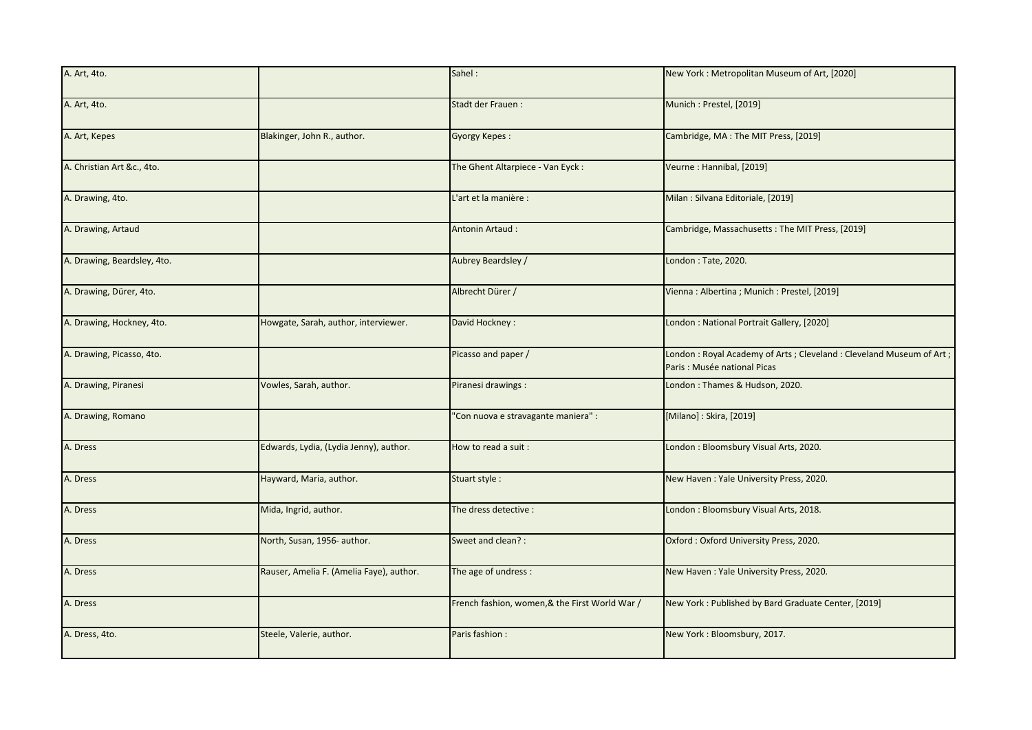| A. Art, 4to. | | Sahel : | New York : Metropolitan Museum of Art, [2020] |
|---|---|---|---|
| A. Art, 4to. | | Stadt der Frauen : | Munich : Prestel, [2019] |
| A. Art, Kepes | Blakinger, John R., author. | Gyorgy Kepes : | Cambridge, MA : The MIT Press, [2019] |
| A. Christian Art &c., 4to. | | The Ghent Altarpiece - Van Eyck : | Veurne : Hannibal, [2019] |
| A. Drawing, 4to. | | L'art et la manière : | Milan : Silvana Editoriale, [2019] |
| A. Drawing, Artaud | | Antonin Artaud : | Cambridge, Massachusetts : The MIT Press, [2019] |
| A. Drawing, Beardsley, 4to. | | Aubrey Beardsley / | London : Tate, 2020. |
| A. Drawing, Dürer, 4to. | | Albrecht Dürer / | Vienna : Albertina ; Munich : Prestel, [2019] |
| A. Drawing, Hockney, 4to. | Howgate, Sarah, author, interviewer. | David Hockney : | London : National Portrait Gallery, [2020] |
| A. Drawing, Picasso, 4to. | | Picasso and paper / | London : Royal Academy of Arts ; Cleveland : Cleveland Museum of Art ; Paris : Musée national Picas |
| A. Drawing, Piranesi | Vowles, Sarah, author. | Piranesi drawings : | London : Thames & Hudson, 2020. |
| A. Drawing, Romano | | "Con nuova e stravagante maniera" : | [Milano] : Skira, [2019] |
| A. Dress | Edwards, Lydia, (Lydia Jenny), author. | How to read a suit : | London : Bloomsbury Visual Arts, 2020. |
| A. Dress | Hayward, Maria, author. | Stuart style : | New Haven : Yale University Press, 2020. |
| A. Dress | Mida, Ingrid, author. | The dress detective : | London : Bloomsbury Visual Arts, 2018. |
| A. Dress | North, Susan, 1956- author. | Sweet and clean? : | Oxford : Oxford University Press, 2020. |
| A. Dress | Rauser, Amelia F. (Amelia Faye), author. | The age of undress : | New Haven : Yale University Press, 2020. |
| A. Dress | | French fashion, women,& the First World War / | New York : Published by Bard Graduate Center, [2019] |
| A. Dress, 4to. | Steele, Valerie, author. | Paris fashion : | New York : Bloomsbury, 2017. |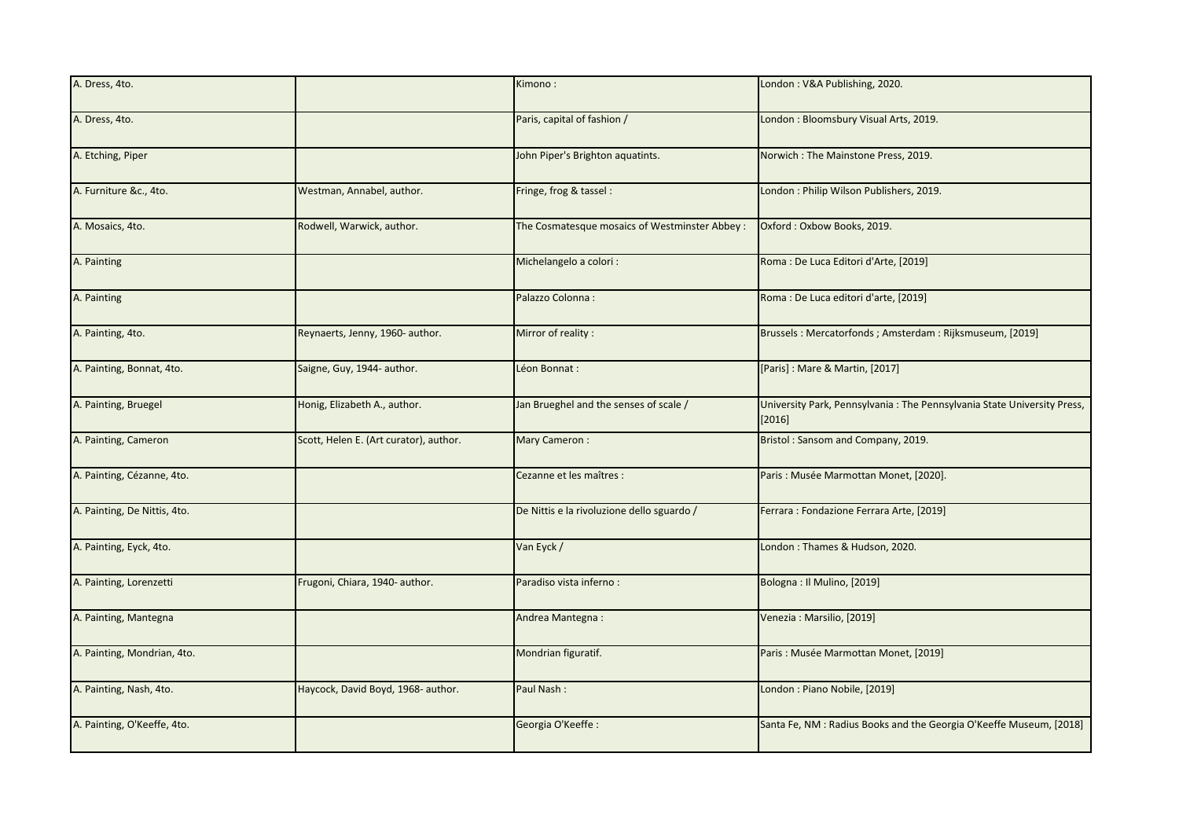| A. Dress, 4to. | | Kimono : | London : V&A Publishing, 2020. |
|---|---|---|---|
| A. Dress, 4to. | | Paris, capital of fashion / | London : Bloomsbury Visual Arts, 2019. |
| A. Etching, Piper | | John Piper's Brighton aquatints. | Norwich : The Mainstone Press, 2019. |
| A. Furniture &c., 4to. | Westman, Annabel, author. | Fringe, frog & tassel : | London : Philip Wilson Publishers, 2019. |
| A. Mosaics, 4to. | Rodwell, Warwick, author. | The Cosmatesque mosaics of Westminster Abbey : | Oxford : Oxbow Books, 2019. |
| A. Painting | | Michelangelo a colori : | Roma : De Luca Editori d'Arte, [2019] |
| A. Painting | | Palazzo Colonna : | Roma : De Luca editori d'arte, [2019] |
| A. Painting, 4to. | Reynaerts, Jenny, 1960- author. | Mirror of reality : | Brussels : Mercatorfonds ; Amsterdam : Rijksmuseum, [2019] |
| A. Painting, Bonnat, 4to. | Saigne, Guy, 1944- author. | Léon Bonnat : | [Paris] : Mare & Martin, [2017] |
| A. Painting, Bruegel | Honig, Elizabeth A., author. | Jan Brueghel and the senses of scale / | University Park, Pennsylvania : The Pennsylvania State University Press, [2016] |
| A. Painting, Cameron | Scott, Helen E. (Art curator), author. | Mary Cameron : | Bristol : Sansom and Company, 2019. |
| A. Painting, Cézanne, 4to. | | Cezanne et les maîtres : | Paris : Musée Marmottan Monet, [2020]. |
| A. Painting, De Nittis, 4to. | | De Nittis e la rivoluzione dello sguardo / | Ferrara : Fondazione Ferrara Arte, [2019] |
| A. Painting, Eyck, 4to. | | Van Eyck / | London : Thames & Hudson, 2020. |
| A. Painting, Lorenzetti | Frugoni, Chiara, 1940- author. | Paradiso vista inferno : | Bologna : Il Mulino, [2019] |
| A. Painting, Mantegna | | Andrea Mantegna : | Venezia : Marsilio, [2019] |
| A. Painting, Mondrian, 4to. | | Mondrian figuratif. | Paris : Musée Marmottan Monet, [2019] |
| A. Painting, Nash, 4to. | Haycock, David Boyd, 1968- author. | Paul Nash : | London : Piano Nobile, [2019] |
| A. Painting, O'Keeffe, 4to. | | Georgia O'Keeffe : | Santa Fe, NM : Radius Books and the Georgia O'Keeffe Museum, [2018] |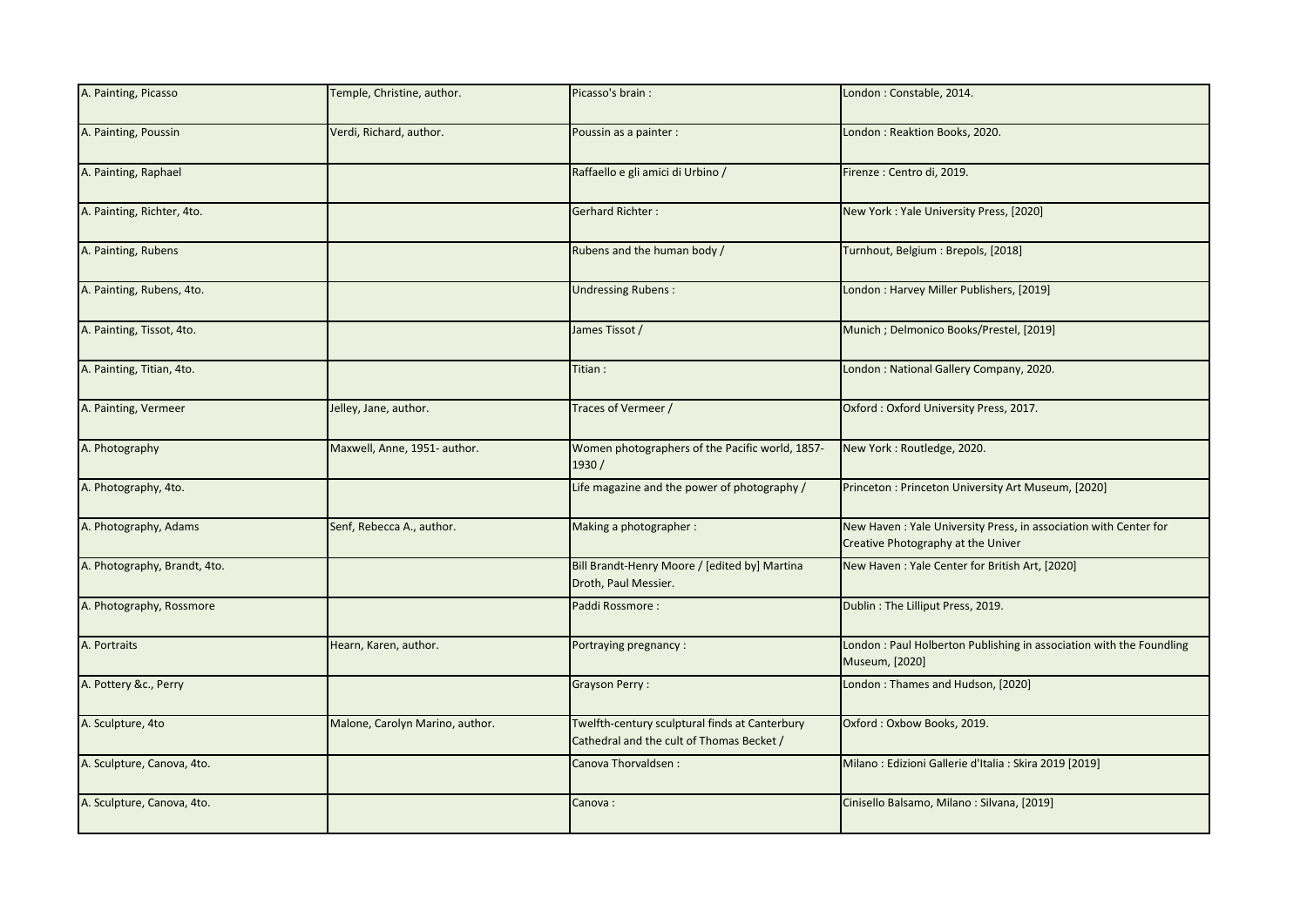| A. Painting, Picasso | Temple, Christine, author. | Picasso's brain : | London : Constable, 2014. |
|---|---|---|---|
| A. Painting, Poussin | Verdi, Richard, author. | Poussin as a painter : | London : Reaktion Books, 2020. |
| A. Painting, Raphael | | Raffaello e gli amici di Urbino / | Firenze : Centro di, 2019. |
| A. Painting, Richter, 4to. | | Gerhard Richter : | New York : Yale University Press, [2020] |
| A. Painting, Rubens | | Rubens and the human body / | Turnhout, Belgium : Brepols, [2018] |
| A. Painting, Rubens, 4to. | | Undressing Rubens : | London : Harvey Miller Publishers, [2019] |
| A. Painting, Tissot, 4to. | | James Tissot / | Munich ; Delmonico Books/Prestel, [2019] |
| A. Painting, Titian, 4to. | | Titian : | London : National Gallery Company, 2020. |
| A. Painting, Vermeer | Jelley, Jane, author. | Traces of Vermeer / | Oxford : Oxford University Press, 2017. |
| A. Photography | Maxwell, Anne, 1951- author. | Women photographers of the Pacific world, 1857-1930 / | New York : Routledge, 2020. |
| A. Photography, 4to. | | Life magazine and the power of photography / | Princeton : Princeton University Art Museum, [2020] |
| A. Photography, Adams | Senf, Rebecca A., author. | Making a photographer : | New Haven : Yale University Press, in association with Center for Creative Photography at the Univer |
| A. Photography, Brandt, 4to. | | Bill Brandt-Henry Moore / [edited by] Martina Droth, Paul Messier. | New Haven : Yale Center for British Art, [2020] |
| A. Photography, Rossmore | | Paddi Rossmore : | Dublin : The Lilliput Press, 2019. |
| A. Portraits | Hearn, Karen, author. | Portraying pregnancy : | London : Paul Holberton Publishing in association with the Foundling Museum, [2020] |
| A. Pottery &c., Perry | | Grayson Perry : | London : Thames and Hudson, [2020] |
| A. Sculpture, 4to | Malone, Carolyn Marino, author. | Twelfth-century sculptural finds at Canterbury Cathedral and the cult of Thomas Becket / | Oxford : Oxbow Books, 2019. |
| A. Sculpture, Canova, 4to. | | Canova Thorvaldsen : | Milano : Edizioni Gallerie d'Italia : Skira 2019 [2019] |
| A. Sculpture, Canova, 4to. | | Canova : | Cinisello Balsamo, Milano : Silvana, [2019] |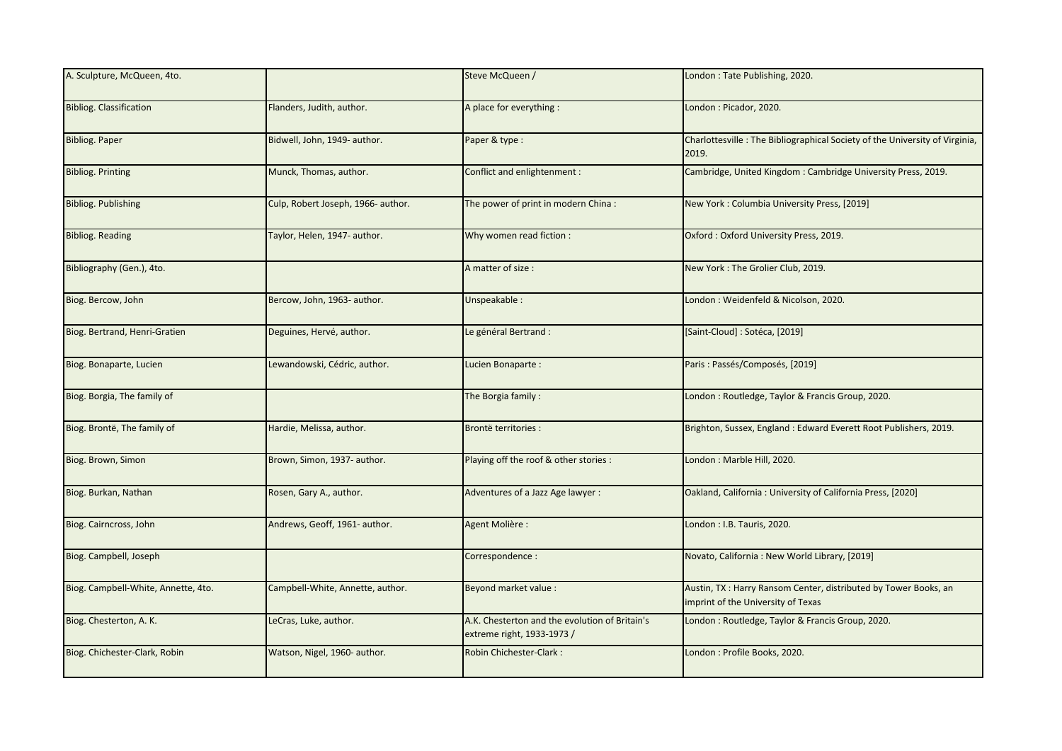| A. Sculpture, McQueen, 4to. | | Steve McQueen / | London : Tate Publishing, 2020. |
|---|---|---|---|
| Bibliog. Classification | Flanders, Judith, author. | A place for everything : | London : Picador, 2020. |
| Bibliog. Paper | Bidwell, John, 1949- author. | Paper & type : | Charlottesville : The Bibliographical Society of the University of Virginia, 2019. |
| Bibliog. Printing | Munck, Thomas, author. | Conflict and enlightenment : | Cambridge, United Kingdom : Cambridge University Press, 2019. |
| Bibliog. Publishing | Culp, Robert Joseph, 1966- author. | The power of print in modern China : | New York : Columbia University Press, [2019] |
| Bibliog. Reading | Taylor, Helen, 1947- author. | Why women read fiction : | Oxford : Oxford University Press, 2019. |
| Bibliography (Gen.), 4to. | | A matter of size : | New York : The Grolier Club, 2019. |
| Biog. Bercow, John | Bercow, John, 1963- author. | Unspeakable : | London : Weidenfeld & Nicolson, 2020. |
| Biog. Bertrand, Henri-Gratien | Deguines, Hervé, author. | Le général Bertrand : | [Saint-Cloud] : Sotéca, [2019] |
| Biog. Bonaparte, Lucien | Lewandowski, Cédric, author. | Lucien Bonaparte : | Paris : Passés/Composés, [2019] |
| Biog. Borgia, The family of | | The Borgia family : | London : Routledge, Taylor & Francis Group, 2020. |
| Biog. Brontë, The family of | Hardie, Melissa, author. | Brontë territories : | Brighton, Sussex, England : Edward Everett Root Publishers, 2019. |
| Biog. Brown, Simon | Brown, Simon, 1937- author. | Playing off the roof & other stories : | London : Marble Hill, 2020. |
| Biog. Burkan, Nathan | Rosen, Gary A., author. | Adventures of a Jazz Age lawyer : | Oakland, California : University of California Press, [2020] |
| Biog. Cairncross, John | Andrews, Geoff, 1961- author. | Agent Molière : | London : I.B. Tauris, 2020. |
| Biog. Campbell, Joseph | | Correspondence : | Novato, California : New World Library, [2019] |
| Biog. Campbell-White, Annette, 4to. | Campbell-White, Annette, author. | Beyond market value : | Austin, TX : Harry Ransom Center, distributed by Tower Books, an imprint of the University of Texas |
| Biog. Chesterton, A. K. | LeCras, Luke, author. | A.K. Chesterton and the evolution of Britain's extreme right, 1933-1973 / | London : Routledge, Taylor & Francis Group, 2020. |
| Biog. Chichester-Clark, Robin | Watson, Nigel, 1960- author. | Robin Chichester-Clark : | London : Profile Books, 2020. |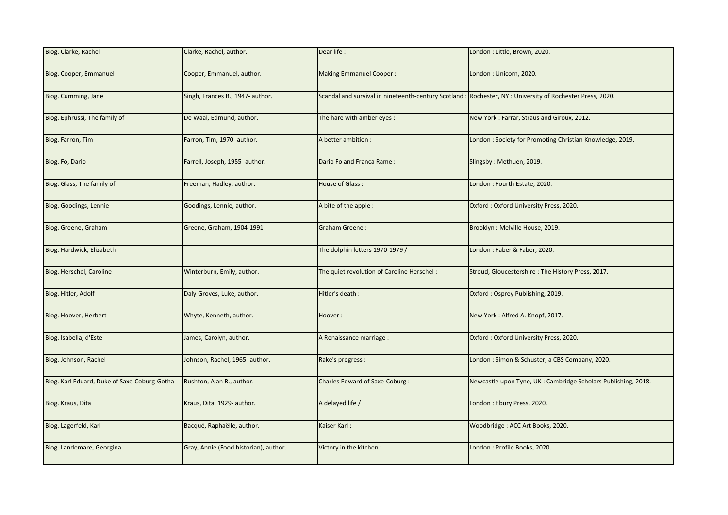| Biog. Clarke, Rachel | Clarke, Rachel, author. | Dear life : | London : Little, Brown, 2020. |
|---|---|---|---|
| Biog. Cooper, Emmanuel | Cooper, Emmanuel, author. | Making Emmanuel Cooper : | London : Unicorn, 2020. |
| Biog. Cumming, Jane | Singh, Frances B., 1947- author. | Scandal and survival in nineteenth-century Scotland : | Rochester, NY : University of Rochester Press, 2020. |
| Biog. Ephrussi, The family of | De Waal, Edmund, author. | The hare with amber eyes : | New York : Farrar, Straus and Giroux, 2012. |
| Biog. Farron, Tim | Farron, Tim, 1970- author. | A better ambition : | London : Society for Promoting Christian Knowledge, 2019. |
| Biog. Fo, Dario | Farrell, Joseph, 1955- author. | Dario Fo and Franca Rame : | Slingsby : Methuen, 2019. |
| Biog. Glass, The family of | Freeman, Hadley, author. | House of Glass : | London : Fourth Estate, 2020. |
| Biog. Goodings, Lennie | Goodings, Lennie, author. | A bite of the apple : | Oxford : Oxford University Press, 2020. |
| Biog. Greene, Graham | Greene, Graham, 1904-1991 | Graham Greene : | Brooklyn : Melville House, 2019. |
| Biog. Hardwick, Elizabeth | | The dolphin letters 1970-1979 / | London : Faber & Faber, 2020. |
| Biog. Herschel, Caroline | Winterburn, Emily, author. | The quiet revolution of Caroline Herschel : | Stroud, Gloucestershire : The History Press, 2017. |
| Biog. Hitler, Adolf | Daly-Groves, Luke, author. | Hitler's death : | Oxford : Osprey Publishing, 2019. |
| Biog. Hoover, Herbert | Whyte, Kenneth, author. | Hoover : | New York : Alfred A. Knopf, 2017. |
| Biog. Isabella, d'Este | James, Carolyn, author. | A Renaissance marriage : | Oxford : Oxford University Press, 2020. |
| Biog. Johnson, Rachel | Johnson, Rachel, 1965- author. | Rake's progress : | London : Simon & Schuster, a CBS Company, 2020. |
| Biog. Karl Eduard, Duke of Saxe-Coburg-Gotha | Rushton, Alan R., author. | Charles Edward of Saxe-Coburg : | Newcastle upon Tyne, UK : Cambridge Scholars Publishing, 2018. |
| Biog. Kraus, Dita | Kraus, Dita, 1929- author. | A delayed life / | London : Ebury Press, 2020. |
| Biog. Lagerfeld, Karl | Bacqué, Raphaëlle, author. | Kaiser Karl : | Woodbridge : ACC Art Books, 2020. |
| Biog. Landemare, Georgina | Gray, Annie (Food historian), author. | Victory in the kitchen : | London : Profile Books, 2020. |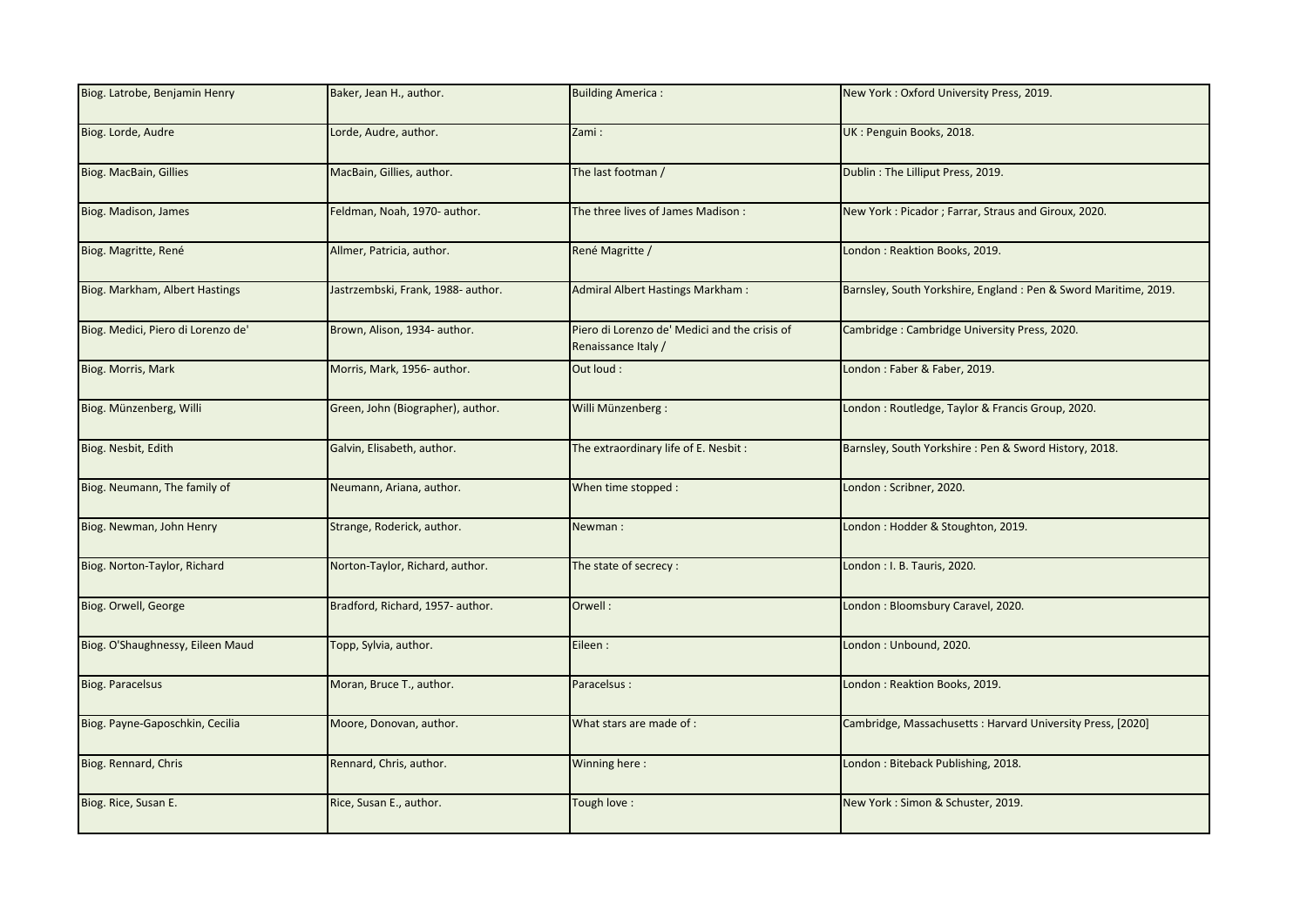| Biog. Latrobe, Benjamin Henry | Baker, Jean H., author. | Building America : | New York : Oxford University Press, 2019. |
|---|---|---|---|
| Biog. Lorde, Audre | Lorde, Audre, author. | Zami : | UK : Penguin Books, 2018. |
| Biog. MacBain, Gillies | MacBain, Gillies, author. | The last footman / | Dublin : The Lilliput Press, 2019. |
| Biog. Madison, James | Feldman, Noah, 1970- author. | The three lives of James Madison : | New York : Picador ; Farrar, Straus and Giroux, 2020. |
| Biog. Magritte, René | Allmer, Patricia, author. | René Magritte / | London : Reaktion Books, 2019. |
| Biog. Markham, Albert Hastings | Jastrzembski, Frank, 1988- author. | Admiral Albert Hastings Markham : | Barnsley, South Yorkshire, England : Pen & Sword Maritime, 2019. |
| Biog. Medici, Piero di Lorenzo de' | Brown, Alison, 1934- author. | Piero di Lorenzo de' Medici and the crisis of Renaissance Italy / | Cambridge : Cambridge University Press, 2020. |
| Biog. Morris, Mark | Morris, Mark, 1956- author. | Out loud : | London : Faber & Faber, 2019. |
| Biog. Münzenberg, Willi | Green, John (Biographer), author. | Willi Münzenberg : | London : Routledge, Taylor & Francis Group, 2020. |
| Biog. Nesbit, Edith | Galvin, Elisabeth, author. | The extraordinary life of E. Nesbit : | Barnsley, South Yorkshire : Pen & Sword History, 2018. |
| Biog. Neumann, The family of | Neumann, Ariana, author. | When time stopped : | London : Scribner, 2020. |
| Biog. Newman, John Henry | Strange, Roderick, author. | Newman : | London : Hodder & Stoughton, 2019. |
| Biog. Norton-Taylor, Richard | Norton-Taylor, Richard, author. | The state of secrecy : | London : I. B. Tauris, 2020. |
| Biog. Orwell, George | Bradford, Richard, 1957- author. | Orwell : | London : Bloomsbury Caravel, 2020. |
| Biog. O'Shaughnessy, Eileen Maud | Topp, Sylvia, author. | Eileen : | London : Unbound, 2020. |
| Biog. Paracelsus | Moran, Bruce T., author. | Paracelsus : | London : Reaktion Books, 2019. |
| Biog. Payne-Gaposchkin, Cecilia | Moore, Donovan, author. | What stars are made of : | Cambridge, Massachusetts : Harvard University Press, [2020] |
| Biog. Rennard, Chris | Rennard, Chris, author. | Winning here : | London : Biteback Publishing, 2018. |
| Biog. Rice, Susan E. | Rice, Susan E., author. | Tough love : | New York : Simon & Schuster, 2019. |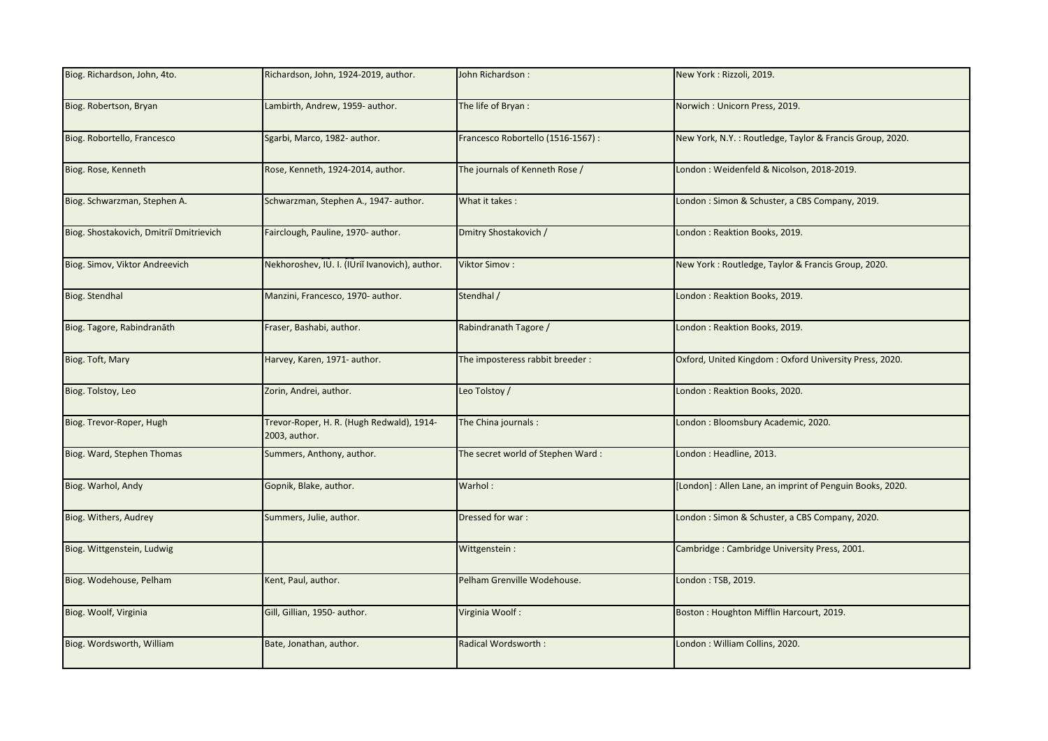| | | | |
|---|---|---|---|
| Biog. Richardson, John, 4to. | Richardson, John, 1924-2019, author. | John Richardson : | New York : Rizzoli, 2019. |
| Biog. Robertson, Bryan | Lambirth, Andrew, 1959- author. | The life of Bryan : | Norwich : Unicorn Press, 2019. |
| Biog. Robortello, Francesco | Sgarbi, Marco, 1982- author. | Francesco Robortello (1516-1567) : | New York, N.Y. : Routledge, Taylor & Francis Group, 2020. |
| Biog. Rose, Kenneth | Rose, Kenneth, 1924-2014, author. | The journals of Kenneth Rose / | London : Weidenfeld & Nicolson, 2018-2019. |
| Biog. Schwarzman, Stephen A. | Schwarzman, Stephen A., 1947- author. | What it takes : | London : Simon & Schuster, a CBS Company, 2019. |
| Biog. Shostakovich, Dmitriĭ Dmitrievich | Fairclough, Pauline, 1970- author. | Dmitry Shostakovich / | London : Reaktion Books, 2019. |
| Biog. Simov, Viktor Andreevich | Nekhoroshev, I͡U. I. (I͡Uriĭ Ivanovich), author. | Viktor Simov : | New York : Routledge, Taylor & Francis Group, 2020. |
| Biog. Stendhal | Manzini, Francesco, 1970- author. | Stendhal / | London : Reaktion Books, 2019. |
| Biog. Tagore, Rabindranāth | Fraser, Bashabi, author. | Rabindranath Tagore / | London : Reaktion Books, 2019. |
| Biog. Toft, Mary | Harvey, Karen, 1971- author. | The imposteress rabbit breeder : | Oxford, United Kingdom : Oxford University Press, 2020. |
| Biog. Tolstoy, Leo | Zorin, Andrei, author. | Leo Tolstoy / | London : Reaktion Books, 2020. |
| Biog. Trevor-Roper, Hugh | Trevor-Roper, H. R. (Hugh Redwald), 1914-2003, author. | The China journals : | London : Bloomsbury Academic, 2020. |
| Biog. Ward, Stephen Thomas | Summers, Anthony, author. | The secret world of Stephen Ward : | London : Headline, 2013. |
| Biog. Warhol, Andy | Gopnik, Blake, author. | Warhol : | [London] : Allen Lane, an imprint of Penguin Books, 2020. |
| Biog. Withers, Audrey | Summers, Julie, author. | Dressed for war : | London : Simon & Schuster, a CBS Company, 2020. |
| Biog. Wittgenstein, Ludwig | | Wittgenstein : | Cambridge : Cambridge University Press, 2001. |
| Biog. Wodehouse, Pelham | Kent, Paul, author. | Pelham Grenville Wodehouse. | London : TSB, 2019. |
| Biog. Woolf, Virginia | Gill, Gillian, 1950- author. | Virginia Woolf : | Boston : Houghton Mifflin Harcourt, 2019. |
| Biog. Wordsworth, William | Bate, Jonathan, author. | Radical Wordsworth : | London : William Collins, 2020. |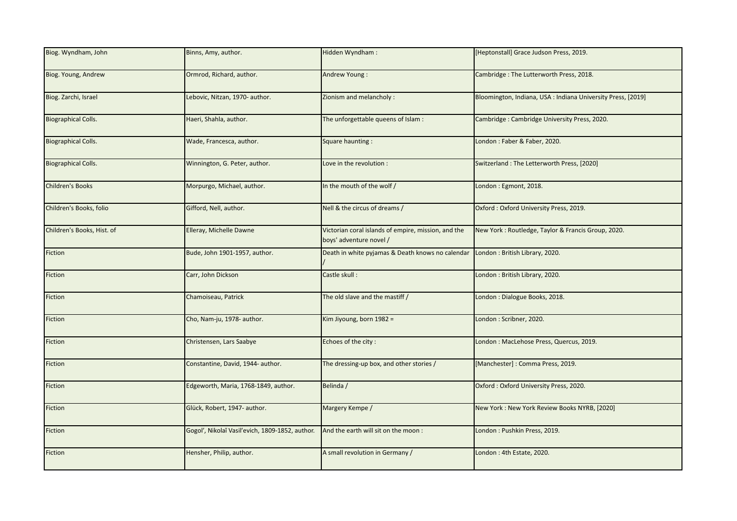| | | | |
|---|---|---|---|
| Biog. Wyndham, John | Binns, Amy, author. | Hidden Wyndham : | [Heptonstall] Grace Judson Press, 2019. |
| Biog. Young, Andrew | Ormrod, Richard, author. | Andrew Young : | Cambridge : The Lutterworth Press, 2018. |
| Biog. Zarchi, Israel | Lebovic, Nitzan, 1970- author. | Zionism and melancholy : | Bloomington, Indiana, USA : Indiana University Press, [2019] |
| Biographical Colls. | Haeri, Shahla, author. | The unforgettable queens of Islam : | Cambridge : Cambridge University Press, 2020. |
| Biographical Colls. | Wade, Francesca, author. | Square haunting : | London : Faber & Faber, 2020. |
| Biographical Colls. | Winnington, G. Peter, author. | Love in the revolution : | Switzerland : The Letterworth Press, [2020] |
| Children's Books | Morpurgo, Michael, author. | In the mouth of the wolf / | London : Egmont, 2018. |
| Children's Books, folio | Gifford, Nell, author. | Nell & the circus of dreams / | Oxford : Oxford University Press, 2019. |
| Children's Books, Hist. of | Elleray, Michelle Dawne | Victorian coral islands of empire, mission, and the boys' adventure novel / | New York : Routledge, Taylor & Francis Group, 2020. |
| Fiction | Bude, John 1901-1957, author. | Death in white pyjamas & Death knows no calendar / | London : British Library, 2020. |
| Fiction | Carr, John Dickson | Castle skull : | London : British Library, 2020. |
| Fiction | Chamoiseau, Patrick | The old slave and the mastiff / | London : Dialogue Books, 2018. |
| Fiction | Cho, Nam-ju, 1978- author. | Kim Jiyoung, born 1982 = | London : Scribner, 2020. |
| Fiction | Christensen, Lars Saabye | Echoes of the city : | London : MacLehose Press, Quercus, 2019. |
| Fiction | Constantine, David, 1944- author. | The dressing-up box, and other stories / | [Manchester] : Comma Press, 2019. |
| Fiction | Edgeworth, Maria, 1768-1849, author. | Belinda / | Oxford : Oxford University Press, 2020. |
| Fiction | Glück, Robert, 1947- author. | Margery Kempe / | New York : New York Review Books NYRB, [2020] |
| Fiction | Gogol', Nikolaĭ Vasil'evich, 1809-1852, author. | And the earth will sit on the moon : | London : Pushkin Press, 2019. |
| Fiction | Hensher, Philip, author. | A small revolution in Germany / | London : 4th Estate, 2020. |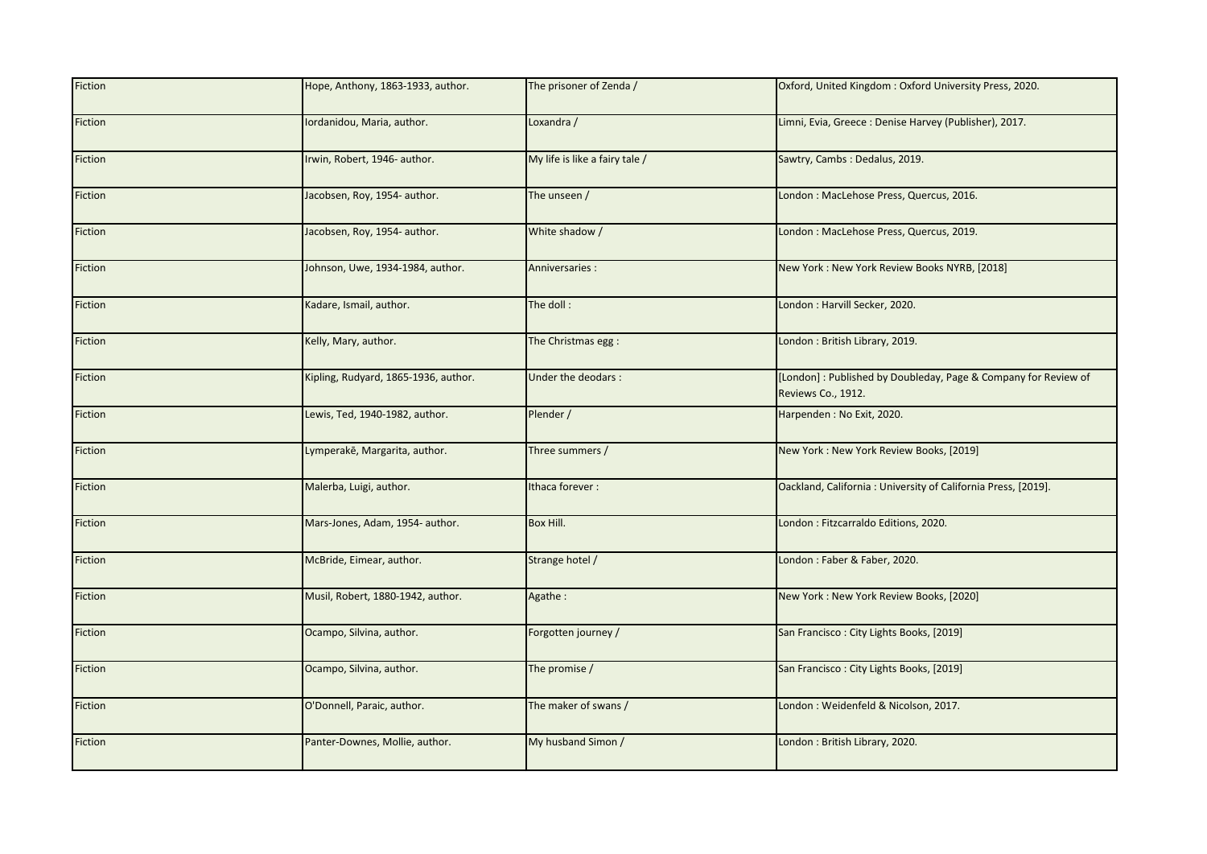| Fiction | Hope, Anthony, 1863-1933, author. | The prisoner of Zenda / | Oxford, United Kingdom : Oxford University Press, 2020. |
|---|---|---|---|
| Fiction | Iordanidou, Maria, author. | Loxandra / | Limni, Evia, Greece : Denise Harvey (Publisher), 2017. |
| Fiction | Irwin, Robert, 1946- author. | My life is like a fairy tale / | Sawtry, Cambs : Dedalus, 2019. |
| Fiction | Jacobsen, Roy, 1954- author. | The unseen / | London : MacLehose Press, Quercus, 2016. |
| Fiction | Jacobsen, Roy, 1954- author. | White shadow / | London : MacLehose Press, Quercus, 2019. |
| Fiction | Johnson, Uwe, 1934-1984, author. | Anniversaries : | New York : New York Review Books NYRB, [2018] |
| Fiction | Kadare, Ismail, author. | The doll : | London : Harvill Secker, 2020. |
| Fiction | Kelly, Mary, author. | The Christmas egg : | London : British Library, 2019. |
| Fiction | Kipling, Rudyard, 1865-1936, author. | Under the deodars : | [London] : Published by Doubleday, Page & Company for Review of Reviews Co., 1912. |
| Fiction | Lewis, Ted, 1940-1982, author. | Plender / | Harpenden : No Exit, 2020. |
| Fiction | Lymperakē, Margarita, author. | Three summers / | New York : New York Review Books, [2019] |
| Fiction | Malerba, Luigi, author. | Ithaca forever : | Oackland, California : University of California Press, [2019]. |
| Fiction | Mars-Jones, Adam, 1954- author. | Box Hill. | London : Fitzcarraldo Editions, 2020. |
| Fiction | McBride, Eimear, author. | Strange hotel / | London : Faber & Faber, 2020. |
| Fiction | Musil, Robert, 1880-1942, author. | Agathe : | New York : New York Review Books, [2020] |
| Fiction | Ocampo, Silvina, author. | Forgotten journey / | San Francisco : City Lights Books, [2019] |
| Fiction | Ocampo, Silvina, author. | The promise / | San Francisco : City Lights Books, [2019] |
| Fiction | O'Donnell, Paraic, author. | The maker of swans / | London : Weidenfeld & Nicolson, 2017. |
| Fiction | Panter-Downes, Mollie, author. | My husband Simon / | London : British Library, 2020. |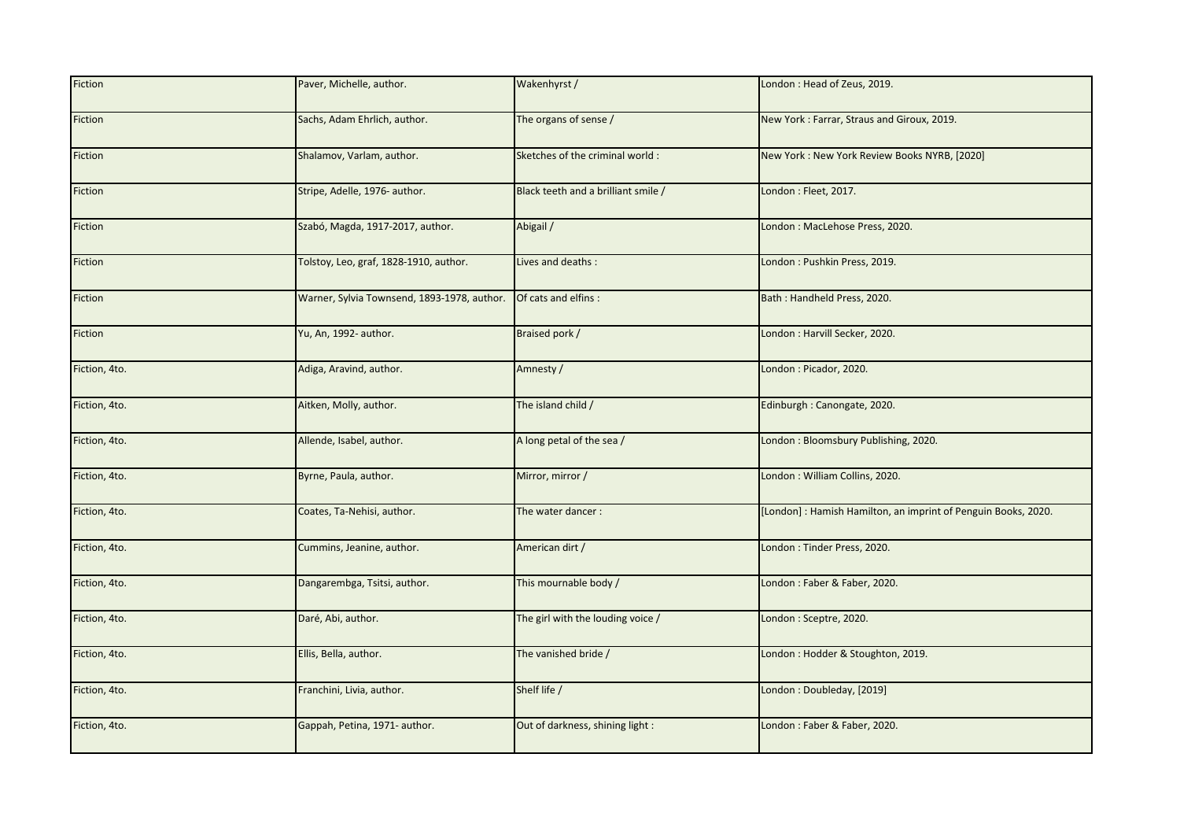| Fiction | Paver, Michelle, author. | Wakenhyrst / | London : Head of Zeus, 2019. |
|---|---|---|---|
| Fiction | Sachs, Adam Ehrlich, author. | The organs of sense / | New York : Farrar, Straus and Giroux, 2019. |
| Fiction | Shalamov, Varlam, author. | Sketches of the criminal world : | New York : New York Review Books NYRB, [2020] |
| Fiction | Stripe, Adelle, 1976- author. | Black teeth and a brilliant smile / | London : Fleet, 2017. |
| Fiction | Szabó, Magda, 1917-2017, author. | Abigail / | London : MacLehose Press, 2020. |
| Fiction | Tolstoy, Leo, graf, 1828-1910, author. | Lives and deaths : | London : Pushkin Press, 2019. |
| Fiction | Warner, Sylvia Townsend, 1893-1978, author. | Of cats and elfins : | Bath : Handheld Press, 2020. |
| Fiction | Yu, An, 1992- author. | Braised pork / | London : Harvill Secker, 2020. |
| Fiction, 4to. | Adiga, Aravind, author. | Amnesty / | London : Picador, 2020. |
| Fiction, 4to. | Aitken, Molly, author. | The island child / | Edinburgh : Canongate, 2020. |
| Fiction, 4to. | Allende, Isabel, author. | A long petal of the sea / | London : Bloomsbury Publishing, 2020. |
| Fiction, 4to. | Byrne, Paula, author. | Mirror, mirror / | London : William Collins, 2020. |
| Fiction, 4to. | Coates, Ta-Nehisi, author. | The water dancer : | [London] : Hamish Hamilton, an imprint of Penguin Books, 2020. |
| Fiction, 4to. | Cummins, Jeanine, author. | American dirt / | London : Tinder Press, 2020. |
| Fiction, 4to. | Dangarembga, Tsitsi, author. | This mournable body / | London : Faber & Faber, 2020. |
| Fiction, 4to. | Daré, Abi, author. | The girl with the louding voice / | London : Sceptre, 2020. |
| Fiction, 4to. | Ellis, Bella, author. | The vanished bride / | London : Hodder & Stoughton, 2019. |
| Fiction, 4to. | Franchini, Livia, author. | Shelf life / | London : Doubleday, [2019] |
| Fiction, 4to. | Gappah, Petina, 1971- author. | Out of darkness, shining light : | London : Faber & Faber, 2020. |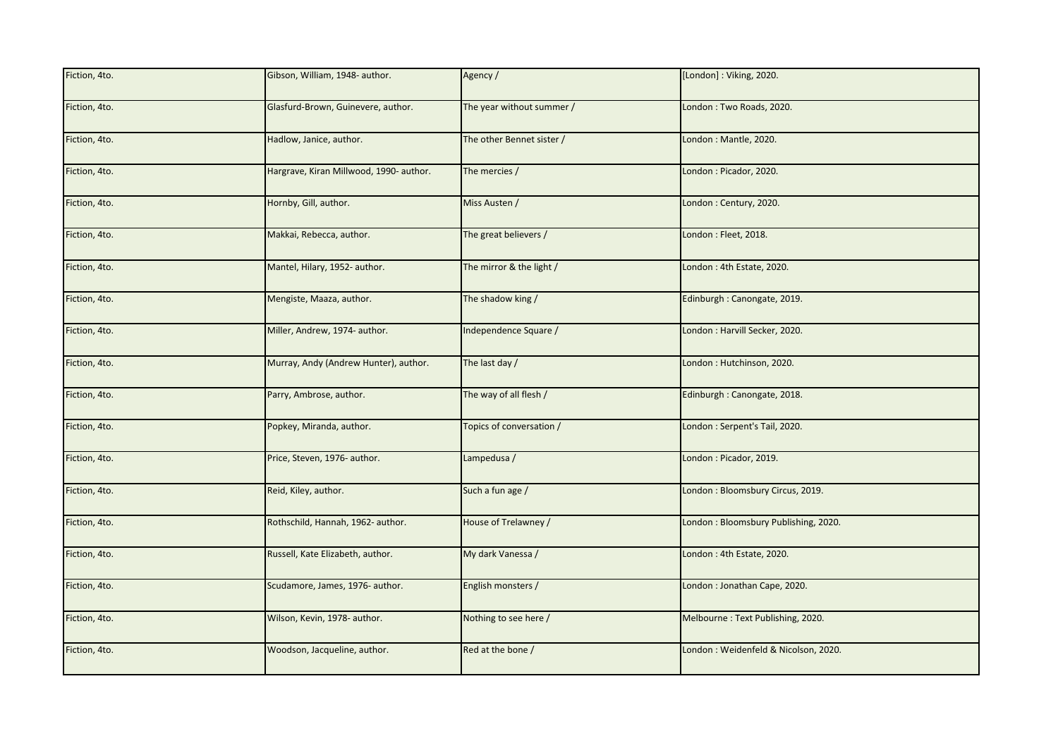| Fiction, 4to. | Gibson, William, 1948- author. | Agency / | [London] : Viking, 2020. |
|---|---|---|---|
| Fiction, 4to. | Glasfurd-Brown, Guinevere, author. | The year without summer / | London : Two Roads, 2020. |
| Fiction, 4to. | Hadlow, Janice, author. | The other Bennet sister / | London : Mantle, 2020. |
| Fiction, 4to. | Hargrave, Kiran Millwood, 1990- author. | The mercies / | London : Picador, 2020. |
| Fiction, 4to. | Hornby, Gill, author. | Miss Austen / | London : Century, 2020. |
| Fiction, 4to. | Makkai, Rebecca, author. | The great believers / | London : Fleet, 2018. |
| Fiction, 4to. | Mantel, Hilary, 1952- author. | The mirror & the light / | London : 4th Estate, 2020. |
| Fiction, 4to. | Mengiste, Maaza, author. | The shadow king / | Edinburgh : Canongate, 2019. |
| Fiction, 4to. | Miller, Andrew, 1974- author. | Independence Square / | London : Harvill Secker, 2020. |
| Fiction, 4to. | Murray, Andy (Andrew Hunter), author. | The last day / | London : Hutchinson, 2020. |
| Fiction, 4to. | Parry, Ambrose, author. | The way of all flesh / | Edinburgh : Canongate, 2018. |
| Fiction, 4to. | Popkey, Miranda, author. | Topics of conversation / | London : Serpent's Tail, 2020. |
| Fiction, 4to. | Price, Steven, 1976- author. | Lampedusa / | London : Picador, 2019. |
| Fiction, 4to. | Reid, Kiley, author. | Such a fun age / | London : Bloomsbury Circus, 2019. |
| Fiction, 4to. | Rothschild, Hannah, 1962- author. | House of Trelawney / | London : Bloomsbury Publishing, 2020. |
| Fiction, 4to. | Russell, Kate Elizabeth, author. | My dark Vanessa / | London : 4th Estate, 2020. |
| Fiction, 4to. | Scudamore, James, 1976- author. | English monsters / | London : Jonathan Cape, 2020. |
| Fiction, 4to. | Wilson, Kevin, 1978- author. | Nothing to see here / | Melbourne : Text Publishing, 2020. |
| Fiction, 4to. | Woodson, Jacqueline, author. | Red at the bone / | London : Weidenfeld & Nicolson, 2020. |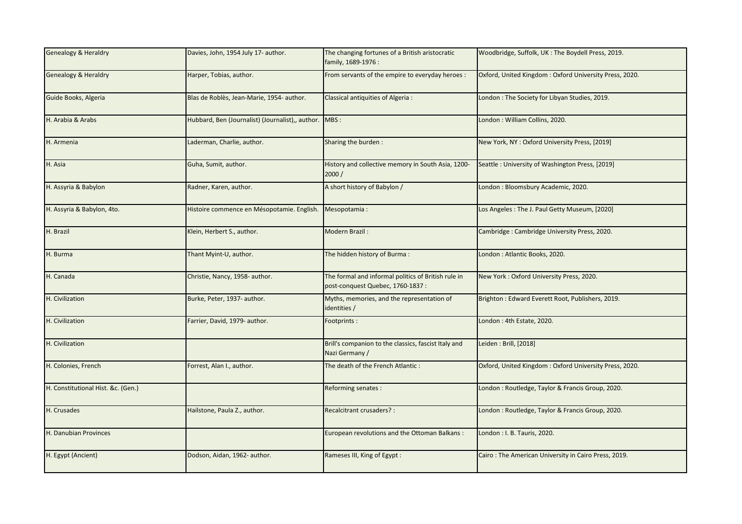| Genealogy & Heraldry | Davies, John, 1954 July 17- author. | The changing fortunes of a British aristocratic family, 1689-1976 : | Woodbridge, Suffolk, UK : The Boydell Press, 2019. |
|---|---|---|---|
| Genealogy & Heraldry | Harper, Tobias, author. | From servants of the empire to everyday heroes : | Oxford, United Kingdom : Oxford University Press, 2020. |
| Guide Books, Algeria | Blas de Roblès, Jean-Marie, 1954- author. | Classical antiquities of Algeria : | London : The Society for Libyan Studies, 2019. |
| H. Arabia & Arabs | Hubbard, Ben (Journalist) (Journalist),, author. | MBS : | London : William Collins, 2020. |
| H. Armenia | Laderman, Charlie, author. | Sharing the burden : | New York, NY : Oxford University Press, [2019] |
| H. Asia | Guha, Sumit, author. | History and collective memory in South Asia, 1200-2000 / | Seattle : University of Washington Press, [2019] |
| H. Assyria & Babylon | Radner, Karen, author. | A short history of Babylon / | London : Bloomsbury Academic, 2020. |
| H. Assyria & Babylon, 4to. | Histoire commence en Mésopotamie. English. | Mesopotamia : | Los Angeles : The J. Paul Getty Museum, [2020] |
| H. Brazil | Klein, Herbert S., author. | Modern Brazil : | Cambridge : Cambridge University Press, 2020. |
| H. Burma | Thant Myint-U, author. | The hidden history of Burma : | London : Atlantic Books, 2020. |
| H. Canada | Christie, Nancy, 1958- author. | The formal and informal politics of British rule in post-conquest Quebec, 1760-1837 : | New York : Oxford University Press, 2020. |
| H. Civilization | Burke, Peter, 1937- author. | Myths, memories, and the representation of identities / | Brighton : Edward Everett Root, Publishers, 2019. |
| H. Civilization | Farrier, David, 1979- author. | Footprints : | London : 4th Estate, 2020. |
| H. Civilization | | Brill's companion to the classics, fascist Italy and Nazi Germany / | Leiden : Brill, [2018] |
| H. Colonies, French | Forrest, Alan I., author. | The death of the French Atlantic : | Oxford, United Kingdom : Oxford University Press, 2020. |
| H. Constitutional Hist. &c. (Gen.) | | Reforming senates : | London : Routledge, Taylor & Francis Group, 2020. |
| H. Crusades | Hailstone, Paula Z., author. | Recalcitrant crusaders? : | London : Routledge, Taylor & Francis Group, 2020. |
| H. Danubian Provinces | | European revolutions and the Ottoman Balkans : | London : I. B. Tauris, 2020. |
| H. Egypt (Ancient) | Dodson, Aidan, 1962- author. | Rameses III, King of Egypt : | Cairo : The American University in Cairo Press, 2019. |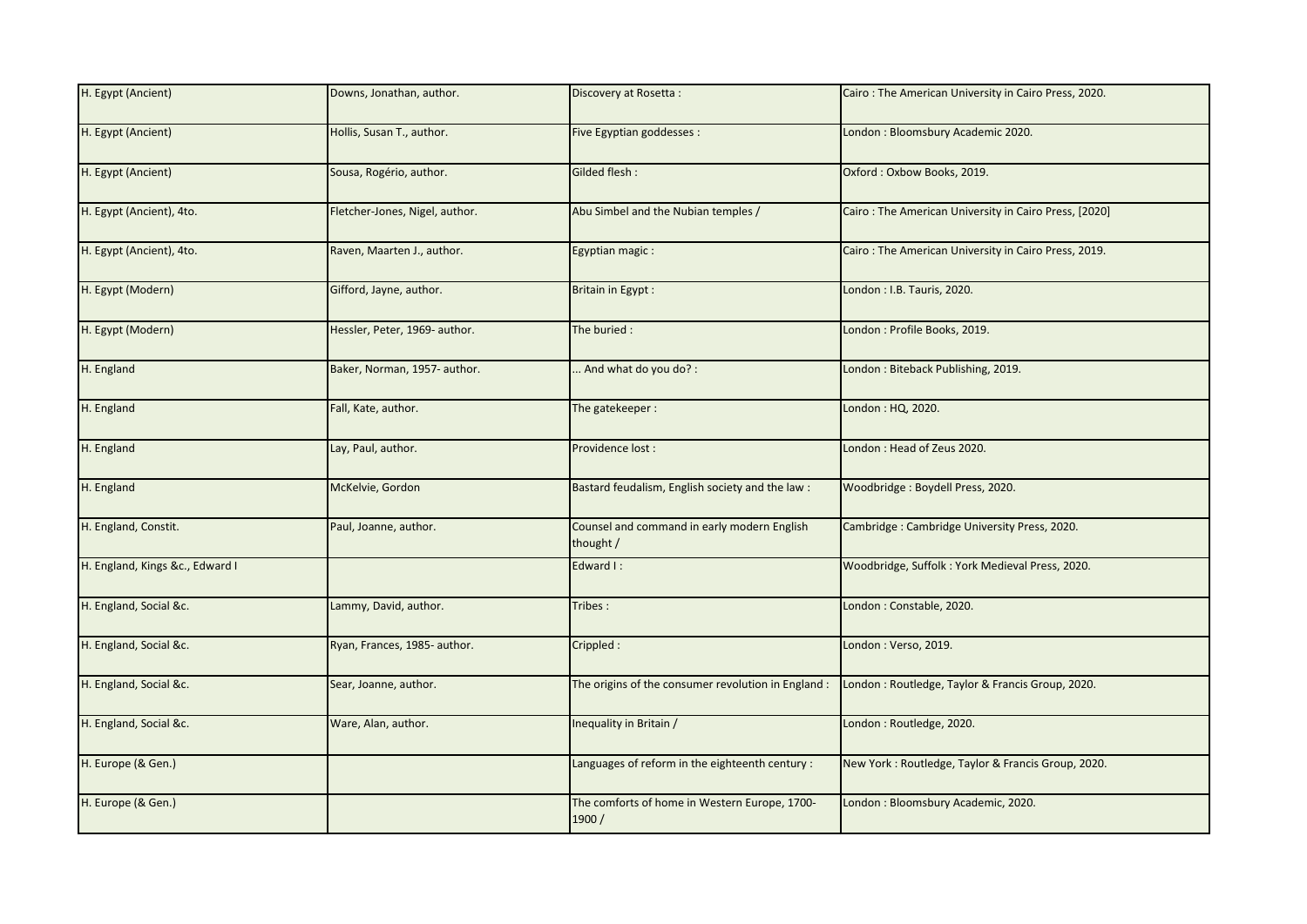| H. Egypt (Ancient) | Downs, Jonathan, author. | Discovery at Rosetta : | Cairo : The American University in Cairo Press, 2020. |
|---|---|---|---|
| H. Egypt (Ancient) | Hollis, Susan T., author. | Five Egyptian goddesses : | London : Bloomsbury Academic 2020. |
| H. Egypt (Ancient) | Sousa, Rogério, author. | Gilded flesh : | Oxford : Oxbow Books, 2019. |
| H. Egypt (Ancient), 4to. | Fletcher-Jones, Nigel, author. | Abu Simbel and the Nubian temples / | Cairo : The American University in Cairo Press, [2020] |
| H. Egypt (Ancient), 4to. | Raven, Maarten J., author. | Egyptian magic : | Cairo : The American University in Cairo Press, 2019. |
| H. Egypt (Modern) | Gifford, Jayne, author. | Britain in Egypt : | London : I.B. Tauris, 2020. |
| H. Egypt (Modern) | Hessler, Peter, 1969- author. | The buried : | London : Profile Books, 2019. |
| H. England | Baker, Norman, 1957- author. | ... And what do you do? : | London : Biteback Publishing, 2019. |
| H. England | Fall, Kate, author. | The gatekeeper : | London : HQ, 2020. |
| H. England | Lay, Paul, author. | Providence lost : | London : Head of Zeus 2020. |
| H. England | McKelvie, Gordon | Bastard feudalism, English society and the law : | Woodbridge : Boydell Press, 2020. |
| H. England, Constit. | Paul, Joanne, author. | Counsel and command in early modern English thought / | Cambridge : Cambridge University Press, 2020. |
| H. England, Kings &c., Edward I | | Edward I : | Woodbridge, Suffolk : York Medieval Press, 2020. |
| H. England, Social &c. | Lammy, David, author. | Tribes : | London : Constable, 2020. |
| H. England, Social &c. | Ryan, Frances, 1985- author. | Crippled : | London : Verso, 2019. |
| H. England, Social &c. | Sear, Joanne, author. | The origins of the consumer revolution in England : | London : Routledge, Taylor & Francis Group, 2020. |
| H. England, Social &c. | Ware, Alan, author. | Inequality in Britain / | London : Routledge, 2020. |
| H. Europe (& Gen.) | | Languages of reform in the eighteenth century : | New York : Routledge, Taylor & Francis Group, 2020. |
| H. Europe (& Gen.) | | The comforts of home in Western Europe, 1700-1900 / | London : Bloomsbury Academic, 2020. |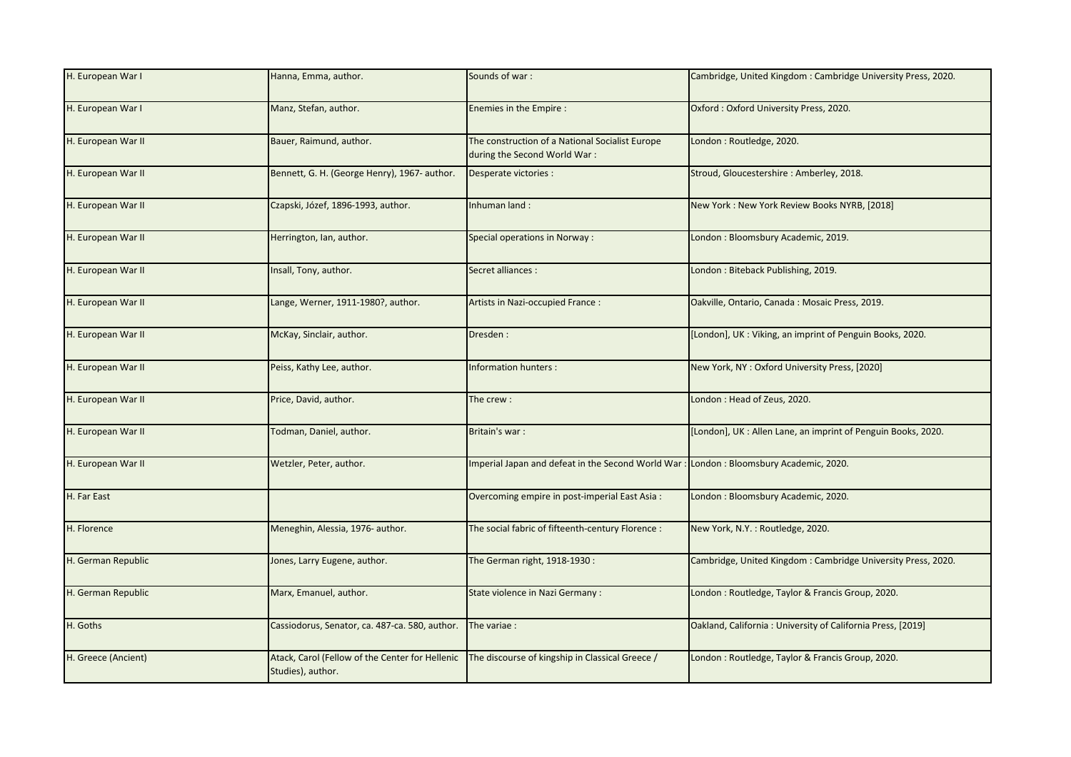| H. European War I | Hanna, Emma, author. | Sounds of war : | Cambridge, United Kingdom : Cambridge University Press, 2020. |
|---|---|---|---|
| H. European War I | Manz, Stefan, author. | Enemies in the Empire : | Oxford : Oxford University Press, 2020. |
| H. European War II | Bauer, Raimund, author. | The construction of a National Socialist Europe during the Second World War : | London : Routledge, 2020. |
| H. European War II | Bennett, G. H. (George Henry), 1967- author. | Desperate victories : | Stroud, Gloucestershire : Amberley, 2018. |
| H. European War II | Czapski, Józef, 1896-1993, author. | Inhuman land : | New York : New York Review Books NYRB, [2018] |
| H. European War II | Herrington, Ian, author. | Special operations in Norway : | London : Bloomsbury Academic, 2019. |
| H. European War II | Insall, Tony, author. | Secret alliances : | London : Biteback Publishing, 2019. |
| H. European War II | Lange, Werner, 1911-1980?, author. | Artists in Nazi-occupied France : | Oakville, Ontario, Canada : Mosaic Press, 2019. |
| H. European War II | McKay, Sinclair, author. | Dresden : | [London], UK : Viking, an imprint of Penguin Books, 2020. |
| H. European War II | Peiss, Kathy Lee, author. | Information hunters : | New York, NY : Oxford University Press, [2020] |
| H. European War II | Price, David, author. | The crew : | London : Head of Zeus, 2020. |
| H. European War II | Todman, Daniel, author. | Britain's war : | [London], UK : Allen Lane, an imprint of Penguin Books, 2020. |
| H. European War II | Wetzler, Peter, author. | Imperial Japan and defeat in the Second World War : | London : Bloomsbury Academic, 2020. |
| H. Far East | | Overcoming empire in post-imperial East Asia : | London : Bloomsbury Academic, 2020. |
| H. Florence | Meneghin, Alessia, 1976- author. | The social fabric of fifteenth-century Florence : | New York, N.Y. : Routledge, 2020. |
| H. German Republic | Jones, Larry Eugene, author. | The German right, 1918-1930 : | Cambridge, United Kingdom : Cambridge University Press, 2020. |
| H. German Republic | Marx, Emanuel, author. | State violence in Nazi Germany : | London : Routledge, Taylor & Francis Group, 2020. |
| H. Goths | Cassiodorus, Senator, ca. 487-ca. 580, author. | The variae : | Oakland, California : University of California Press, [2019] |
| H. Greece (Ancient) | Atack, Carol (Fellow of the Center for Hellenic Studies), author. | The discourse of kingship in Classical Greece / | London : Routledge, Taylor & Francis Group, 2020. |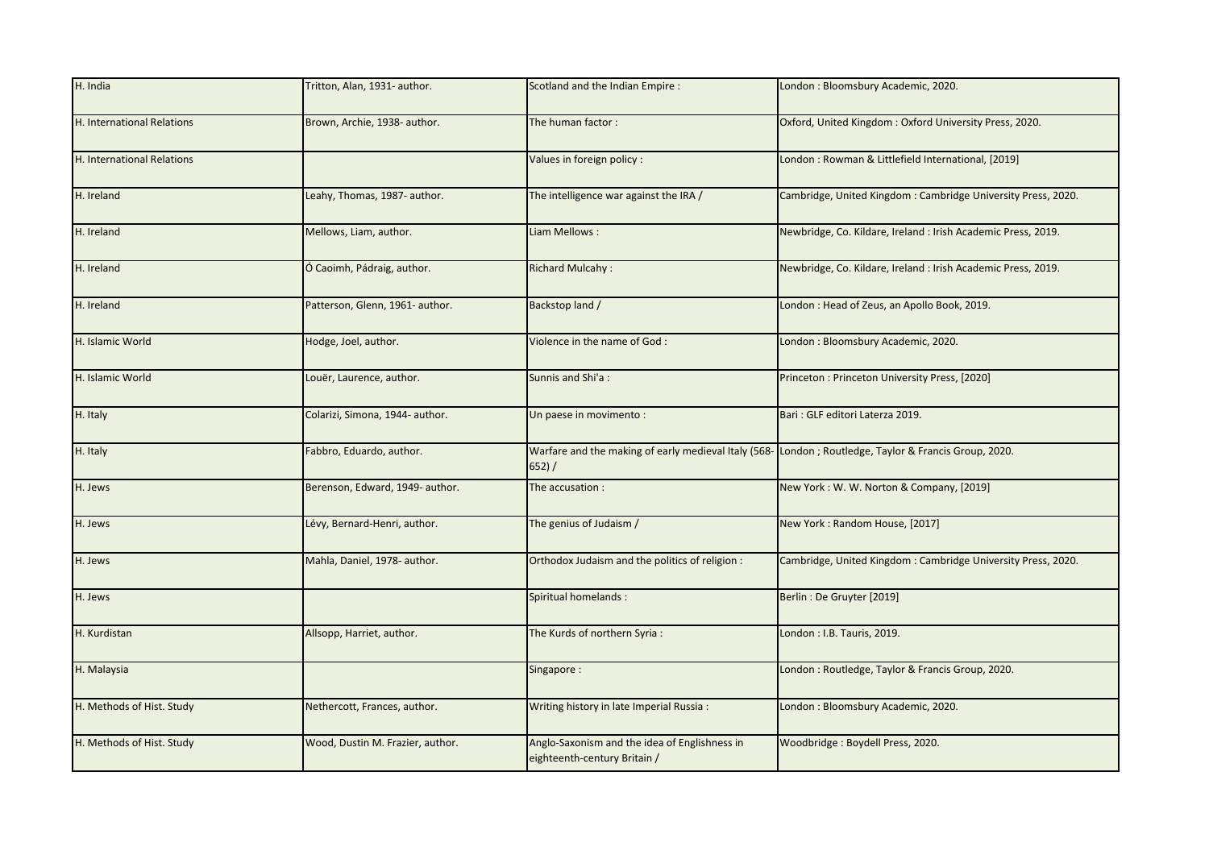| | | | |
|---|---|---|---|
| H. India | Tritton, Alan, 1931- author. | Scotland and the Indian Empire : | London : Bloomsbury Academic, 2020. |
| H. International Relations | Brown, Archie, 1938- author. | The human factor : | Oxford, United Kingdom : Oxford University Press, 2020. |
| H. International Relations | | Values in foreign policy : | London : Rowman & Littlefield International, [2019] |
| H. Ireland | Leahy, Thomas, 1987- author. | The intelligence war against the IRA / | Cambridge, United Kingdom : Cambridge University Press, 2020. |
| H. Ireland | Mellows, Liam, author. | Liam Mellows : | Newbridge, Co. Kildare, Ireland : Irish Academic Press, 2019. |
| H. Ireland | Ó Caoimh, Pádraig, author. | Richard Mulcahy : | Newbridge, Co. Kildare, Ireland : Irish Academic Press, 2019. |
| H. Ireland | Patterson, Glenn, 1961- author. | Backstop land / | London : Head of Zeus, an Apollo Book, 2019. |
| H. Islamic World | Hodge, Joel, author. | Violence in the name of God : | London : Bloomsbury Academic, 2020. |
| H. Islamic World | Louër, Laurence, author. | Sunnis and Shi'a : | Princeton : Princeton University Press, [2020] |
| H. Italy | Colarizi, Simona, 1944- author. | Un paese in movimento : | Bari : GLF editori Laterza 2019. |
| H. Italy | Fabbro, Eduardo, author. | Warfare and the making of early medieval Italy (568-652) / | London ; Routledge, Taylor & Francis Group, 2020. |
| H. Jews | Berenson, Edward, 1949- author. | The accusation : | New York : W. W. Norton & Company, [2019] |
| H. Jews | Lévy, Bernard-Henri, author. | The genius of Judaism / | New York : Random House, [2017] |
| H. Jews | Mahla, Daniel, 1978- author. | Orthodox Judaism and the politics of religion : | Cambridge, United Kingdom : Cambridge University Press, 2020. |
| H. Jews | | Spiritual homelands : | Berlin : De Gruyter [2019] |
| H. Kurdistan | Allsopp, Harriet, author. | The Kurds of northern Syria : | London : I.B. Tauris, 2019. |
| H. Malaysia | | Singapore : | London : Routledge, Taylor & Francis Group, 2020. |
| H. Methods of Hist. Study | Nethercott, Frances, author. | Writing history in late Imperial Russia : | London : Bloomsbury Academic, 2020. |
| H. Methods of Hist. Study | Wood, Dustin M. Frazier, author. | Anglo-Saxonism and the idea of Englishness in eighteenth-century Britain / | Woodbridge : Boydell Press, 2020. |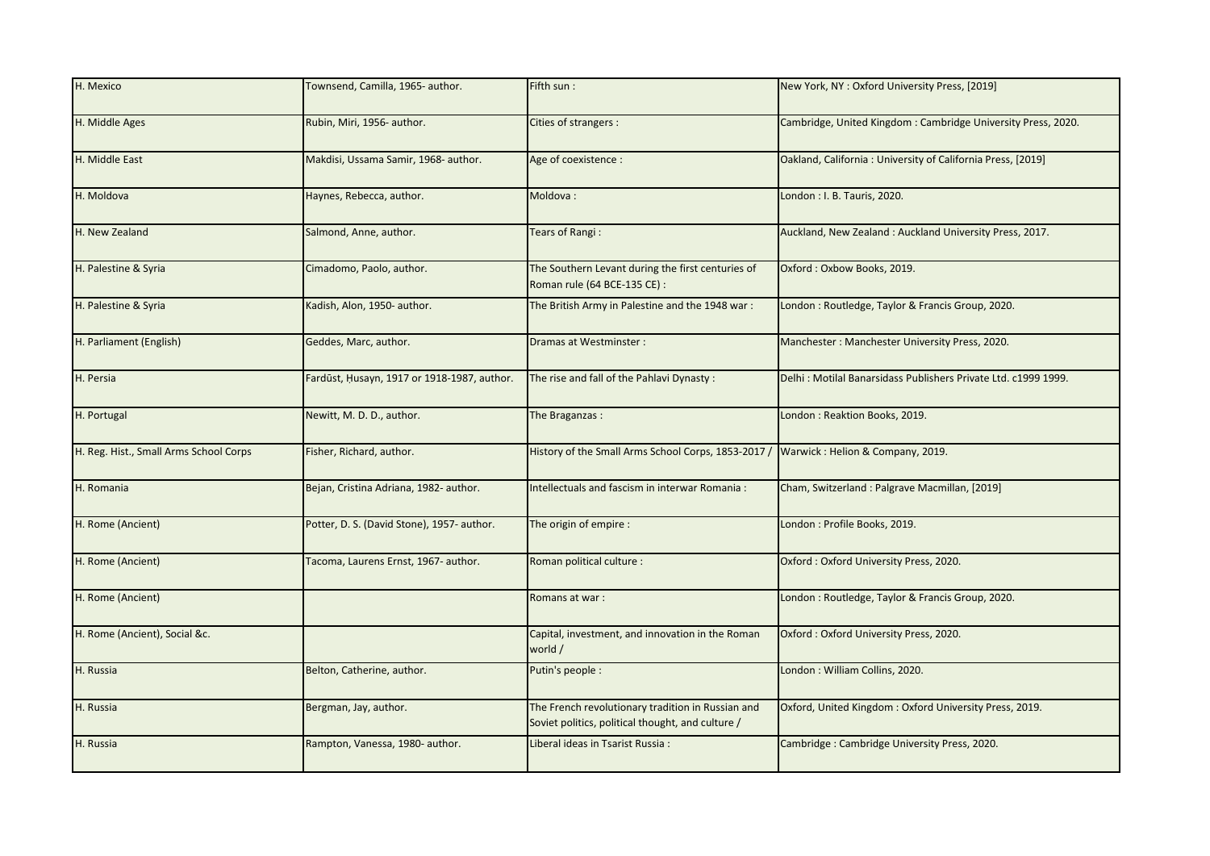| H. Mexico | Townsend, Camilla, 1965- author. | Fifth sun : | New York, NY : Oxford University Press, [2019] |
|---|---|---|---|
| H. Middle Ages | Rubin, Miri, 1956- author. | Cities of strangers : | Cambridge, United Kingdom : Cambridge University Press, 2020. |
| H. Middle East | Makdisi, Ussama Samir, 1968- author. | Age of coexistence : | Oakland, California : University of California Press, [2019] |
| H. Moldova | Haynes, Rebecca, author. | Moldova : | London : I. B. Tauris, 2020. |
| H. New Zealand | Salmond, Anne, author. | Tears of Rangi : | Auckland, New Zealand : Auckland University Press, 2017. |
| H. Palestine & Syria | Cimadomo, Paolo, author. | The Southern Levant during the first centuries of Roman rule (64 BCE-135 CE) : | Oxford : Oxbow Books, 2019. |
| H. Palestine & Syria | Kadish, Alon, 1950- author. | The British Army in Palestine and the 1948 war : | London : Routledge, Taylor & Francis Group, 2020. |
| H. Parliament (English) | Geddes, Marc, author. | Dramas at Westminster : | Manchester : Manchester University Press, 2020. |
| H. Persia | Fardūst, Ḥusayn, 1917 or 1918-1987, author. | The rise and fall of the Pahlavi Dynasty : | Delhi : Motilal Banarsidass Publishers Private Ltd. c1999 1999. |
| H. Portugal | Newitt, M. D. D., author. | The Braganzas : | London : Reaktion Books, 2019. |
| H. Reg. Hist., Small Arms School Corps | Fisher, Richard, author. | History of the Small Arms School Corps, 1853-2017 / | Warwick : Helion & Company, 2019. |
| H. Romania | Bejan, Cristina Adriana, 1982- author. | Intellectuals and fascism in interwar Romania : | Cham, Switzerland : Palgrave Macmillan, [2019] |
| H. Rome (Ancient) | Potter, D. S. (David Stone), 1957- author. | The origin of empire : | London : Profile Books, 2019. |
| H. Rome (Ancient) | Tacoma, Laurens Ernst, 1967- author. | Roman political culture : | Oxford : Oxford University Press, 2020. |
| H. Rome (Ancient) | | Romans at war : | London : Routledge, Taylor & Francis Group, 2020. |
| H. Rome (Ancient), Social &c. | | Capital, investment, and innovation in the Roman world / | Oxford : Oxford University Press, 2020. |
| H. Russia | Belton, Catherine, author. | Putin's people : | London : William Collins, 2020. |
| H. Russia | Bergman, Jay, author. | The French revolutionary tradition in Russian and Soviet politics, political thought, and culture / | Oxford, United Kingdom : Oxford University Press, 2019. |
| H. Russia | Rampton, Vanessa, 1980- author. | Liberal ideas in Tsarist Russia : | Cambridge : Cambridge University Press, 2020. |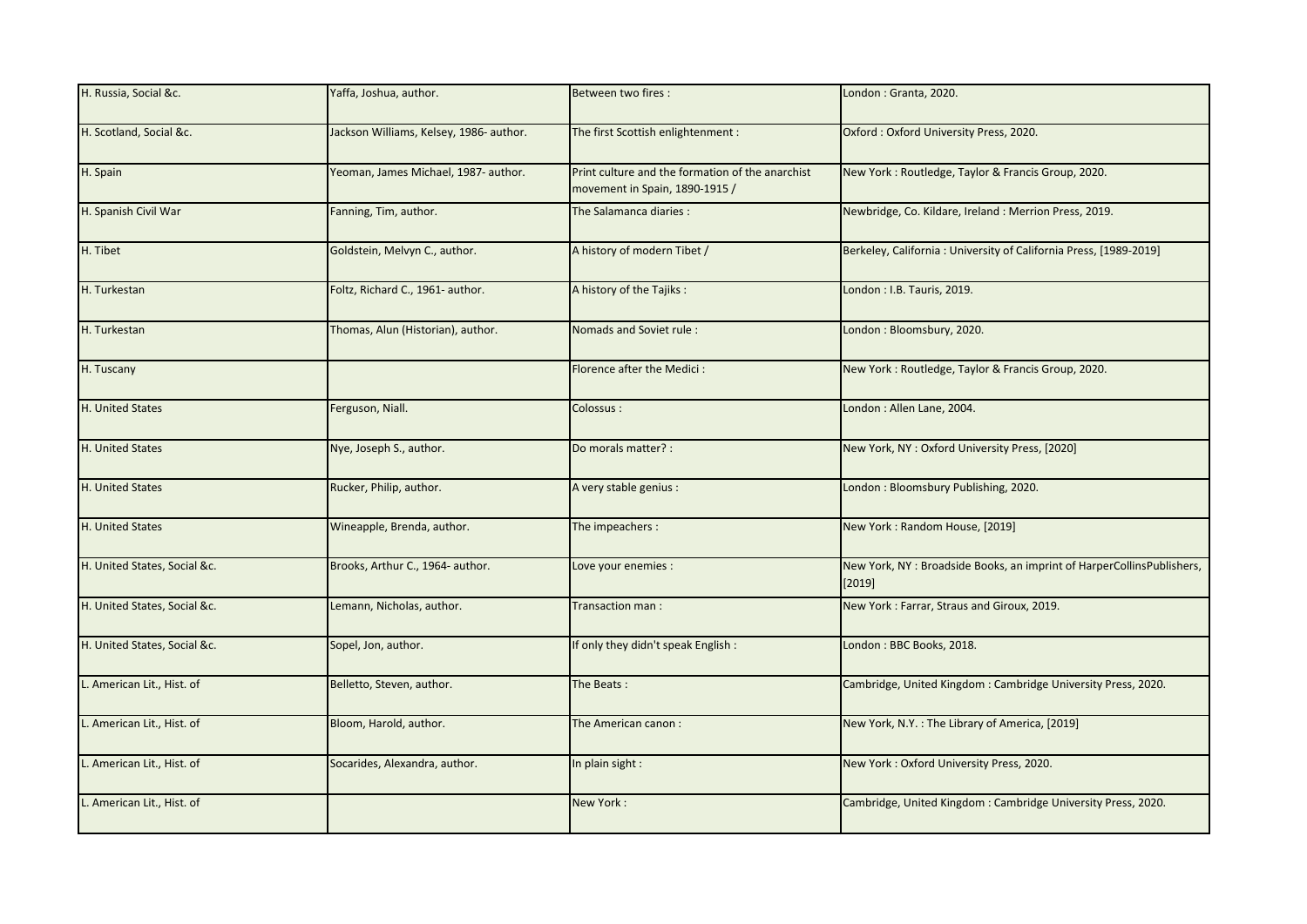| H. Russia, Social &c. | Yaffa, Joshua, author. | Between two fires : | London : Granta, 2020. |
|---|---|---|---|
| H. Scotland, Social &c. | Jackson Williams, Kelsey, 1986- author. | The first Scottish enlightenment : | Oxford : Oxford University Press, 2020. |
| H. Spain | Yeoman, James Michael, 1987- author. | Print culture and the formation of the anarchist movement in Spain, 1890-1915 / | New York : Routledge, Taylor & Francis Group, 2020. |
| H. Spanish Civil War | Fanning, Tim, author. | The Salamanca diaries : | Newbridge, Co. Kildare, Ireland : Merrion Press, 2019. |
| H. Tibet | Goldstein, Melvyn C., author. | A history of modern Tibet / | Berkeley, California : University of California Press, [1989-2019] |
| H. Turkestan | Foltz, Richard C., 1961- author. | A history of the Tajiks : | London : I.B. Tauris, 2019. |
| H. Turkestan | Thomas, Alun (Historian), author. | Nomads and Soviet rule : | London : Bloomsbury, 2020. |
| H. Tuscany | | Florence after the Medici : | New York : Routledge, Taylor & Francis Group, 2020. |
| H. United States | Ferguson, Niall. | Colossus : | London : Allen Lane, 2004. |
| H. United States | Nye, Joseph S., author. | Do morals matter? : | New York, NY : Oxford University Press, [2020] |
| H. United States | Rucker, Philip, author. | A very stable genius : | London : Bloomsbury Publishing, 2020. |
| H. United States | Wineapple, Brenda, author. | The impeachers : | New York : Random House, [2019] |
| H. United States, Social &c. | Brooks, Arthur C., 1964- author. | Love your enemies : | New York, NY : Broadside Books, an imprint of HarperCollinsPublishers, [2019] |
| H. United States, Social &c. | Lemann, Nicholas, author. | Transaction man : | New York : Farrar, Straus and Giroux, 2019. |
| H. United States, Social &c. | Sopel, Jon, author. | If only they didn't speak English : | London : BBC Books, 2018. |
| L. American Lit., Hist. of | Belletto, Steven, author. | The Beats : | Cambridge, United Kingdom : Cambridge University Press, 2020. |
| L. American Lit., Hist. of | Bloom, Harold, author. | The American canon : | New York, N.Y. : The Library of America, [2019] |
| L. American Lit., Hist. of | Socarides, Alexandra, author. | In plain sight : | New York : Oxford University Press, 2020. |
| L. American Lit., Hist. of | | New York : | Cambridge, United Kingdom : Cambridge University Press, 2020. |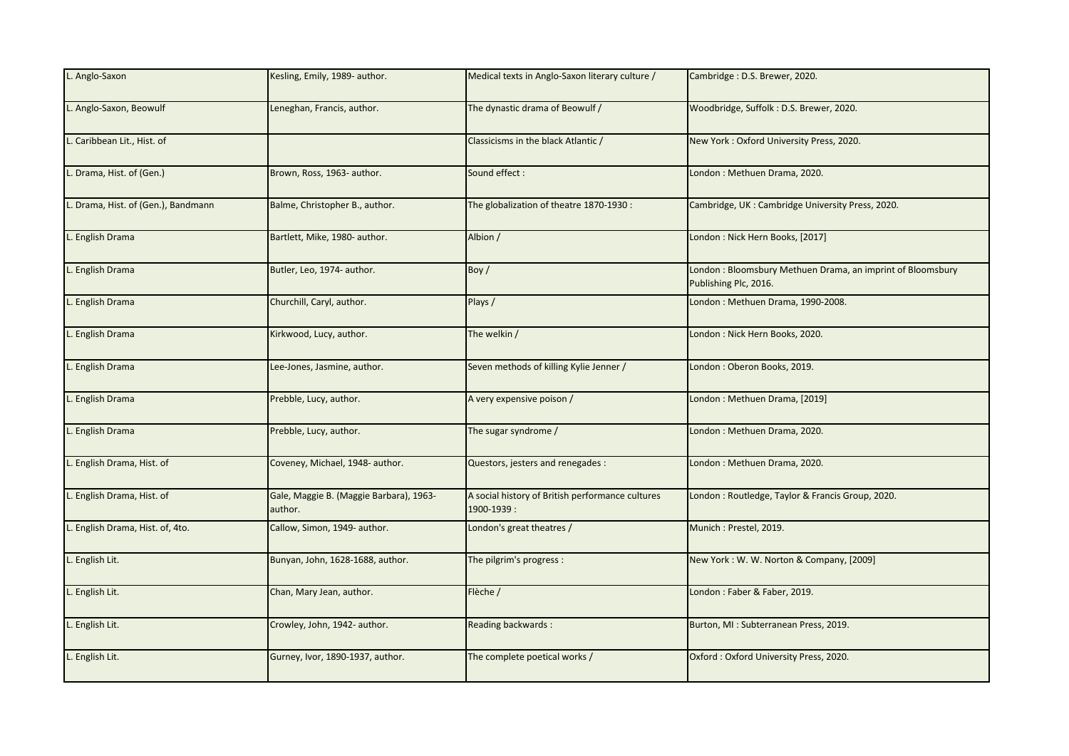| L. Anglo-Saxon | Kesling, Emily, 1989- author. | Medical texts in Anglo-Saxon literary culture / | Cambridge : D.S. Brewer, 2020. |
|---|---|---|---|
| L. Anglo-Saxon, Beowulf | Leneghan, Francis, author. | The dynastic drama of Beowulf / | Woodbridge, Suffolk : D.S. Brewer, 2020. |
| L. Caribbean Lit., Hist. of | | Classicisms in the black Atlantic / | New York : Oxford University Press, 2020. |
| L. Drama, Hist. of (Gen.) | Brown, Ross, 1963- author. | Sound effect : | London : Methuen Drama, 2020. |
| L. Drama, Hist. of (Gen.), Bandmann | Balme, Christopher B., author. | The globalization of theatre 1870-1930 : | Cambridge, UK : Cambridge University Press, 2020. |
| L. English Drama | Bartlett, Mike, 1980- author. | Albion / | London : Nick Hern Books, [2017] |
| L. English Drama | Butler, Leo, 1974- author. | Boy / | London : Bloomsbury Methuen Drama, an imprint of Bloomsbury Publishing Plc, 2016. |
| L. English Drama | Churchill, Caryl, author. | Plays / | London : Methuen Drama, 1990-2008. |
| L. English Drama | Kirkwood, Lucy, author. | The welkin / | London : Nick Hern Books, 2020. |
| L. English Drama | Lee-Jones, Jasmine, author. | Seven methods of killing Kylie Jenner / | London : Oberon Books, 2019. |
| L. English Drama | Prebble, Lucy, author. | A very expensive poison / | London : Methuen Drama, [2019] |
| L. English Drama | Prebble, Lucy, author. | The sugar syndrome / | London : Methuen Drama, 2020. |
| L. English Drama, Hist. of | Coveney, Michael, 1948- author. | Questors, jesters and renegades : | London : Methuen Drama, 2020. |
| L. English Drama, Hist. of | Gale, Maggie B. (Maggie Barbara), 1963- author. | A social history of British performance cultures 1900-1939 : | London : Routledge, Taylor & Francis Group, 2020. |
| L. English Drama, Hist. of, 4to. | Callow, Simon, 1949- author. | London's great theatres / | Munich : Prestel, 2019. |
| L. English Lit. | Bunyan, John, 1628-1688, author. | The pilgrim's progress : | New York : W. W. Norton & Company, [2009] |
| L. English Lit. | Chan, Mary Jean, author. | Flèche / | London : Faber & Faber, 2019. |
| L. English Lit. | Crowley, John, 1942- author. | Reading backwards : | Burton, MI : Subterranean Press, 2019. |
| L. English Lit. | Gurney, Ivor, 1890-1937, author. | The complete poetical works / | Oxford : Oxford University Press, 2020. |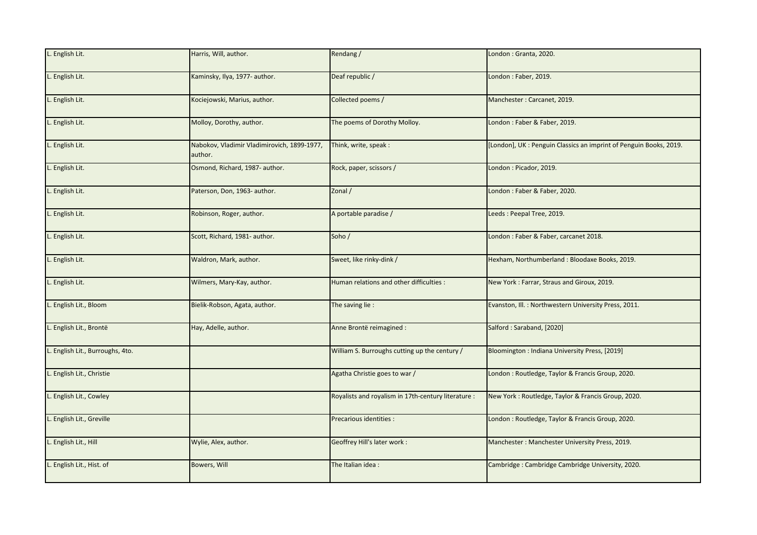| | | | |
|---|---|---|---|
| L. English Lit. | Harris, Will, author. | Rendang / | London : Granta, 2020. |
| L. English Lit. | Kaminsky, Ilya, 1977- author. | Deaf republic / | London : Faber, 2019. |
| L. English Lit. | Kociejowski, Marius, author. | Collected poems / | Manchester : Carcanet, 2019. |
| L. English Lit. | Molloy, Dorothy, author. | The poems of Dorothy Molloy. | London : Faber & Faber, 2019. |
| L. English Lit. | Nabokov, Vladimir Vladimirovich, 1899-1977, author. | Think, write, speak : | [London], UK : Penguin Classics an imprint of Penguin Books, 2019. |
| L. English Lit. | Osmond, Richard, 1987- author. | Rock, paper, scissors / | London : Picador, 2019. |
| L. English Lit. | Paterson, Don, 1963- author. | Zonal / | London : Faber & Faber, 2020. |
| L. English Lit. | Robinson, Roger, author. | A portable paradise / | Leeds : Peepal Tree, 2019. |
| L. English Lit. | Scott, Richard, 1981- author. | Soho / | London : Faber & Faber, carcanet 2018. |
| L. English Lit. | Waldron, Mark, author. | Sweet, like rinky-dink / | Hexham, Northumberland : Bloodaxe Books, 2019. |
| L. English Lit. | Wilmers, Mary-Kay, author. | Human relations and other difficulties : | New York : Farrar, Straus and Giroux, 2019. |
| L. English Lit., Bloom | Bielik-Robson, Agata, author. | The saving lie : | Evanston, Ill. : Northwestern University Press, 2011. |
| L. English Lit., Brontë | Hay, Adelle, author. | Anne Brontë reimagined : | Salford : Saraband, [2020] |
| L. English Lit., Burroughs, 4to. | | William S. Burroughs cutting up the century / | Bloomington : Indiana University Press, [2019] |
| L. English Lit., Christie | | Agatha Christie goes to war / | London : Routledge, Taylor & Francis Group, 2020. |
| L. English Lit., Cowley | | Royalists and royalism in 17th-century literature : | New York : Routledge, Taylor & Francis Group, 2020. |
| L. English Lit., Greville | | Precarious identities : | London : Routledge, Taylor & Francis Group, 2020. |
| L. English Lit., Hill | Wylie, Alex, author. | Geoffrey Hill's later work : | Manchester : Manchester University Press, 2019. |
| L. English Lit., Hist. of | Bowers, Will | The Italian idea : | Cambridge : Cambridge Cambridge University, 2020. |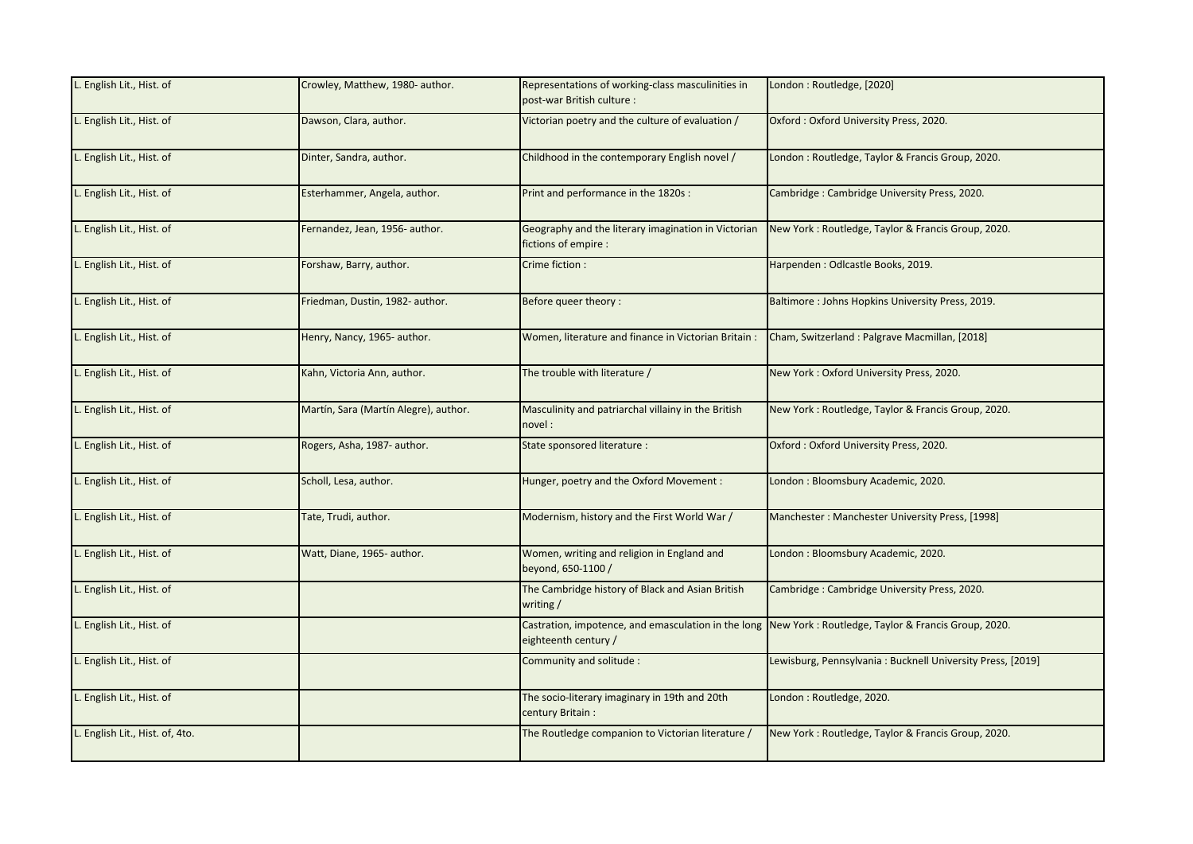| L. English Lit., Hist. of | Crowley, Matthew, 1980- author. | Representations of working-class masculinities in post-war British culture : | London : Routledge, [2020] |
|---|---|---|---|
| L. English Lit., Hist. of | Dawson, Clara, author. | Victorian poetry and the culture of evaluation / | Oxford : Oxford University Press, 2020. |
| L. English Lit., Hist. of | Dinter, Sandra, author. | Childhood in the contemporary English novel / | London : Routledge, Taylor & Francis Group, 2020. |
| L. English Lit., Hist. of | Esterhammer, Angela, author. | Print and performance in the 1820s : | Cambridge : Cambridge University Press, 2020. |
| L. English Lit., Hist. of | Fernandez, Jean, 1956- author. | Geography and the literary imagination in Victorian fictions of empire : | New York : Routledge, Taylor & Francis Group, 2020. |
| L. English Lit., Hist. of | Forshaw, Barry, author. | Crime fiction : | Harpenden : Odlcastle Books, 2019. |
| L. English Lit., Hist. of | Friedman, Dustin, 1982- author. | Before queer theory : | Baltimore : Johns Hopkins University Press, 2019. |
| L. English Lit., Hist. of | Henry, Nancy, 1965- author. | Women, literature and finance in Victorian Britain : | Cham, Switzerland : Palgrave Macmillan, [2018] |
| L. English Lit., Hist. of | Kahn, Victoria Ann, author. | The trouble with literature / | New York : Oxford University Press, 2020. |
| L. English Lit., Hist. of | Martín, Sara (Martín Alegre), author. | Masculinity and patriarchal villainy in the British novel : | New York : Routledge, Taylor & Francis Group, 2020. |
| L. English Lit., Hist. of | Rogers, Asha, 1987- author. | State sponsored literature : | Oxford : Oxford University Press, 2020. |
| L. English Lit., Hist. of | Scholl, Lesa, author. | Hunger, poetry and the Oxford Movement : | London : Bloomsbury Academic, 2020. |
| L. English Lit., Hist. of | Tate, Trudi, author. | Modernism, history and the First World War / | Manchester : Manchester University Press, [1998] |
| L. English Lit., Hist. of | Watt, Diane, 1965- author. | Women, writing and religion in England and beyond, 650-1100 / | London : Bloomsbury Academic, 2020. |
| L. English Lit., Hist. of | | The Cambridge history of Black and Asian British writing / | Cambridge : Cambridge University Press, 2020. |
| L. English Lit., Hist. of | | Castration, impotence, and emasculation in the long eighteenth century / | New York : Routledge, Taylor & Francis Group, 2020. |
| L. English Lit., Hist. of | | Community and solitude : | Lewisburg, Pennsylvania : Bucknell University Press, [2019] |
| L. English Lit., Hist. of | | The socio-literary imaginary in 19th and 20th century Britain : | London : Routledge, 2020. |
| L. English Lit., Hist. of, 4to. | | The Routledge companion to Victorian literature / | New York : Routledge, Taylor & Francis Group, 2020. |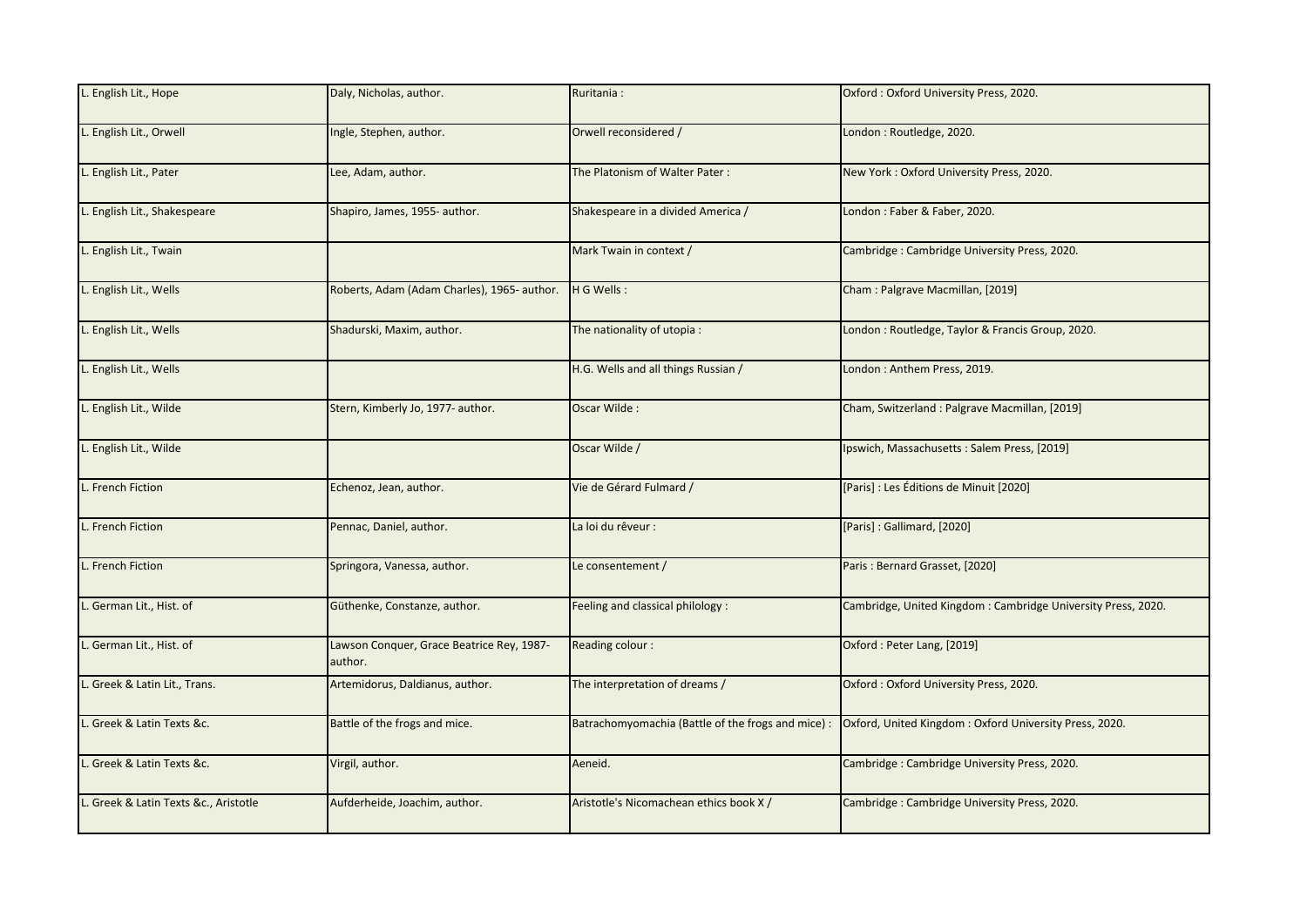| | | | |
|---|---|---|---|
| L. English Lit., Hope | Daly, Nicholas, author. | Ruritania : | Oxford : Oxford University Press, 2020. |
| L. English Lit., Orwell | Ingle, Stephen, author. | Orwell reconsidered / | London : Routledge, 2020. |
| L. English Lit., Pater | Lee, Adam, author. | The Platonism of Walter Pater : | New York : Oxford University Press, 2020. |
| L. English Lit., Shakespeare | Shapiro, James, 1955- author. | Shakespeare in a divided America / | London : Faber & Faber, 2020. |
| L. English Lit., Twain | | Mark Twain in context / | Cambridge : Cambridge University Press, 2020. |
| L. English Lit., Wells | Roberts, Adam (Adam Charles), 1965- author. | H G Wells : | Cham : Palgrave Macmillan, [2019] |
| L. English Lit., Wells | Shadurski, Maxim, author. | The nationality of utopia : | London : Routledge, Taylor & Francis Group, 2020. |
| L. English Lit., Wells | | H.G. Wells and all things Russian / | London : Anthem Press, 2019. |
| L. English Lit., Wilde | Stern, Kimberly Jo, 1977- author. | Oscar Wilde : | Cham, Switzerland : Palgrave Macmillan, [2019] |
| L. English Lit., Wilde | | Oscar Wilde / | Ipswich, Massachusetts : Salem Press, [2019] |
| L. French Fiction | Echenoz, Jean, author. | Vie de Gérard Fulmard / | [Paris] : Les Éditions de Minuit [2020] |
| L. French Fiction | Pennac, Daniel, author. | La loi du rêveur : | [Paris] : Gallimard, [2020] |
| L. French Fiction | Springora, Vanessa, author. | Le consentement / | Paris : Bernard Grasset, [2020] |
| L. German Lit., Hist. of | Güthenke, Constanze, author. | Feeling and classical philology : | Cambridge, United Kingdom : Cambridge University Press, 2020. |
| L. German Lit., Hist. of | Lawson Conquer, Grace Beatrice Rey, 1987- author. | Reading colour : | Oxford : Peter Lang, [2019] |
| L. Greek & Latin Lit., Trans. | Artemidorus, Daldianus, author. | The interpretation of dreams / | Oxford : Oxford University Press, 2020. |
| L. Greek & Latin Texts &c. | Battle of the frogs and mice. | Batrachomyomachia (Battle of the frogs and mice) : | Oxford, United Kingdom : Oxford University Press, 2020. |
| L. Greek & Latin Texts &c. | Virgil, author. | Aeneid. | Cambridge : Cambridge University Press, 2020. |
| L. Greek & Latin Texts &c., Aristotle | Aufderheide, Joachim, author. | Aristotle's Nicomachean ethics book X / | Cambridge : Cambridge University Press, 2020. |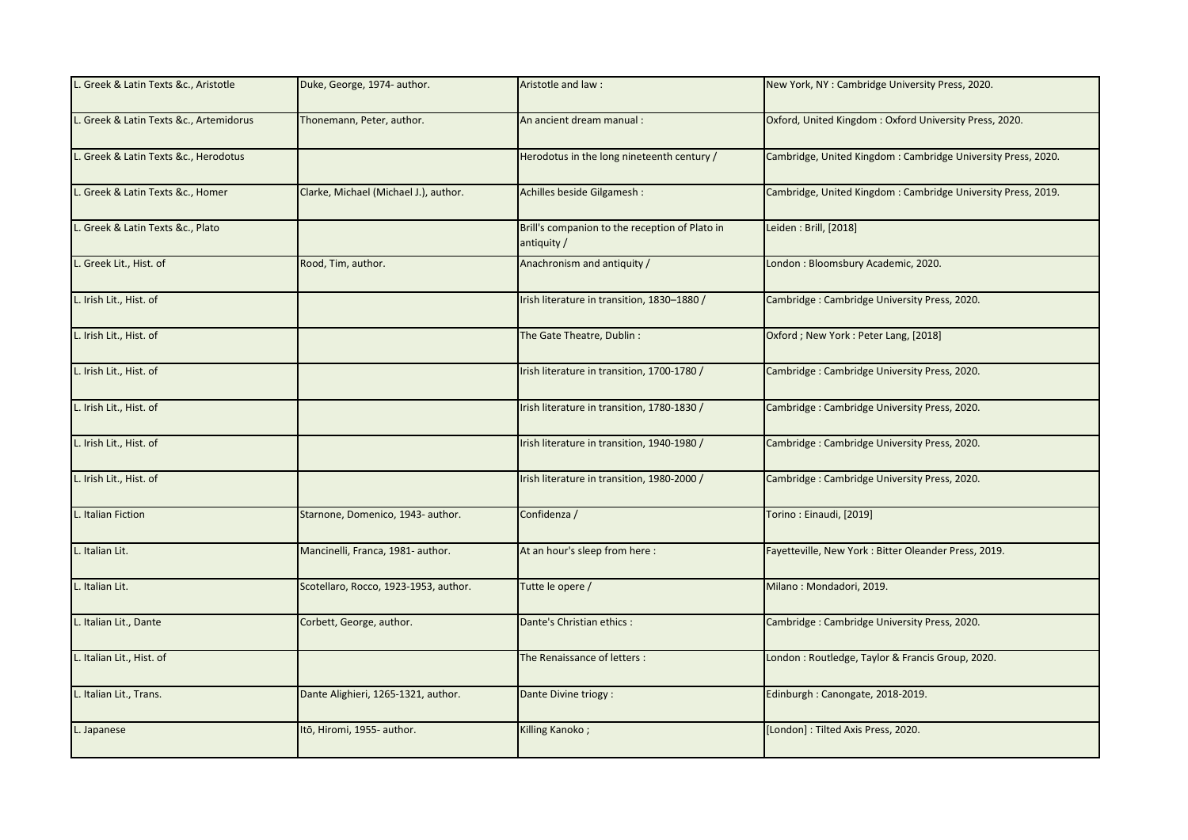| | | | |
|---|---|---|---|
| L. Greek & Latin Texts &c., Aristotle | Duke, George, 1974- author. | Aristotle and law : | New York, NY : Cambridge University Press, 2020. |
| L. Greek & Latin Texts &c., Artemidorus | Thonemann, Peter, author. | An ancient dream manual : | Oxford, United Kingdom : Oxford University Press, 2020. |
| L. Greek & Latin Texts &c., Herodotus | | Herodotus in the long nineteenth century / | Cambridge, United Kingdom : Cambridge University Press, 2020. |
| L. Greek & Latin Texts &c., Homer | Clarke, Michael (Michael J.), author. | Achilles beside Gilgamesh : | Cambridge, United Kingdom : Cambridge University Press, 2019. |
| L. Greek & Latin Texts &c., Plato | | Brill's companion to the reception of Plato in antiquity / | Leiden : Brill, [2018] |
| L. Greek Lit., Hist. of | Rood, Tim, author. | Anachronism and antiquity / | London : Bloomsbury Academic, 2020. |
| L. Irish Lit., Hist. of | | Irish literature in transition, 1830–1880 / | Cambridge : Cambridge University Press, 2020. |
| L. Irish Lit., Hist. of | | The Gate Theatre, Dublin : | Oxford ; New York : Peter Lang, [2018] |
| L. Irish Lit., Hist. of | | Irish literature in transition, 1700-1780 / | Cambridge : Cambridge University Press, 2020. |
| L. Irish Lit., Hist. of | | Irish literature in transition, 1780-1830 / | Cambridge : Cambridge University Press, 2020. |
| L. Irish Lit., Hist. of | | Irish literature in transition, 1940-1980 / | Cambridge : Cambridge University Press, 2020. |
| L. Irish Lit., Hist. of | | Irish literature in transition, 1980-2000 / | Cambridge : Cambridge University Press, 2020. |
| L. Italian Fiction | Starnone, Domenico, 1943- author. | Confidenza / | Torino : Einaudi, [2019] |
| L. Italian Lit. | Mancinelli, Franca, 1981- author. | At an hour's sleep from here : | Fayetteville, New York : Bitter Oleander Press, 2019. |
| L. Italian Lit. | Scotellaro, Rocco, 1923-1953, author. | Tutte le opere / | Milano : Mondadori, 2019. |
| L. Italian Lit., Dante | Corbett, George, author. | Dante's Christian ethics : | Cambridge : Cambridge University Press, 2020. |
| L. Italian Lit., Hist. of | | The Renaissance of letters : | London : Routledge, Taylor & Francis Group, 2020. |
| L. Italian Lit., Trans. | Dante Alighieri, 1265-1321, author. | Dante Divine triogy : | Edinburgh : Canongate, 2018-2019. |
| L. Japanese | Itō, Hiromi, 1955- author. | Killing Kanoko ; | [London] : Tilted Axis Press, 2020. |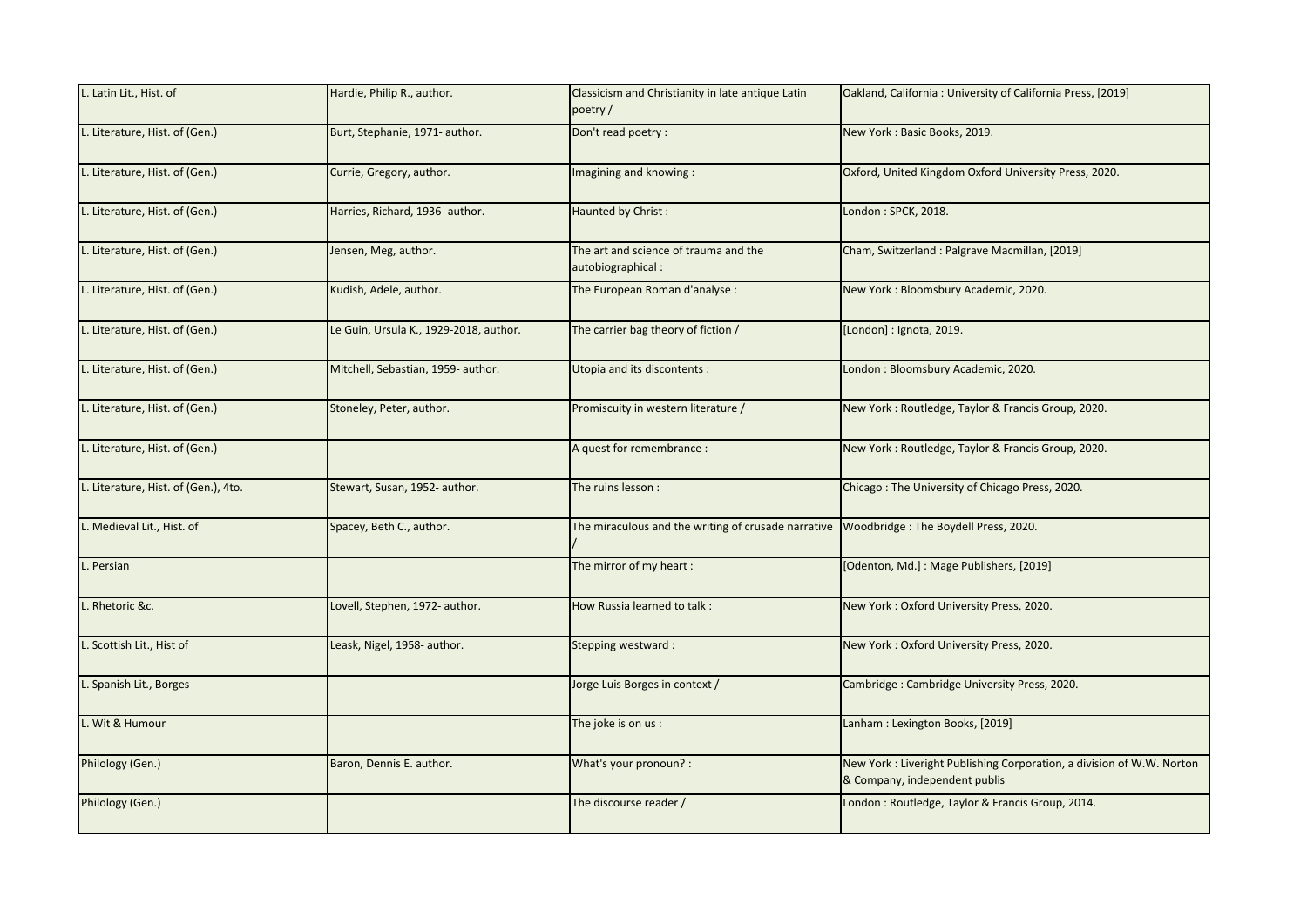| | | | |
|---|---|---|---|
| L. Latin Lit., Hist. of | Hardie, Philip R., author. | Classicism and Christianity in late antique Latin poetry / | Oakland, California : University of California Press, [2019] |
| L. Literature, Hist. of (Gen.) | Burt, Stephanie, 1971- author. | Don't read poetry : | New York : Basic Books, 2019. |
| L. Literature, Hist. of (Gen.) | Currie, Gregory, author. | Imagining and knowing : | Oxford, United Kingdom Oxford University Press, 2020. |
| L. Literature, Hist. of (Gen.) | Harries, Richard, 1936- author. | Haunted by Christ : | London : SPCK, 2018. |
| L. Literature, Hist. of (Gen.) | Jensen, Meg, author. | The art and science of trauma and the autobiographical : | Cham, Switzerland : Palgrave Macmillan, [2019] |
| L. Literature, Hist. of (Gen.) | Kudish, Adele, author. | The European Roman d'analyse : | New York : Bloomsbury Academic, 2020. |
| L. Literature, Hist. of (Gen.) | Le Guin, Ursula K., 1929-2018, author. | The carrier bag theory of fiction / | [London] : Ignota, 2019. |
| L. Literature, Hist. of (Gen.) | Mitchell, Sebastian, 1959- author. | Utopia and its discontents : | London : Bloomsbury Academic, 2020. |
| L. Literature, Hist. of (Gen.) | Stoneley, Peter, author. | Promiscuity in western literature / | New York : Routledge, Taylor & Francis Group, 2020. |
| L. Literature, Hist. of (Gen.) | | A quest for remembrance : | New York : Routledge, Taylor & Francis Group, 2020. |
| L. Literature, Hist. of (Gen.), 4to. | Stewart, Susan, 1952- author. | The ruins lesson : | Chicago : The University of Chicago Press, 2020. |
| L. Medieval Lit., Hist. of | Spacey, Beth C., author. | The miraculous and the writing of crusade narrative / | Woodbridge : The Boydell Press, 2020. |
| L. Persian | | The mirror of my heart : | [Odenton, Md.] : Mage Publishers, [2019] |
| L. Rhetoric &c. | Lovell, Stephen, 1972- author. | How Russia learned to talk : | New York : Oxford University Press, 2020. |
| L. Scottish Lit., Hist of | Leask, Nigel, 1958- author. | Stepping westward : | New York : Oxford University Press, 2020. |
| L. Spanish Lit., Borges | | Jorge Luis Borges in context / | Cambridge : Cambridge University Press, 2020. |
| L. Wit & Humour | | The joke is on us : | Lanham : Lexington Books, [2019] |
| Philology (Gen.) | Baron, Dennis E. author. | What's your pronoun? : | New York : Liveright Publishing Corporation, a division of W.W. Norton & Company, independent publis |
| Philology (Gen.) | | The discourse reader / | London : Routledge, Taylor & Francis Group, 2014. |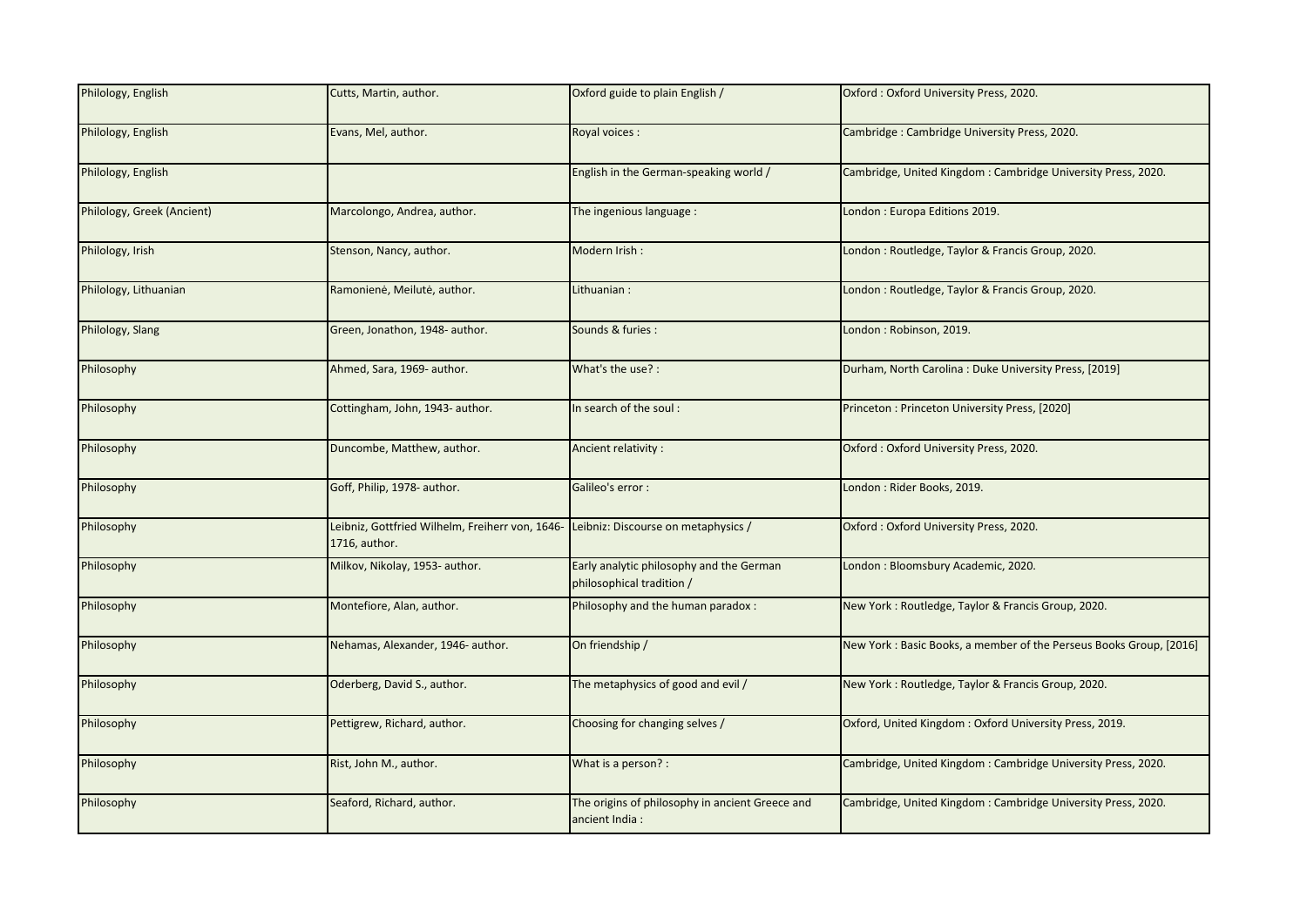| Philology, English | Cutts, Martin, author. | Oxford guide to plain English / | Oxford : Oxford University Press, 2020. |
|---|---|---|---|
| Philology, English | Evans, Mel, author. | Royal voices : | Cambridge : Cambridge University Press, 2020. |
| Philology, English | | English in the German-speaking world / | Cambridge, United Kingdom : Cambridge University Press, 2020. |
| Philology, Greek (Ancient) | Marcolongo, Andrea, author. | The ingenious language : | London : Europa Editions 2019. |
| Philology, Irish | Stenson, Nancy, author. | Modern Irish : | London : Routledge, Taylor & Francis Group, 2020. |
| Philology, Lithuanian | Ramonienė, Meilutė, author. | Lithuanian : | London : Routledge, Taylor & Francis Group, 2020. |
| Philology, Slang | Green, Jonathon, 1948- author. | Sounds & furies : | London : Robinson, 2019. |
| Philosophy | Ahmed, Sara, 1969- author. | What's the use? : | Durham, North Carolina : Duke University Press, [2019] |
| Philosophy | Cottingham, John, 1943- author. | In search of the soul : | Princeton : Princeton University Press, [2020] |
| Philosophy | Duncombe, Matthew, author. | Ancient relativity : | Oxford : Oxford University Press, 2020. |
| Philosophy | Goff, Philip, 1978- author. | Galileo's error : | London : Rider Books, 2019. |
| Philosophy | Leibniz, Gottfried Wilhelm, Freiherr von, 1646-1716, author. | Leibniz: Discourse on metaphysics / | Oxford : Oxford University Press, 2020. |
| Philosophy | Milkov, Nikolay, 1953- author. | Early analytic philosophy and the German philosophical tradition / | London : Bloomsbury Academic, 2020. |
| Philosophy | Montefiore, Alan, author. | Philosophy and the human paradox : | New York : Routledge, Taylor & Francis Group, 2020. |
| Philosophy | Nehamas, Alexander, 1946- author. | On friendship / | New York : Basic Books, a member of the Perseus Books Group, [2016] |
| Philosophy | Oderberg, David S., author. | The metaphysics of good and evil / | New York : Routledge, Taylor & Francis Group, 2020. |
| Philosophy | Pettigrew, Richard, author. | Choosing for changing selves / | Oxford, United Kingdom : Oxford University Press, 2019. |
| Philosophy | Rist, John M., author. | What is a person? : | Cambridge, United Kingdom : Cambridge University Press, 2020. |
| Philosophy | Seaford, Richard, author. | The origins of philosophy in ancient Greece and ancient India : | Cambridge, United Kingdom : Cambridge University Press, 2020. |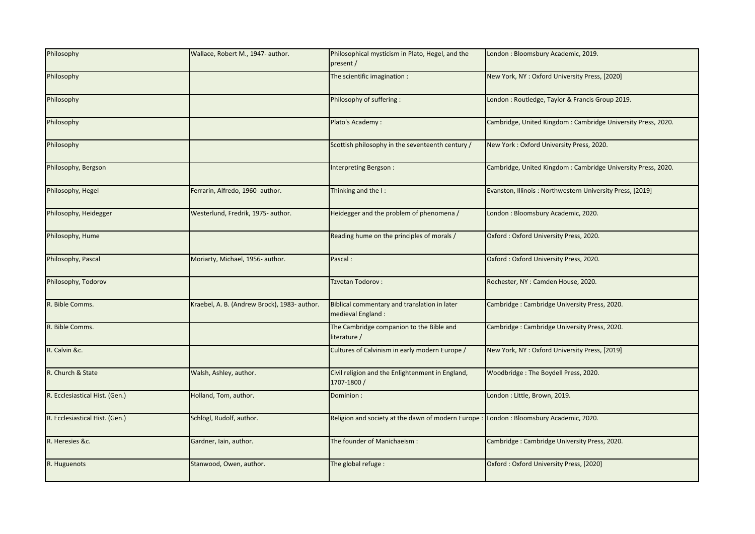| Philosophy | Wallace, Robert M., 1947- author. | Philosophical mysticism in Plato, Hegel, and the present / | London : Bloomsbury Academic, 2019. |
|---|---|---|---|
| Philosophy | | The scientific imagination : | New York, NY : Oxford University Press, [2020] |
| Philosophy | | Philosophy of suffering : | London : Routledge, Taylor & Francis Group 2019. |
| Philosophy | | Plato's Academy : | Cambridge, United Kingdom : Cambridge University Press, 2020. |
| Philosophy | | Scottish philosophy in the seventeenth century / | New York : Oxford University Press, 2020. |
| Philosophy, Bergson | | Interpreting Bergson : | Cambridge, United Kingdom : Cambridge University Press, 2020. |
| Philosophy, Hegel | Ferrarin, Alfredo, 1960- author. | Thinking and the I : | Evanston, Illinois : Northwestern University Press, [2019] |
| Philosophy, Heidegger | Westerlund, Fredrik, 1975- author. | Heidegger and the problem of phenomena / | London : Bloomsbury Academic, 2020. |
| Philosophy, Hume | | Reading hume on the principles of morals / | Oxford : Oxford University Press, 2020. |
| Philosophy, Pascal | Moriarty, Michael, 1956- author. | Pascal : | Oxford : Oxford University Press, 2020. |
| Philosophy, Todorov | | Tzvetan Todorov : | Rochester, NY : Camden House, 2020. |
| R. Bible Comms. | Kraebel, A. B. (Andrew Brock), 1983- author. | Biblical commentary and translation in later medieval England : | Cambridge : Cambridge University Press, 2020. |
| R. Bible Comms. | | The Cambridge companion to the Bible and literature / | Cambridge : Cambridge University Press, 2020. |
| R. Calvin &c. | | Cultures of Calvinism in early modern Europe / | New York, NY : Oxford University Press, [2019] |
| R. Church & State | Walsh, Ashley, author. | Civil religion and the Enlightenment in England, 1707-1800 / | Woodbridge : The Boydell Press, 2020. |
| R. Ecclesiastical Hist. (Gen.) | Holland, Tom, author. | Dominion : | London : Little, Brown, 2019. |
| R. Ecclesiastical Hist. (Gen.) | Schlögl, Rudolf, author. | Religion and society at the dawn of modern Europe : | London : Bloomsbury Academic, 2020. |
| R. Heresies &c. | Gardner, Iain, author. | The founder of Manichaeism : | Cambridge : Cambridge University Press, 2020. |
| R. Huguenots | Stanwood, Owen, author. | The global refuge : | Oxford : Oxford University Press, [2020] |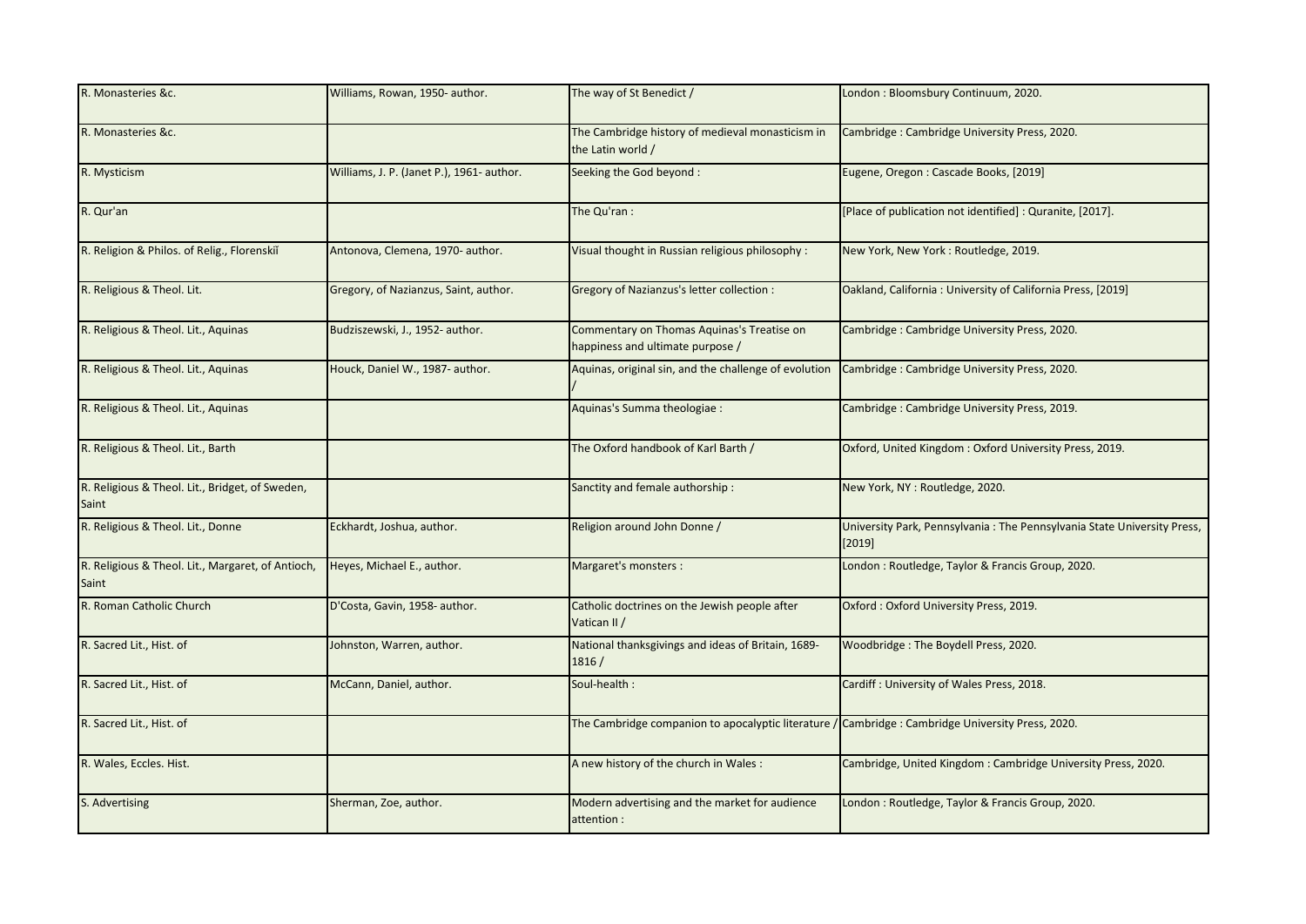| R. Monasteries &c. | Williams, Rowan, 1950- author. | The way of St Benedict / | London : Bloomsbury Continuum, 2020. |
|---|---|---|---|
| R. Monasteries &c. | | The Cambridge history of medieval monasticism in the Latin world / | Cambridge : Cambridge University Press, 2020. |
| R. Mysticism | Williams, J. P. (Janet P.), 1961- author. | Seeking the God beyond : | Eugene, Oregon : Cascade Books, [2019] |
| R. Qur'an | | The Qu'ran : | [Place of publication not identified] : Quranite, [2017]. |
| R. Religion & Philos. of Relig., Florenskiĭ | Antonova, Clemena, 1970- author. | Visual thought in Russian religious philosophy : | New York, New York : Routledge, 2019. |
| R. Religious & Theol. Lit. | Gregory, of Nazianzus, Saint, author. | Gregory of Nazianzus's letter collection : | Oakland, California : University of California Press, [2019] |
| R. Religious & Theol. Lit., Aquinas | Budziszewski, J., 1952- author. | Commentary on Thomas Aquinas's Treatise on happiness and ultimate purpose / | Cambridge : Cambridge University Press, 2020. |
| R. Religious & Theol. Lit., Aquinas | Houck, Daniel W., 1987- author. | Aquinas, original sin, and the challenge of evolution / | Cambridge : Cambridge University Press, 2020. |
| R. Religious & Theol. Lit., Aquinas | | Aquinas's Summa theologiae : | Cambridge : Cambridge University Press, 2019. |
| R. Religious & Theol. Lit., Barth | | The Oxford handbook of Karl Barth / | Oxford, United Kingdom : Oxford University Press, 2019. |
| R. Religious & Theol. Lit., Bridget, of Sweden, Saint | | Sanctity and female authorship : | New York, NY : Routledge, 2020. |
| R. Religious & Theol. Lit., Donne | Eckhardt, Joshua, author. | Religion around John Donne / | University Park, Pennsylvania : The Pennsylvania State University Press, [2019] |
| R. Religious & Theol. Lit., Margaret, of Antioch, Saint | Heyes, Michael E., author. | Margaret's monsters : | London : Routledge, Taylor & Francis Group, 2020. |
| R. Roman Catholic Church | D'Costa, Gavin, 1958- author. | Catholic doctrines on the Jewish people after Vatican II / | Oxford : Oxford University Press, 2019. |
| R. Sacred Lit., Hist. of | Johnston, Warren, author. | National thanksgivings and ideas of Britain, 1689-1816 / | Woodbridge : The Boydell Press, 2020. |
| R. Sacred Lit., Hist. of | McCann, Daniel, author. | Soul-health : | Cardiff : University of Wales Press, 2018. |
| R. Sacred Lit., Hist. of | | The Cambridge companion to apocalyptic literature / | Cambridge : Cambridge University Press, 2020. |
| R. Wales, Eccles. Hist. | | A new history of the church in Wales : | Cambridge, United Kingdom : Cambridge University Press, 2020. |
| S. Advertising | Sherman, Zoe, author. | Modern advertising and the market for audience attention : | London : Routledge, Taylor & Francis Group, 2020. |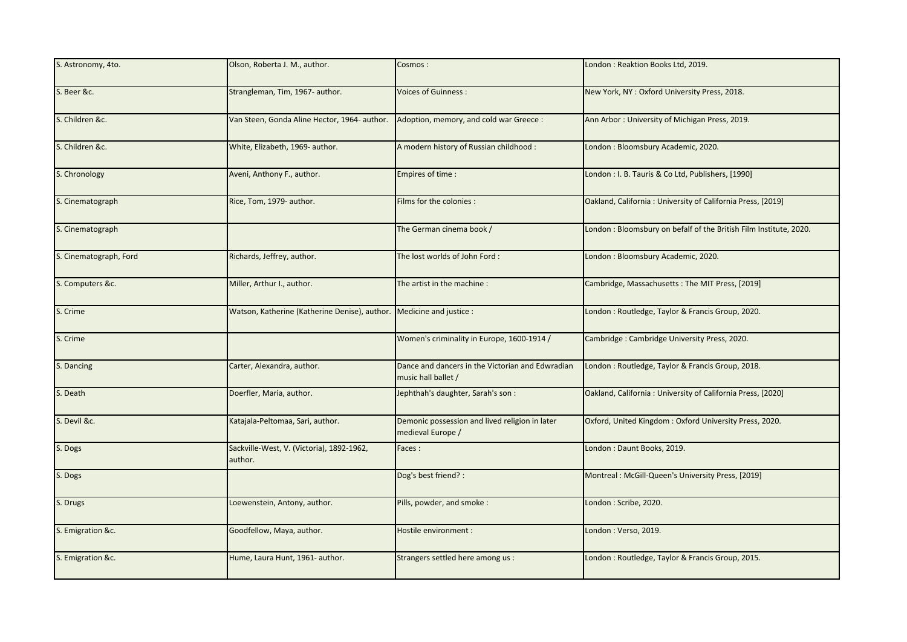| S. Astronomy, 4to. | Olson, Roberta J. M., author. | Cosmos : | London : Reaktion Books Ltd, 2019. |
|---|---|---|---|
| S. Beer &c. | Strangleman, Tim, 1967- author. | Voices of Guinness : | New York, NY : Oxford University Press, 2018. |
| S. Children &c. | Van Steen, Gonda Aline Hector, 1964- author. | Adoption, memory, and cold war Greece : | Ann Arbor : University of Michigan Press, 2019. |
| S. Children &c. | White, Elizabeth, 1969- author. | A modern history of Russian childhood : | London : Bloomsbury Academic, 2020. |
| S. Chronology | Aveni, Anthony F., author. | Empires of time : | London : I. B. Tauris & Co Ltd, Publishers, [1990] |
| S. Cinematograph | Rice, Tom, 1979- author. | Films for the colonies : | Oakland, California : University of California Press, [2019] |
| S. Cinematograph | | The German cinema book / | London : Bloomsbury on befalf of the British Film Institute, 2020. |
| S. Cinematograph, Ford | Richards, Jeffrey, author. | The lost worlds of John Ford : | London : Bloomsbury Academic, 2020. |
| S. Computers &c. | Miller, Arthur I., author. | The artist in the machine : | Cambridge, Massachusetts : The MIT Press, [2019] |
| S. Crime | Watson, Katherine (Katherine Denise), author. | Medicine and justice : | London : Routledge, Taylor & Francis Group, 2020. |
| S. Crime | | Women's criminality in Europe, 1600-1914 / | Cambridge : Cambridge University Press, 2020. |
| S. Dancing | Carter, Alexandra, author. | Dance and dancers in the Victorian and Edwradian music hall ballet / | London : Routledge, Taylor & Francis Group, 2018. |
| S. Death | Doerfler, Maria, author. | Jephthah's daughter, Sarah's son : | Oakland, California : University of California Press, [2020] |
| S. Devil &c. | Katajala-Peltomaa, Sari, author. | Demonic possession and lived religion in later medieval Europe / | Oxford, United Kingdom : Oxford University Press, 2020. |
| S. Dogs | Sackville-West, V. (Victoria), 1892-1962, author. | Faces : | London : Daunt Books, 2019. |
| S. Dogs | | Dog's best friend? : | Montreal : McGill-Queen's University Press, [2019] |
| S. Drugs | Loewenstein, Antony, author. | Pills, powder, and smoke : | London : Scribe, 2020. |
| S. Emigration &c. | Goodfellow, Maya, author. | Hostile environment : | London : Verso, 2019. |
| S. Emigration &c. | Hume, Laura Hunt, 1961- author. | Strangers settled here among us : | London : Routledge, Taylor & Francis Group, 2015. |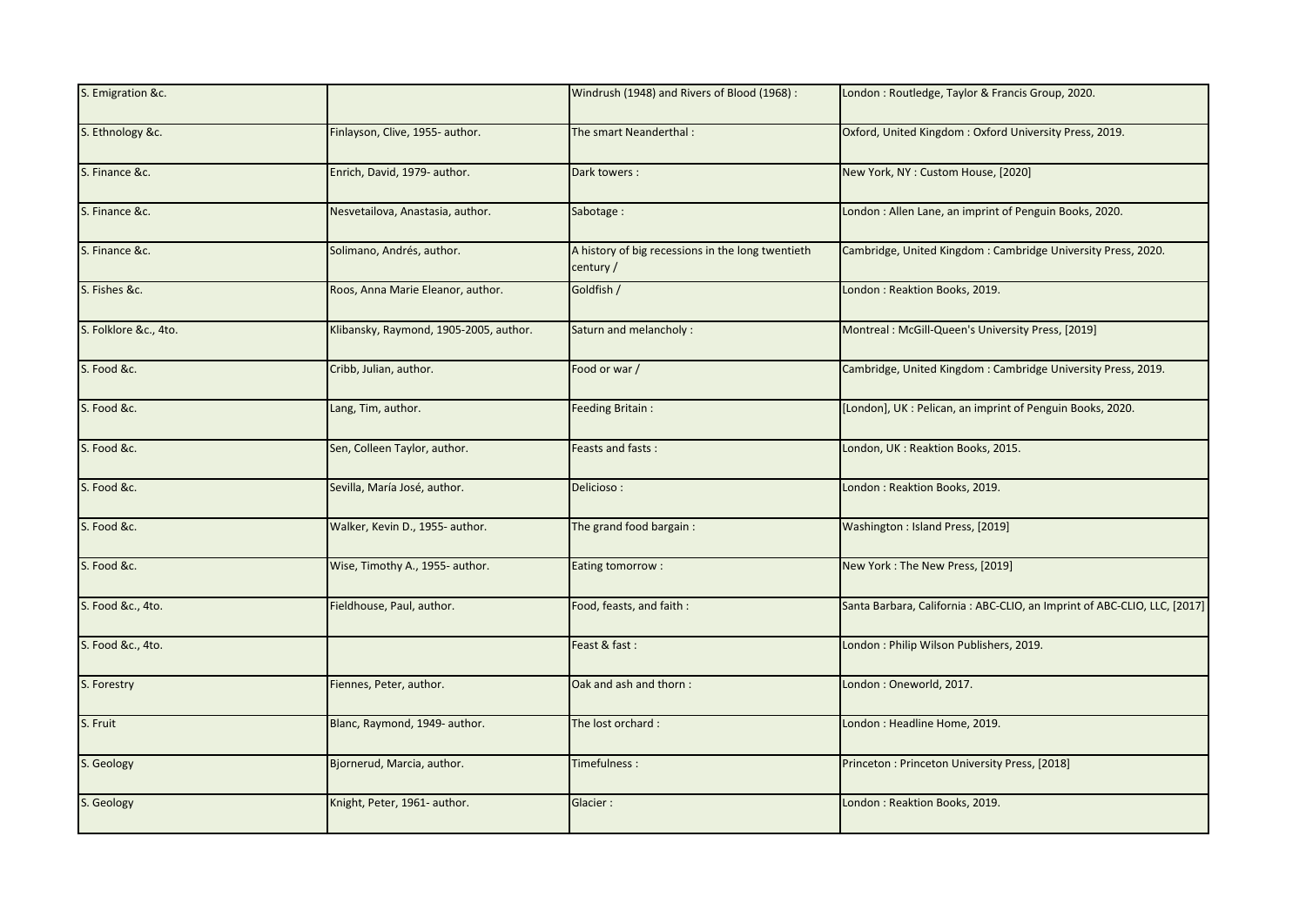| S. Emigration &c. | | Windrush (1948) and Rivers of Blood (1968) : | London : Routledge, Taylor & Francis Group, 2020. |
|---|---|---|---|
| S. Ethnology &c. | Finlayson, Clive, 1955- author. | The smart Neanderthal : | Oxford, United Kingdom : Oxford University Press, 2019. |
| S. Finance &c. | Enrich, David, 1979- author. | Dark towers : | New York, NY : Custom House, [2020] |
| S. Finance &c. | Nesvetailova, Anastasia, author. | Sabotage : | London : Allen Lane, an imprint of Penguin Books, 2020. |
| S. Finance &c. | Solimano, Andrés, author. | A history of big recessions in the long twentieth century / | Cambridge, United Kingdom : Cambridge University Press, 2020. |
| S. Fishes &c. | Roos, Anna Marie Eleanor, author. | Goldfish / | London : Reaktion Books, 2019. |
| S. Folklore &c., 4to. | Klibansky, Raymond, 1905-2005, author. | Saturn and melancholy : | Montreal : McGill-Queen's University Press, [2019] |
| S. Food &c. | Cribb, Julian, author. | Food or war / | Cambridge, United Kingdom : Cambridge University Press, 2019. |
| S. Food &c. | Lang, Tim, author. | Feeding Britain : | [London], UK : Pelican, an imprint of Penguin Books, 2020. |
| S. Food &c. | Sen, Colleen Taylor, author. | Feasts and fasts : | London, UK : Reaktion Books, 2015. |
| S. Food &c. | Sevilla, María José, author. | Delicioso : | London : Reaktion Books, 2019. |
| S. Food &c. | Walker, Kevin D., 1955- author. | The grand food bargain : | Washington : Island Press, [2019] |
| S. Food &c. | Wise, Timothy A., 1955- author. | Eating tomorrow : | New York : The New Press, [2019] |
| S. Food &c., 4to. | Fieldhouse, Paul, author. | Food, feasts, and faith : | Santa Barbara, California : ABC-CLIO, an Imprint of ABC-CLIO, LLC, [2017] |
| S. Food &c., 4to. | | Feast & fast : | London : Philip Wilson Publishers, 2019. |
| S. Forestry | Fiennes, Peter, author. | Oak and ash and thorn : | London : Oneworld, 2017. |
| S. Fruit | Blanc, Raymond, 1949- author. | The lost orchard : | London : Headline Home, 2019. |
| S. Geology | Bjornerud, Marcia, author. | Timefulness : | Princeton : Princeton University Press, [2018] |
| S. Geology | Knight, Peter, 1961- author. | Glacier : | London : Reaktion Books, 2019. |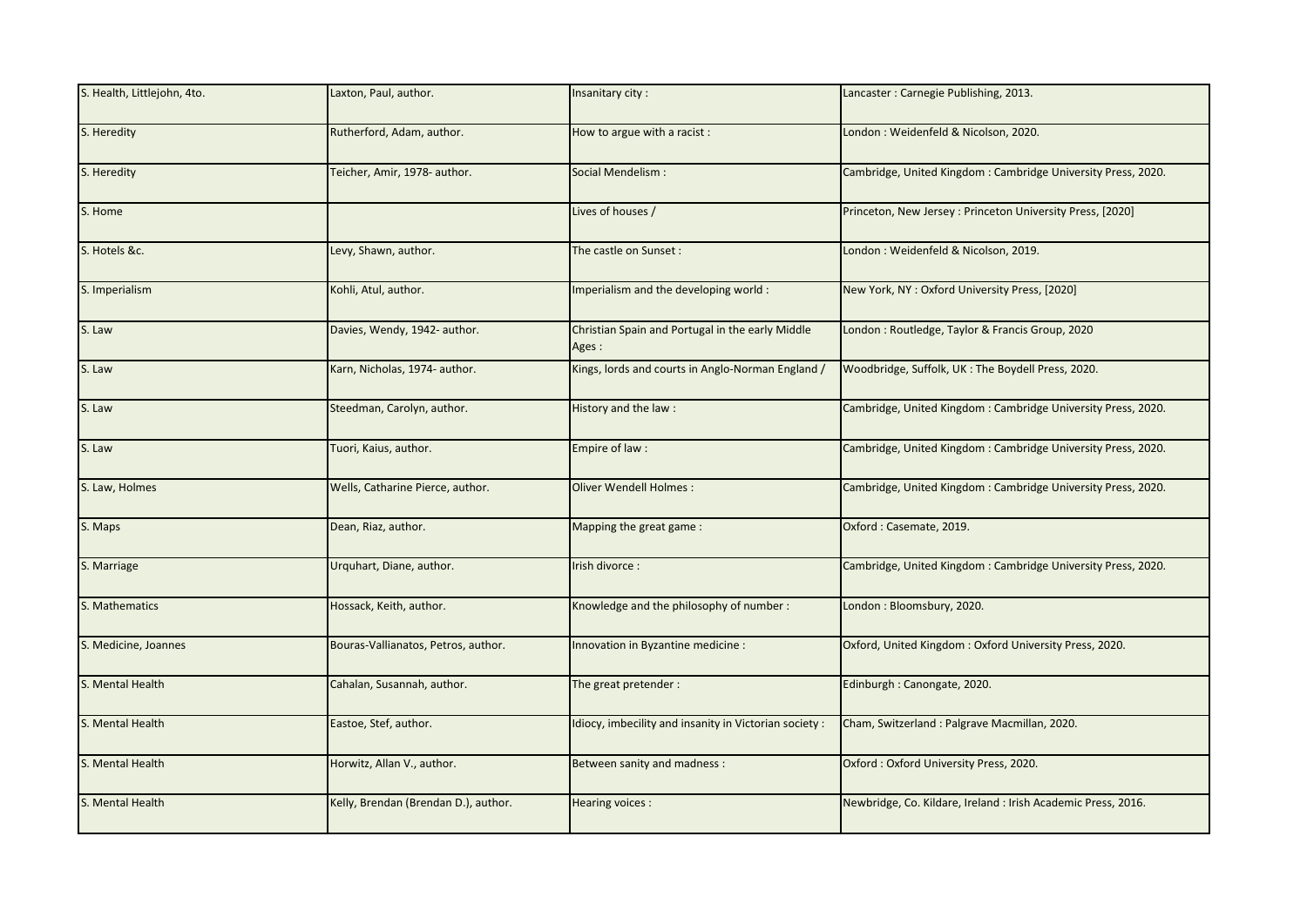| S. Health, Littlejohn, 4to. | Laxton, Paul, author. | Insanitary city : | Lancaster : Carnegie Publishing, 2013. |
|---|---|---|---|
| S. Heredity | Rutherford, Adam, author. | How to argue with a racist : | London : Weidenfeld & Nicolson, 2020. |
| S. Heredity | Teicher, Amir, 1978- author. | Social Mendelism : | Cambridge, United Kingdom : Cambridge University Press, 2020. |
| S. Home | | Lives of houses / | Princeton, New Jersey : Princeton University Press, [2020] |
| S. Hotels &c. | Levy, Shawn, author. | The castle on Sunset : | London : Weidenfeld & Nicolson, 2019. |
| S. Imperialism | Kohli, Atul, author. | Imperialism and the developing world : | New York, NY : Oxford University Press, [2020] |
| S. Law | Davies, Wendy, 1942- author. | Christian Spain and Portugal in the early Middle Ages : | London : Routledge, Taylor & Francis Group, 2020 |
| S. Law | Karn, Nicholas, 1974- author. | Kings, lords and courts in Anglo-Norman England / | Woodbridge, Suffolk, UK : The Boydell Press, 2020. |
| S. Law | Steedman, Carolyn, author. | History and the law : | Cambridge, United Kingdom : Cambridge University Press, 2020. |
| S. Law | Tuori, Kaius, author. | Empire of law : | Cambridge, United Kingdom : Cambridge University Press, 2020. |
| S. Law, Holmes | Wells, Catharine Pierce, author. | Oliver Wendell Holmes : | Cambridge, United Kingdom : Cambridge University Press, 2020. |
| S. Maps | Dean, Riaz, author. | Mapping the great game : | Oxford : Casemate, 2019. |
| S. Marriage | Urquhart, Diane, author. | Irish divorce : | Cambridge, United Kingdom : Cambridge University Press, 2020. |
| S. Mathematics | Hossack, Keith, author. | Knowledge and the philosophy of number : | London : Bloomsbury, 2020. |
| S. Medicine, Joannes | Bouras-Vallianatos, Petros, author. | Innovation in Byzantine medicine : | Oxford, United Kingdom : Oxford University Press, 2020. |
| S. Mental Health | Cahalan, Susannah, author. | The great pretender : | Edinburgh : Canongate, 2020. |
| S. Mental Health | Eastoe, Stef, author. | Idiocy, imbecility and insanity in Victorian society : | Cham, Switzerland : Palgrave Macmillan, 2020. |
| S. Mental Health | Horwitz, Allan V., author. | Between sanity and madness : | Oxford : Oxford University Press, 2020. |
| S. Mental Health | Kelly, Brendan (Brendan D.), author. | Hearing voices : | Newbridge, Co. Kildare, Ireland : Irish Academic Press, 2016. |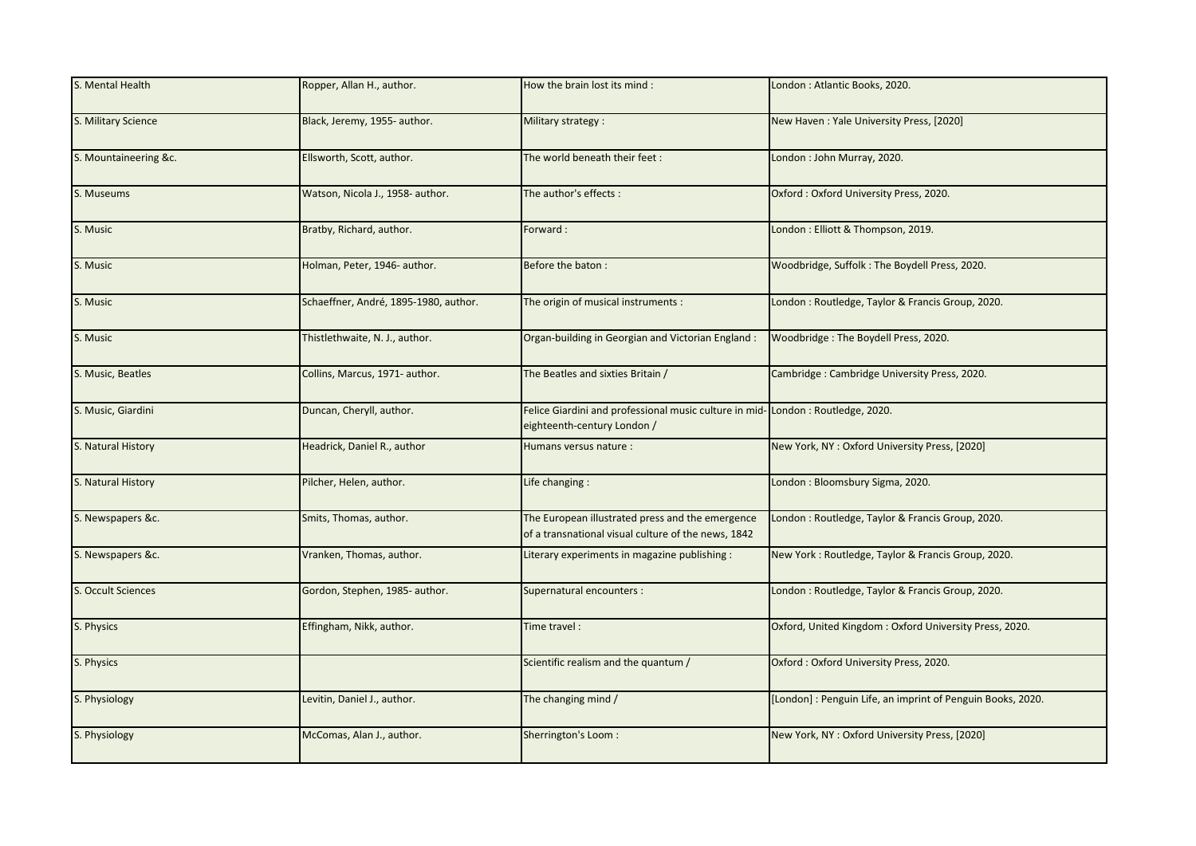| S. Mental Health | Ropper, Allan H., author. | How the brain lost its mind : | London : Atlantic Books, 2020. |
|---|---|---|---|
| S. Military Science | Black, Jeremy, 1955- author. | Military strategy : | New Haven : Yale University Press, [2020] |
| S. Mountaineering &c. | Ellsworth, Scott, author. | The world beneath their feet : | London : John Murray, 2020. |
| S. Museums | Watson, Nicola J., 1958- author. | The author's effects : | Oxford : Oxford University Press, 2020. |
| S. Music | Bratby, Richard, author. | Forward : | London : Elliott & Thompson, 2019. |
| S. Music | Holman, Peter, 1946- author. | Before the baton : | Woodbridge, Suffolk : The Boydell Press, 2020. |
| S. Music | Schaeffner, André, 1895-1980, author. | The origin of musical instruments : | London : Routledge, Taylor & Francis Group, 2020. |
| S. Music | Thistlethwaite, N. J., author. | Organ-building in Georgian and Victorian England : | Woodbridge : The Boydell Press, 2020. |
| S. Music, Beatles | Collins, Marcus, 1971- author. | The Beatles and sixties Britain / | Cambridge : Cambridge University Press, 2020. |
| S. Music, Giardini | Duncan, Cheryll, author. | Felice Giardini and professional music culture in mid-eighteenth-century London / | London : Routledge, 2020. |
| S. Natural History | Headrick, Daniel R., author | Humans versus nature : | New York, NY : Oxford University Press, [2020] |
| S. Natural History | Pilcher, Helen, author. | Life changing : | London : Bloomsbury Sigma, 2020. |
| S. Newspapers &c. | Smits, Thomas, author. | The European illustrated press and the emergence of a transnational visual culture of the news, 1842 | London : Routledge, Taylor & Francis Group, 2020. |
| S. Newspapers &c. | Vranken, Thomas, author. | Literary experiments in magazine publishing : | New York : Routledge, Taylor & Francis Group, 2020. |
| S. Occult Sciences | Gordon, Stephen, 1985- author. | Supernatural encounters : | London : Routledge, Taylor & Francis Group, 2020. |
| S. Physics | Effingham, Nikk, author. | Time travel : | Oxford, United Kingdom : Oxford University Press, 2020. |
| S. Physics | | Scientific realism and the quantum / | Oxford : Oxford University Press, 2020. |
| S. Physiology | Levitin, Daniel J., author. | The changing mind / | [London] : Penguin Life, an imprint of Penguin Books, 2020. |
| S. Physiology | McComas, Alan J., author. | Sherrington's Loom : | New York, NY : Oxford University Press, [2020] |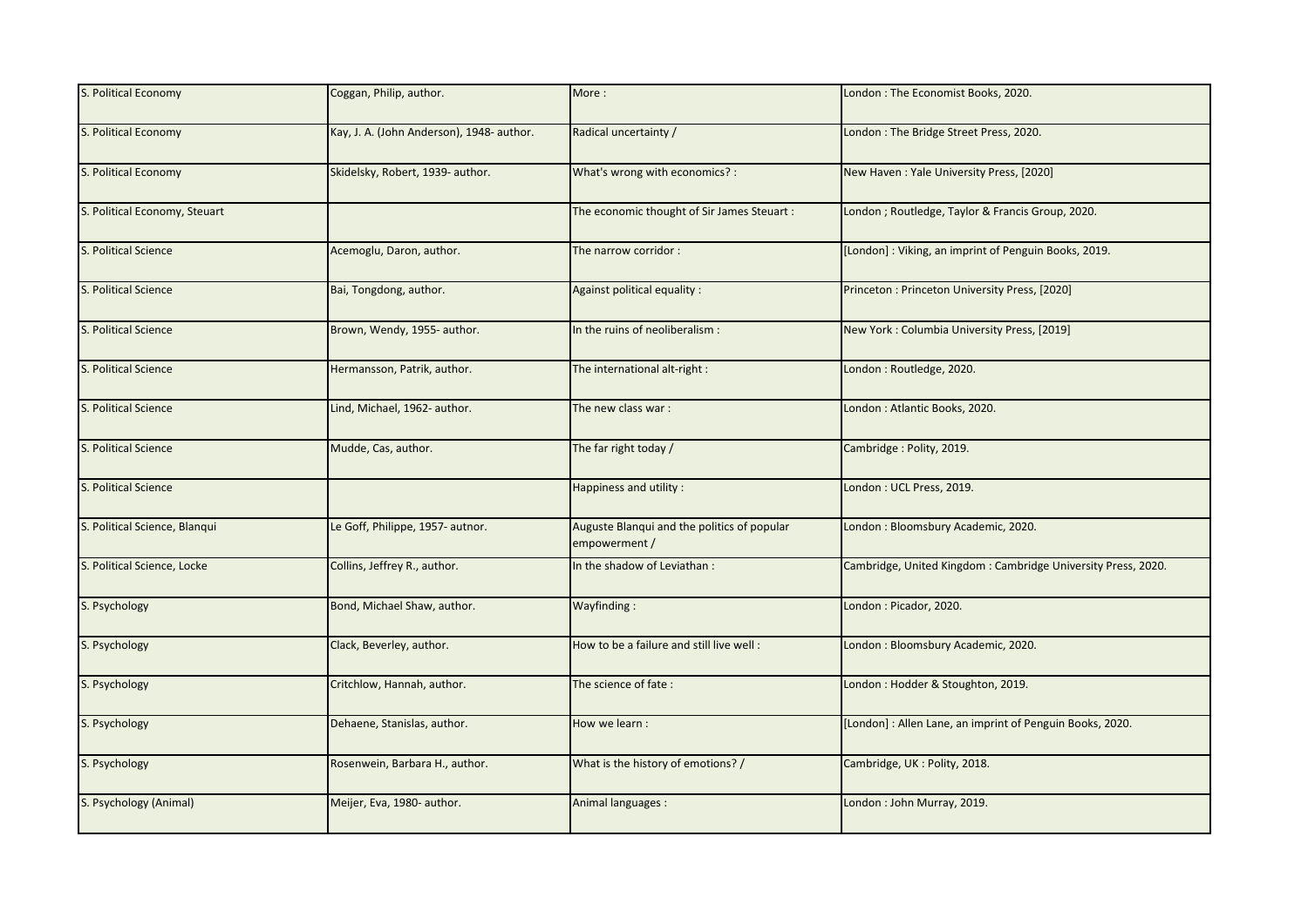| S. Political Economy | Coggan, Philip, author. | More : | London : The Economist Books, 2020. |
|---|---|---|---|
| S. Political Economy | Kay, J. A. (John Anderson), 1948- author. | Radical uncertainty / | London : The Bridge Street Press, 2020. |
| S. Political Economy | Skidelsky, Robert, 1939- author. | What's wrong with economics? : | New Haven : Yale University Press, [2020] |
| S. Political Economy, Steuart | | The economic thought of Sir James Steuart : | London ; Routledge, Taylor & Francis Group, 2020. |
| S. Political Science | Acemoglu, Daron, author. | The narrow corridor : | [London] : Viking, an imprint of Penguin Books, 2019. |
| S. Political Science | Bai, Tongdong, author. | Against political equality : | Princeton : Princeton University Press, [2020] |
| S. Political Science | Brown, Wendy, 1955- author. | In the ruins of neoliberalism : | New York : Columbia University Press, [2019] |
| S. Political Science | Hermansson, Patrik, author. | The international alt-right : | London : Routledge, 2020. |
| S. Political Science | Lind, Michael, 1962- author. | The new class war : | London : Atlantic Books, 2020. |
| S. Political Science | Mudde, Cas, author. | The far right today / | Cambridge : Polity, 2019. |
| S. Political Science | | Happiness and utility : | London : UCL Press, 2019. |
| S. Political Science, Blanqui | Le Goff, Philippe, 1957- autnor. | Auguste Blanqui and the politics of popular empowerment / | London : Bloomsbury Academic, 2020. |
| S. Political Science, Locke | Collins, Jeffrey R., author. | In the shadow of Leviathan : | Cambridge, United Kingdom : Cambridge University Press, 2020. |
| S. Psychology | Bond, Michael Shaw, author. | Wayfinding : | London : Picador, 2020. |
| S. Psychology | Clack, Beverley, author. | How to be a failure and still live well : | London : Bloomsbury Academic, 2020. |
| S. Psychology | Critchlow, Hannah, author. | The science of fate : | London : Hodder & Stoughton, 2019. |
| S. Psychology | Dehaene, Stanislas, author. | How we learn : | [London] : Allen Lane, an imprint of Penguin Books, 2020. |
| S. Psychology | Rosenwein, Barbara H., author. | What is the history of emotions? / | Cambridge, UK : Polity, 2018. |
| S. Psychology (Animal) | Meijer, Eva, 1980- author. | Animal languages : | London : John Murray, 2019. |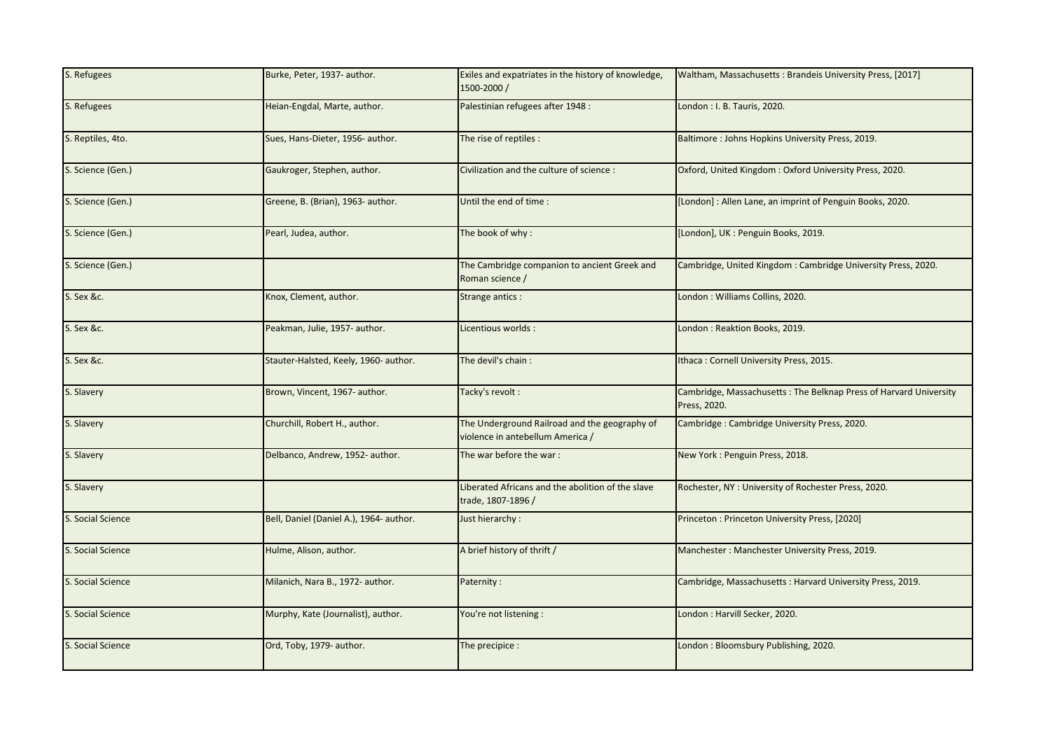| S. Refugees | Burke, Peter, 1937- author. | Exiles and expatriates in the history of knowledge, 1500-2000 / | Waltham, Massachusetts : Brandeis University Press, [2017] |
|---|---|---|---|
| S. Refugees | Heian-Engdal, Marte, author. | Palestinian refugees after 1948 : | London : I. B. Tauris, 2020. |
| S. Reptiles, 4to. | Sues, Hans-Dieter, 1956- author. | The rise of reptiles : | Baltimore : Johns Hopkins University Press, 2019. |
| S. Science (Gen.) | Gaukroger, Stephen, author. | Civilization and the culture of science : | Oxford, United Kingdom : Oxford University Press, 2020. |
| S. Science (Gen.) | Greene, B. (Brian), 1963- author. | Until the end of time : | [London] : Allen Lane, an imprint of Penguin Books, 2020. |
| S. Science (Gen.) | Pearl, Judea, author. | The book of why : | [London], UK : Penguin Books, 2019. |
| S. Science (Gen.) | | The Cambridge companion to ancient Greek and Roman science / | Cambridge, United Kingdom : Cambridge University Press, 2020. |
| S. Sex &c. | Knox, Clement, author. | Strange antics : | London : Williams Collins, 2020. |
| S. Sex &c. | Peakman, Julie, 1957- author. | Licentious worlds : | London : Reaktion Books, 2019. |
| S. Sex &c. | Stauter-Halsted, Keely, 1960- author. | The devil's chain : | Ithaca : Cornell University Press, 2015. |
| S. Slavery | Brown, Vincent, 1967- author. | Tacky's revolt : | Cambridge, Massachusetts : The Belknap Press of Harvard University Press, 2020. |
| S. Slavery | Churchill, Robert H., author. | The Underground Railroad and the geography of violence in antebellum America / | Cambridge : Cambridge University Press, 2020. |
| S. Slavery | Delbanco, Andrew, 1952- author. | The war before the war : | New York : Penguin Press, 2018. |
| S. Slavery | | Liberated Africans and the abolition of the slave trade, 1807-1896 / | Rochester, NY : University of Rochester Press, 2020. |
| S. Social Science | Bell, Daniel (Daniel A.), 1964- author. | Just hierarchy : | Princeton : Princeton University Press, [2020] |
| S. Social Science | Hulme, Alison, author. | A brief history of thrift / | Manchester : Manchester University Press, 2019. |
| S. Social Science | Milanich, Nara B., 1972- author. | Paternity : | Cambridge, Massachusetts : Harvard University Press, 2019. |
| S. Social Science | Murphy, Kate (Journalist), author. | You're not listening : | London : Harvill Secker, 2020. |
| S. Social Science | Ord, Toby, 1979- author. | The precipice : | London : Bloomsbury Publishing, 2020. |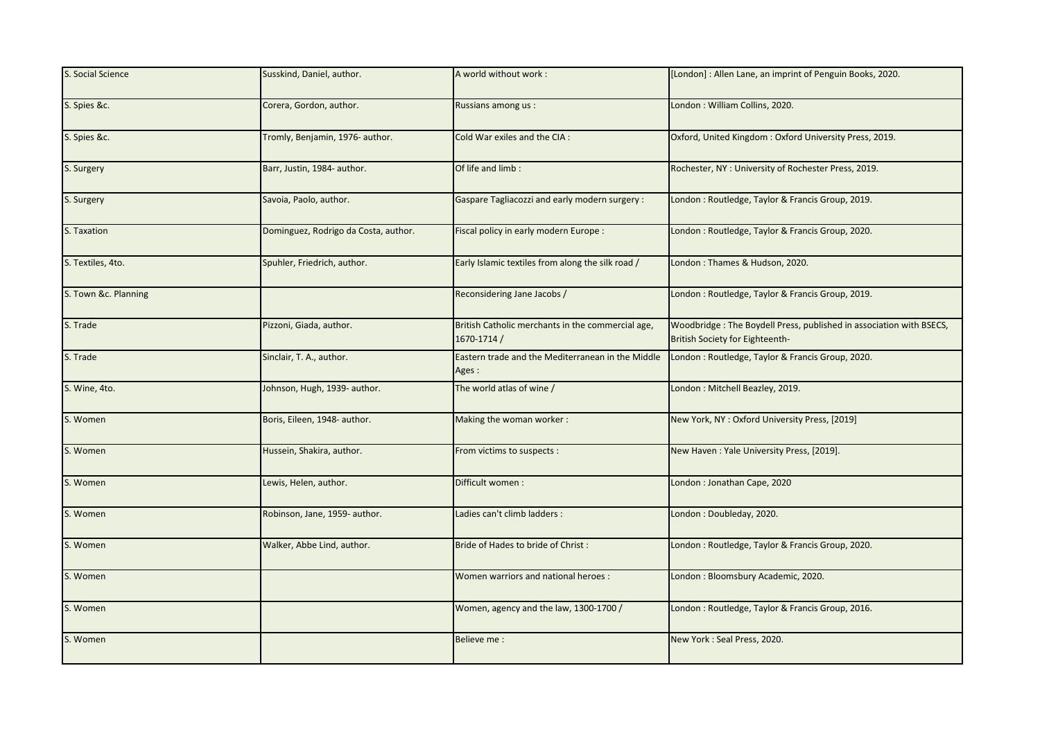| S. Social Science | Susskind, Daniel, author. | A world without work : | [London] : Allen Lane, an imprint of Penguin Books, 2020. |
|---|---|---|---|
| S. Spies &c. | Corera, Gordon, author. | Russians among us : | London : William Collins, 2020. |
| S. Spies &c. | Tromly, Benjamin, 1976- author. | Cold War exiles and the CIA : | Oxford, United Kingdom : Oxford University Press, 2019. |
| S. Surgery | Barr, Justin, 1984- author. | Of life and limb : | Rochester, NY : University of Rochester Press, 2019. |
| S. Surgery | Savoia, Paolo, author. | Gaspare Tagliacozzi and early modern surgery : | London : Routledge, Taylor & Francis Group, 2019. |
| S. Taxation | Dominguez, Rodrigo da Costa, author. | Fiscal policy in early modern Europe : | London : Routledge, Taylor & Francis Group, 2020. |
| S. Textiles, 4to. | Spuhler, Friedrich, author. | Early Islamic textiles from along the silk road / | London : Thames & Hudson, 2020. |
| S. Town &c. Planning | | Reconsidering Jane Jacobs / | London : Routledge, Taylor & Francis Group, 2019. |
| S. Trade | Pizzoni, Giada, author. | British Catholic merchants in the commercial age, 1670-1714 / | Woodbridge : The Boydell Press, published in association with BSECS, British Society for Eighteenth- |
| S. Trade | Sinclair, T. A., author. | Eastern trade and the Mediterranean in the Middle Ages : | London : Routledge, Taylor & Francis Group, 2020. |
| S. Wine, 4to. | Johnson, Hugh, 1939- author. | The world atlas of wine / | London : Mitchell Beazley, 2019. |
| S. Women | Boris, Eileen, 1948- author. | Making the woman worker : | New York, NY : Oxford University Press, [2019] |
| S. Women | Hussein, Shakira, author. | From victims to suspects : | New Haven : Yale University Press, [2019]. |
| S. Women | Lewis, Helen, author. | Difficult women : | London : Jonathan Cape, 2020 |
| S. Women | Robinson, Jane, 1959- author. | Ladies can't climb ladders : | London : Doubleday, 2020. |
| S. Women | Walker, Abbe Lind, author. | Bride of Hades to bride of Christ : | London : Routledge, Taylor & Francis Group, 2020. |
| S. Women | | Women warriors and national heroes : | London : Bloomsbury Academic, 2020. |
| S. Women | | Women, agency and the law, 1300-1700 / | London : Routledge, Taylor & Francis Group, 2016. |
| S. Women | | Believe me : | New York : Seal Press, 2020. |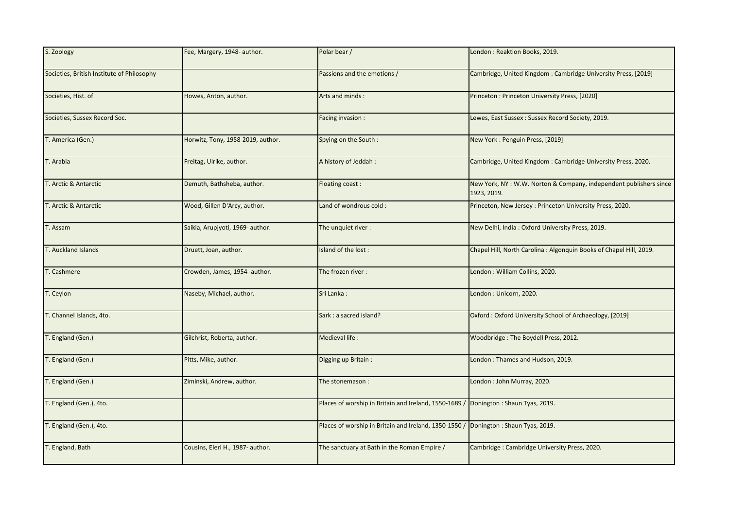| S. Zoology | Fee, Margery, 1948- author. | Polar bear / | London : Reaktion Books, 2019. |
|---|---|---|---|
| Societies, British Institute of Philosophy | | Passions and the emotions / | Cambridge, United Kingdom : Cambridge University Press, [2019] |
| Societies, Hist. of | Howes, Anton, author. | Arts and minds : | Princeton : Princeton University Press, [2020] |
| Societies, Sussex Record Soc. | | Facing invasion : | Lewes, East Sussex : Sussex Record Society, 2019. |
| T. America (Gen.) | Horwitz, Tony, 1958-2019, author. | Spying on the South : | New York : Penguin Press, [2019] |
| T. Arabia | Freitag, Ulrike, author. | A history of Jeddah : | Cambridge, United Kingdom : Cambridge University Press, 2020. |
| T. Arctic & Antarctic | Demuth, Bathsheba, author. | Floating coast : | New York, NY : W.W. Norton & Company, independent publishers since 1923, 2019. |
| T. Arctic & Antarctic | Wood, Gillen D'Arcy, author. | Land of wondrous cold : | Princeton, New Jersey : Princeton University Press, 2020. |
| T. Assam | Saikia, Arupjyoti, 1969- author. | The unquiet river : | New Delhi, India : Oxford University Press, 2019. |
| T. Auckland Islands | Druett, Joan, author. | Island of the lost : | Chapel Hill, North Carolina : Algonquin Books of Chapel Hill, 2019. |
| T. Cashmere | Crowden, James, 1954- author. | The frozen river : | London : William Collins, 2020. |
| T. Ceylon | Naseby, Michael, author. | Sri Lanka : | London : Unicorn, 2020. |
| T. Channel Islands, 4to. | | Sark : a sacred island? | Oxford : Oxford University School of Archaeology, [2019] |
| T. England (Gen.) | Gilchrist, Roberta, author. | Medieval life : | Woodbridge : The Boydell Press, 2012. |
| T. England (Gen.) | Pitts, Mike, author. | Digging up Britain : | London : Thames and Hudson, 2019. |
| T. England (Gen.) | Ziminski, Andrew, author. | The stonemason : | London : John Murray, 2020. |
| T. England (Gen.), 4to. | | Places of worship in Britain and Ireland, 1550-1689 / | Donington : Shaun Tyas, 2019. |
| T. England (Gen.), 4to. | | Places of worship in Britain and Ireland, 1350-1550 / | Donington : Shaun Tyas, 2019. |
| T. England, Bath | Cousins, Eleri H., 1987- author. | The sanctuary at Bath in the Roman Empire / | Cambridge : Cambridge University Press, 2020. |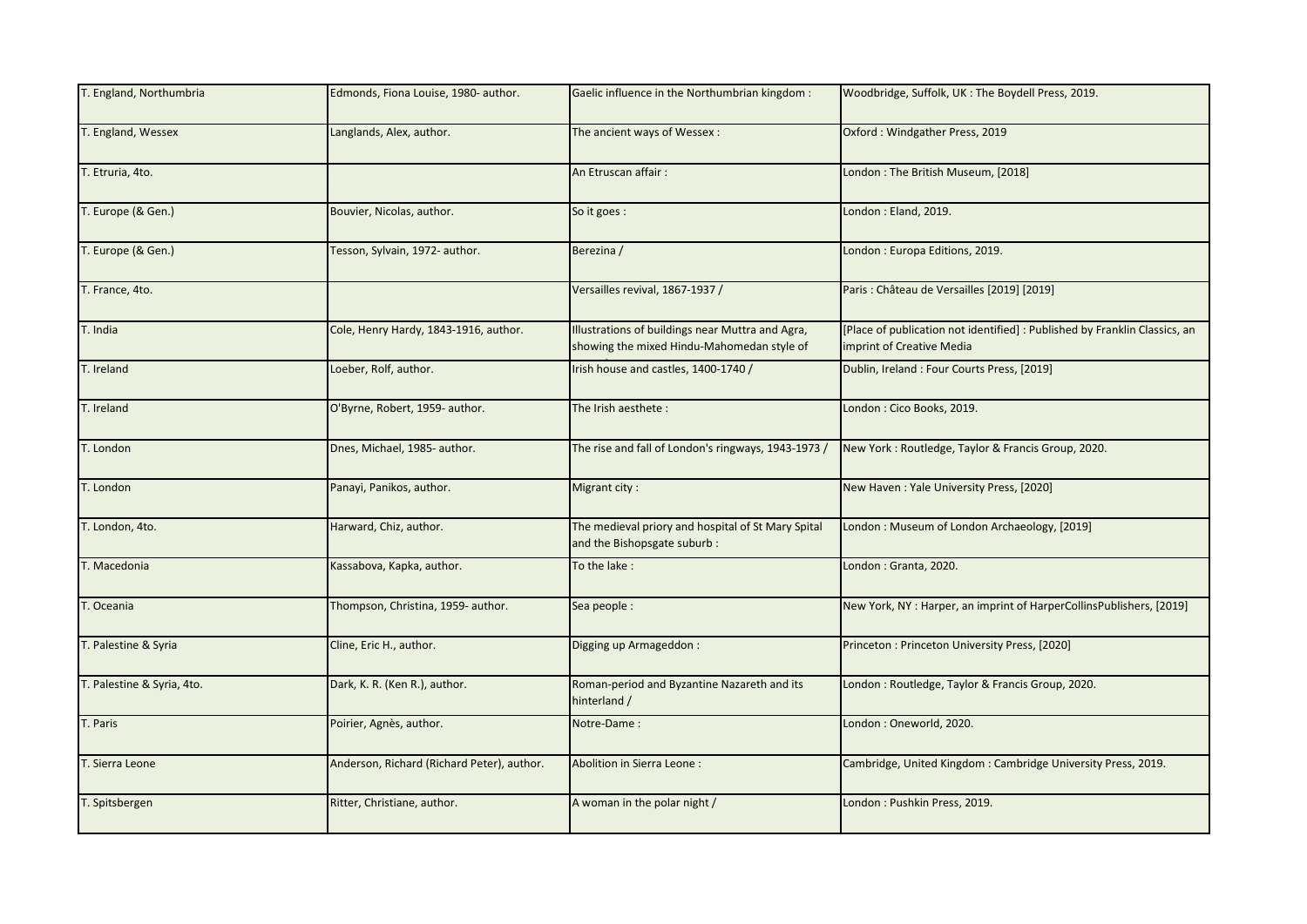| T. England, Northumbria | Edmonds, Fiona Louise, 1980- author. | Gaelic influence in the Northumbrian kingdom : | Woodbridge, Suffolk, UK : The Boydell Press, 2019. |
|---|---|---|---|
| T. England, Wessex | Langlands, Alex, author. | The ancient ways of Wessex : | Oxford : Windgather Press, 2019 |
| T. Etruria, 4to. | | An Etruscan affair : | London : The British Museum, [2018] |
| T. Europe (& Gen.) | Bouvier, Nicolas, author. | So it goes : | London : Eland, 2019. |
| T. Europe (& Gen.) | Tesson, Sylvain, 1972- author. | Berezina / | London : Europa Editions, 2019. |
| T. France, 4to. | | Versailles revival, 1867-1937 / | Paris : Château de Versailles [2019] [2019] |
| T. India | Cole, Henry Hardy, 1843-1916, author. | Illustrations of buildings near Muttra and Agra, showing the mixed Hindu-Mahomedan style of | [Place of publication not identified] : Published by Franklin Classics, an imprint of Creative Media |
| T. Ireland | Loeber, Rolf, author. | Irish house and castles, 1400-1740 / | Dublin, Ireland : Four Courts Press, [2019] |
| T. Ireland | O'Byrne, Robert, 1959- author. | The Irish aesthete : | London : Cico Books, 2019. |
| T. London | Dnes, Michael, 1985- author. | The rise and fall of London's ringways, 1943-1973 / | New York : Routledge, Taylor & Francis Group, 2020. |
| T. London | Panayi, Panikos, author. | Migrant city : | New Haven : Yale University Press, [2020] |
| T. London, 4to. | Harward, Chiz, author. | The medieval priory and hospital of St Mary Spital and the Bishopsgate suburb : | London : Museum of London Archaeology, [2019] |
| T. Macedonia | Kassabova, Kapka, author. | To the lake : | London : Granta, 2020. |
| T. Oceania | Thompson, Christina, 1959- author. | Sea people : | New York, NY : Harper, an imprint of HarperCollinsPublishers, [2019] |
| T. Palestine & Syria | Cline, Eric H., author. | Digging up Armageddon : | Princeton : Princeton University Press, [2020] |
| T. Palestine & Syria, 4to. | Dark, K. R. (Ken R.), author. | Roman-period and Byzantine Nazareth and its hinterland / | London : Routledge, Taylor & Francis Group, 2020. |
| T. Paris | Poirier, Agnès, author. | Notre-Dame : | London : Oneworld, 2020. |
| T. Sierra Leone | Anderson, Richard (Richard Peter), author. | Abolition in Sierra Leone : | Cambridge, United Kingdom : Cambridge University Press, 2019. |
| T. Spitsbergen | Ritter, Christiane, author. | A woman in the polar night / | London : Pushkin Press, 2019. |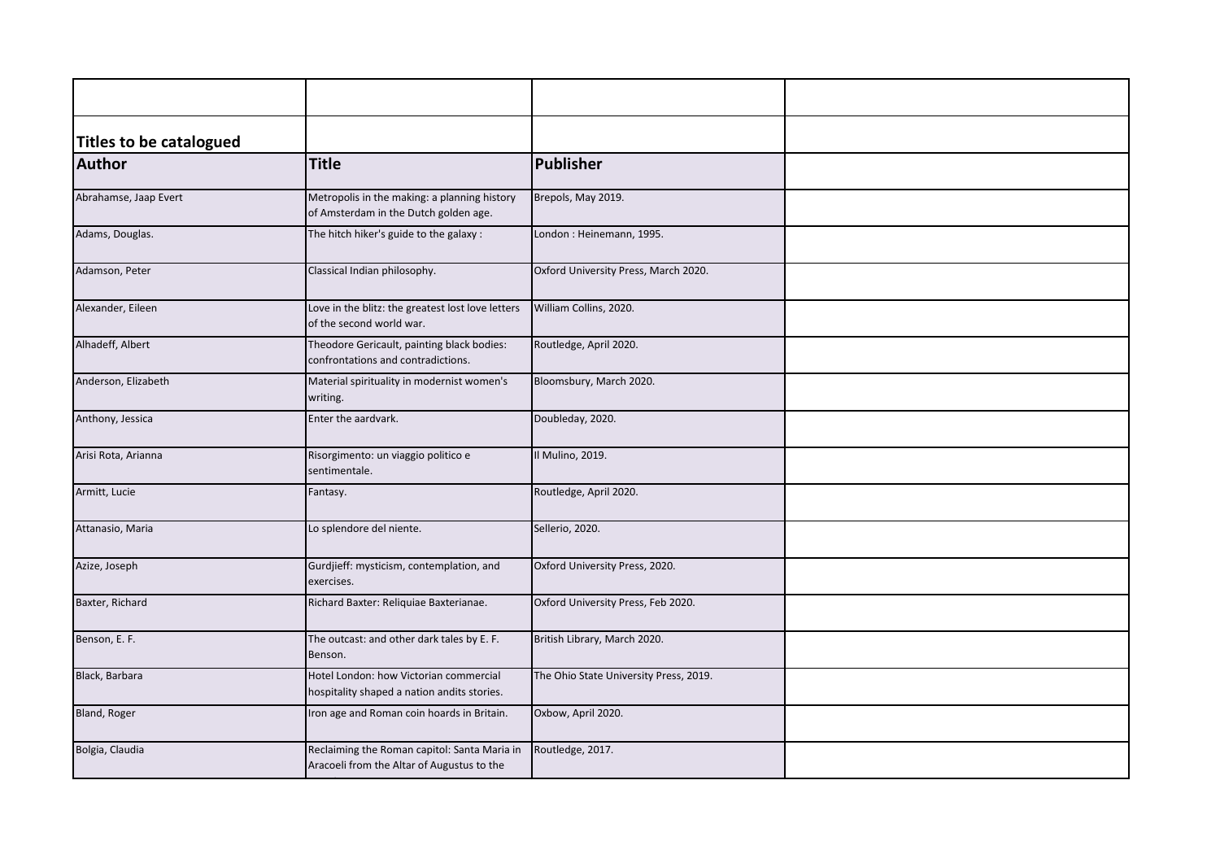| | | | |
|---|---|---|---|
| **Titles to be catalogued** | | | |
| **Author** | **Title** | **Publisher** | |
| Abrahamse, Jaap Evert | Metropolis in the making: a planning history of Amsterdam in the Dutch golden age. | Brepols, May 2019. | |
| Adams, Douglas. | The hitch hiker's guide to the galaxy : | London : Heinemann, 1995. | |
| Adamson, Peter | Classical Indian philosophy. | Oxford University Press, March 2020. | |
| Alexander, Eileen | Love in the blitz: the greatest lost love letters of the second world war. | William Collins, 2020. | |
| Alhadeff, Albert | Theodore Gericault, painting black bodies: confrontations and contradictions. | Routledge, April 2020. | |
| Anderson, Elizabeth | Material spirituality in modernist women's writing. | Bloomsbury, March 2020. | |
| Anthony, Jessica | Enter the aardvark. | Doubleday, 2020. | |
| Arisi Rota, Arianna | Risorgimento: un viaggio politico e sentimentale. | Il Mulino, 2019. | |
| Armitt, Lucie | Fantasy. | Routledge, April 2020. | |
| Attanasio, Maria | Lo splendore del niente. | Sellerio, 2020. | |
| Azize, Joseph | Gurdjieff: mysticism, contemplation, and exercises. | Oxford University Press, 2020. | |
| Baxter, Richard | Richard Baxter: Reliquiae Baxterianae. | Oxford University Press, Feb 2020. | |
| Benson, E. F. | The outcast: and other dark tales by E. F. Benson. | British Library, March 2020. | |
| Black, Barbara | Hotel London: how Victorian commercial hospitality shaped a nation andits stories. | The Ohio State University Press, 2019. | |
| Bland, Roger | Iron age and Roman coin hoards in Britain. | Oxbow, April 2020. | |
| Bolgia, Claudia | Reclaiming the Roman capitol: Santa Maria in Aracoeli from the Altar of Augustus to the | Routledge, 2017. | |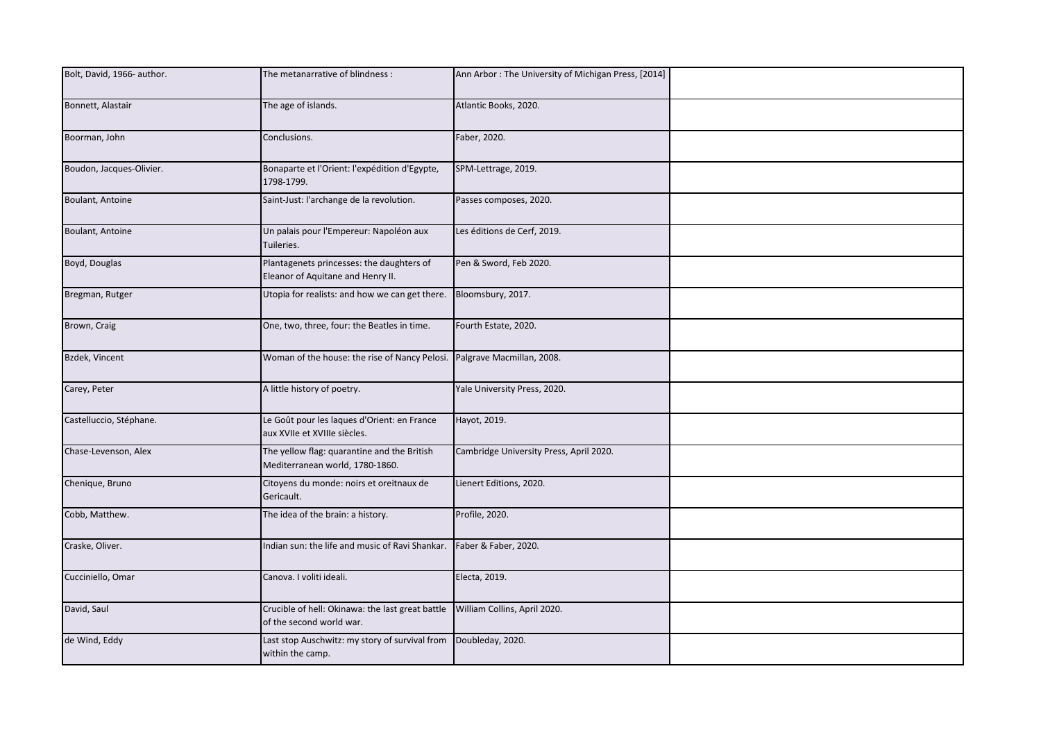| | | | |
|---|---|---|---|
| Bolt, David, 1966- author. | The metanarrative of blindness : | Ann Arbor : The University of Michigan Press, [2014] | |
| Bonnett, Alastair | The age of islands. | Atlantic Books, 2020. | |
| Boorman, John | Conclusions. | Faber, 2020. | |
| Boudon, Jacques-Olivier. | Bonaparte et l'Orient: l'expédition d'Egypte, 1798-1799. | SPM-Lettrage, 2019. | |
| Boulant, Antoine | Saint-Just: l'archange de la revolution. | Passes composes, 2020. | |
| Boulant, Antoine | Un palais pour l'Empereur: Napoléon aux Tuileries. | Les éditions de Cerf, 2019. | |
| Boyd, Douglas | Plantagenets princesses: the daughters of Eleanor of Aquitane and Henry II. | Pen & Sword, Feb 2020. | |
| Bregman, Rutger | Utopia for realists: and how we can get there. | Bloomsbury, 2017. | |
| Brown, Craig | One, two, three, four: the Beatles in time. | Fourth Estate, 2020. | |
| Bzdek, Vincent | Woman of the house: the rise of Nancy Pelosi. | Palgrave Macmillan, 2008. | |
| Carey, Peter | A little history of poetry. | Yale University Press, 2020. | |
| Castelluccio, Stéphane. | Le Goût pour les laques d'Orient: en France aux XVIIe et XVIIIe siècles. | Hayot, 2019. | |
| Chase-Levenson, Alex | The yellow flag: quarantine and the British Mediterranean world, 1780-1860. | Cambridge University Press, April 2020. | |
| Chenique, Bruno | Citoyens du monde: noirs et oreitnaux de Gericault. | Lienert Editions, 2020. | |
| Cobb, Matthew. | The idea of the brain: a history. | Profile, 2020. | |
| Craske, Oliver. | Indian sun: the life and music of Ravi Shankar. | Faber & Faber, 2020. | |
| Cucciniello, Omar | Canova. I volti ideali. | Electa, 2019. | |
| David, Saul | Crucible of hell: Okinawa: the last great battle of the second world war. | William Collins, April 2020. | |
| de Wind, Eddy | Last stop Auschwitz: my story of survival from within the camp. | Doubleday, 2020. | |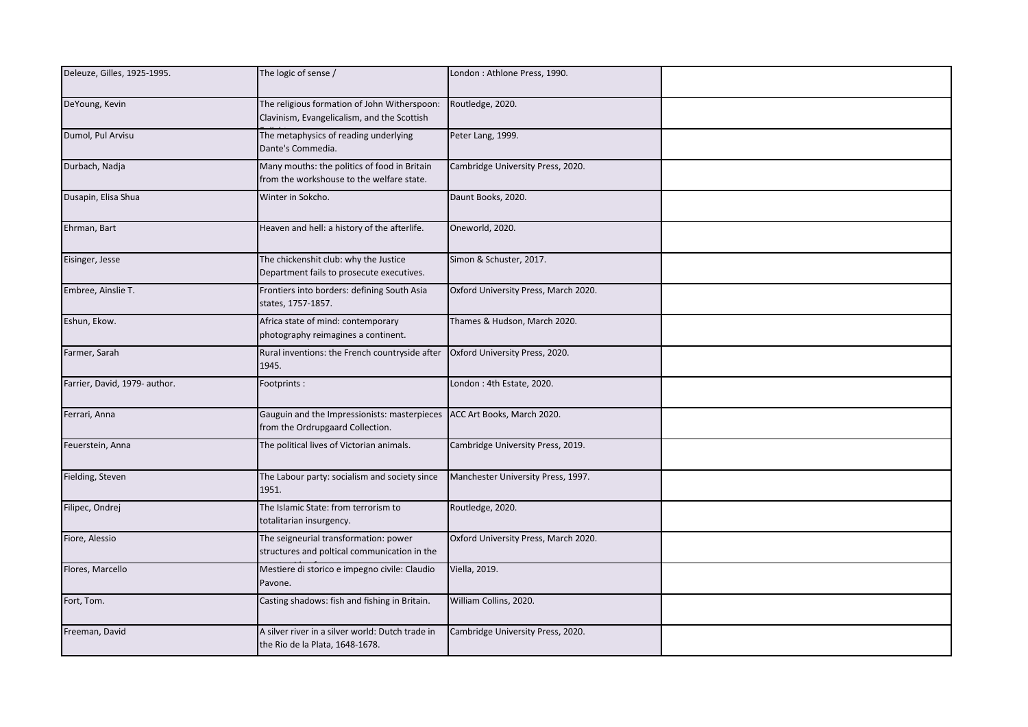| | | | |
|---|---|---|---|
| Deleuze, Gilles, 1925-1995. | The logic of sense / | London : Athlone Press, 1990. | |
| DeYoung, Kevin | The religious formation of John Witherspoon: Clavinism, Evangelicalism, and the Scottish | Routledge, 2020. | |
| Dumol, Pul Arvisu | The metaphysics of reading underlying Dante's Commedia. | Peter Lang, 1999. | |
| Durbach, Nadja | Many mouths: the politics of food in Britain from the workshouse to the welfare state. | Cambridge University Press, 2020. | |
| Dusapin, Elisa Shua | Winter in Sokcho. | Daunt Books, 2020. | |
| Ehrman, Bart | Heaven and hell: a history of the afterlife. | Oneworld, 2020. | |
| Eisinger, Jesse | The chickenshit club: why the Justice Department fails to prosecute executives. | Simon & Schuster, 2017. | |
| Embree, Ainslie T. | Frontiers into borders: defining South Asia states, 1757-1857. | Oxford University Press, March 2020. | |
| Eshun, Ekow. | Africa state of mind: contemporary photography reimagines a continent. | Thames & Hudson, March 2020. | |
| Farmer, Sarah | Rural inventions: the French countryside after 1945. | Oxford University Press, 2020. | |
| Farrier, David, 1979- author. | Footprints : | London : 4th Estate, 2020. | |
| Ferrari, Anna | Gauguin and the Impressionists: masterpieces from the Ordrupgaard Collection. | ACC Art Books, March 2020. | |
| Feuerstein, Anna | The political lives of Victorian animals. | Cambridge University Press, 2019. | |
| Fielding, Steven | The Labour party: socialism and society since 1951. | Manchester University Press, 1997. | |
| Filipec, Ondrej | The Islamic State: from terrorism to totalitarian insurgency. | Routledge, 2020. | |
| Fiore, Alessio | The seigneurial transformation: power structures and poltical communication in the | Oxford University Press, March 2020. | |
| Flores, Marcello | Mestiere di storico e impegno civile: Claudio Pavone. | Viella, 2019. | |
| Fort, Tom. | Casting shadows: fish and fishing in Britain. | William Collins, 2020. | |
| Freeman, David | A silver river in a silver world: Dutch trade in the Rio de la Plata, 1648-1678. | Cambridge University Press, 2020. | |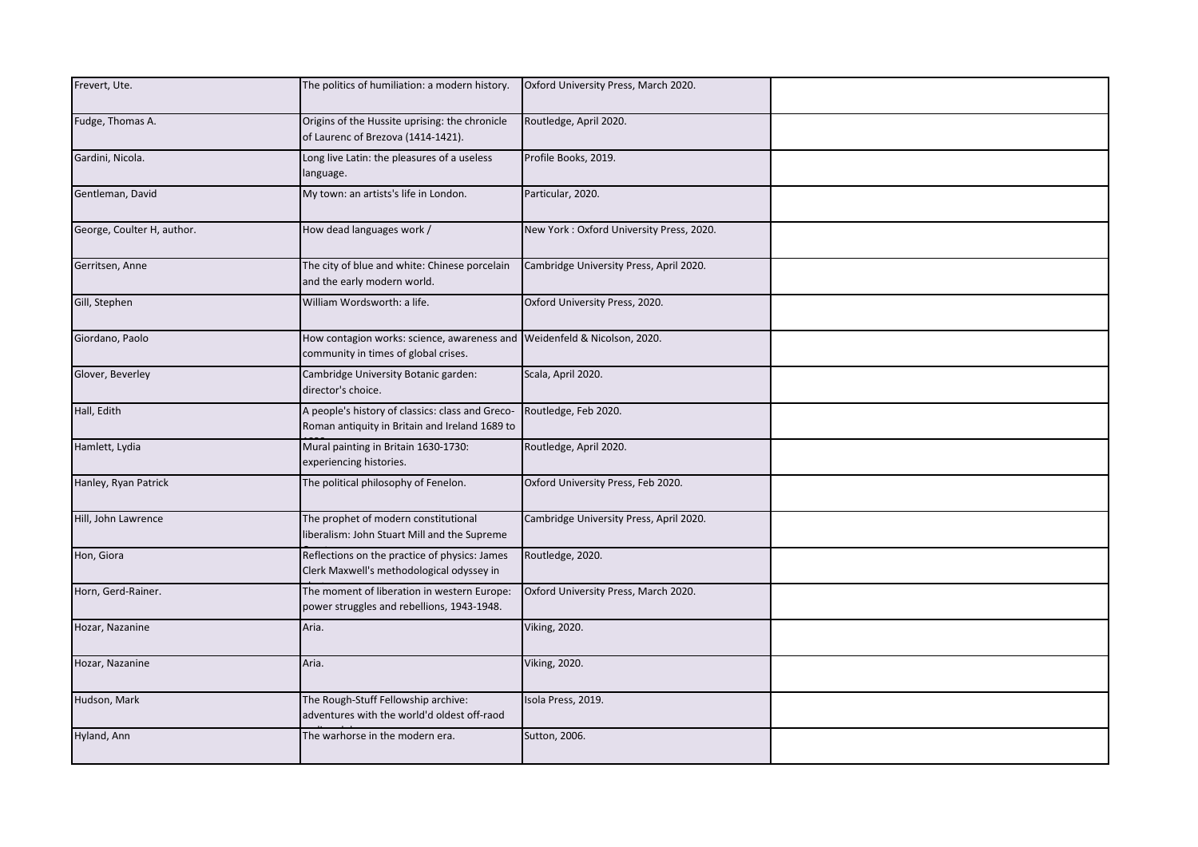| Frevert, Ute. | The politics of humiliation: a modern history. | Oxford University Press, March 2020. | |
|---|---|---|---|
| Fudge, Thomas A. | Origins of the Hussite uprising: the chronicle of Laurenc of Brezova (1414-1421). | Routledge, April 2020. | |
| Gardini, Nicola. | Long live Latin: the pleasures of a useless language. | Profile Books, 2019. | |
| Gentleman, David | My town: an artists's life in London. | Particular, 2020. | |
| George, Coulter H, author. | How dead languages work / | New York : Oxford University Press, 2020. | |
| Gerritsen, Anne | The city of blue and white: Chinese porcelain and the early modern world. | Cambridge University Press, April 2020. | |
| Gill, Stephen | William Wordsworth: a life. | Oxford University Press, 2020. | |
| Giordano, Paolo | How contagion works: science, awareness and community in times of global crises. | Weidenfeld & Nicolson, 2020. | |
| Glover, Beverley | Cambridge University Botanic garden: director's choice. | Scala, April 2020. | |
| Hall, Edith | A people's history of classics: class and Greco-Roman antiquity in Britain and Ireland 1689 to | Routledge, Feb 2020. | |
| Hamlett, Lydia | Mural painting in Britain 1630-1730: experiencing histories. | Routledge, April 2020. | |
| Hanley, Ryan Patrick | The political philosophy of Fenelon. | Oxford University Press, Feb 2020. | |
| Hill, John Lawrence | The prophet of modern constitutional liberalism: John Stuart Mill and the Supreme | Cambridge University Press, April 2020. | |
| Hon, Giora | Reflections on the practice of physics: James Clerk Maxwell's methodological odyssey in | Routledge, 2020. | |
| Horn, Gerd-Rainer. | The moment of liberation in western Europe: power struggles and rebellions, 1943-1948. | Oxford University Press, March 2020. | |
| Hozar, Nazanine | Aria. | Viking, 2020. | |
| Hozar, Nazanine | Aria. | Viking, 2020. | |
| Hudson, Mark | The Rough-Stuff Fellowship archive: adventures with the world'd oldest off-raod | Isola Press, 2019. | |
| Hyland, Ann | The warhorse in the modern era. | Sutton, 2006. | |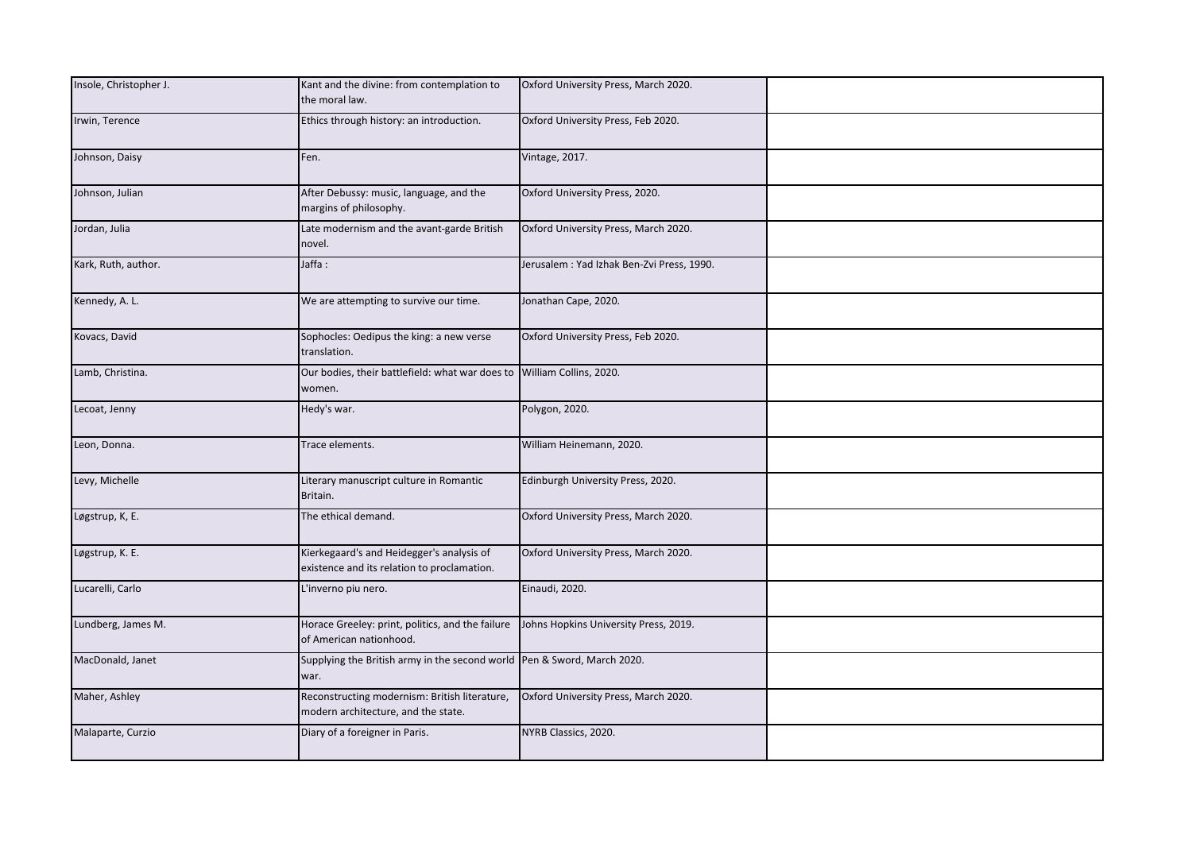| Insole, Christopher J. | Kant and the divine: from contemplation to the moral law. | Oxford University Press, March 2020. | |
|---|---|---|---|
| Irwin, Terence | Ethics through history: an introduction. | Oxford University Press, Feb 2020. | |
| Johnson, Daisy | Fen. | Vintage, 2017. | |
| Johnson, Julian | After Debussy: music, language, and the margins of philosophy. | Oxford University Press, 2020. | |
| Jordan, Julia | Late modernism and the avant-garde British novel. | Oxford University Press, March 2020. | |
| Kark, Ruth, author. | Jaffa : | Jerusalem : Yad Izhak Ben-Zvi Press, 1990. | |
| Kennedy, A. L. | We are attempting to survive our time. | Jonathan Cape, 2020. | |
| Kovacs, David | Sophocles: Oedipus the king: a new verse translation. | Oxford University Press, Feb 2020. | |
| Lamb, Christina. | Our bodies, their battlefield: what war does to women. | William Collins, 2020. | |
| Lecoat, Jenny | Hedy's war. | Polygon, 2020. | |
| Leon, Donna. | Trace elements. | William Heinemann, 2020. | |
| Levy, Michelle | Literary manuscript culture in Romantic Britain. | Edinburgh University Press, 2020. | |
| Løgstrup, K, E. | The ethical demand. | Oxford University Press, March 2020. | |
| Løgstrup, K. E. | Kierkegaard's and Heidegger's analysis of existence and its relation to proclamation. | Oxford University Press, March 2020. | |
| Lucarelli, Carlo | L'inverno piu nero. | Einaudi, 2020. | |
| Lundberg, James M. | Horace Greeley: print, politics, and the failure of American nationhood. | Johns Hopkins University Press, 2019. | |
| MacDonald, Janet | Supplying the British army in the second world war. | Pen & Sword, March 2020. | |
| Maher, Ashley | Reconstructing modernism: British literature, modern architecture, and the state. | Oxford University Press, March 2020. | |
| Malaparte, Curzio | Diary of a foreigner in Paris. | NYRB Classics, 2020. | |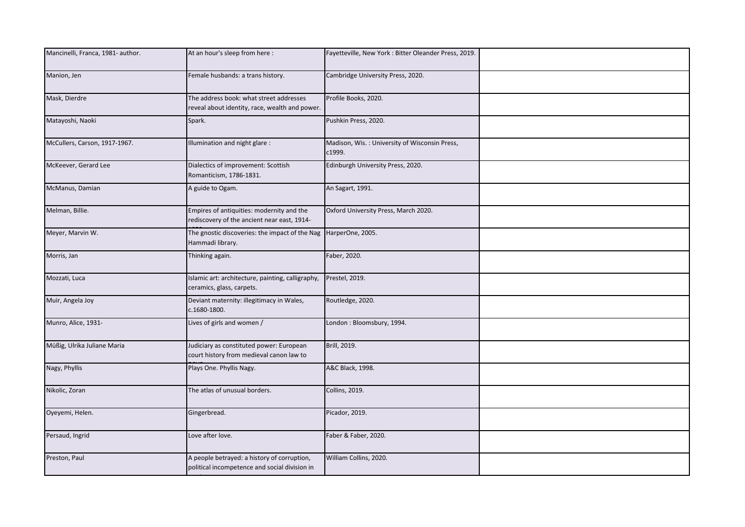| | | | |
|---|---|---|---|
| Mancinelli, Franca, 1981- author. | At an hour's sleep from here : | Fayetteville, New York : Bitter Oleander Press, 2019. | |
| Manion, Jen | Female husbands: a trans history. | Cambridge University Press, 2020. | |
| Mask, Dierdre | The address book: what street addresses reveal about identity, race, wealth and power. | Profile Books, 2020. | |
| Matayoshi, Naoki | Spark. | Pushkin Press, 2020. | |
| McCullers, Carson, 1917-1967. | Illumination and night glare : | Madison, Wis. : University of Wisconsin Press, c1999. | |
| McKeever, Gerard Lee | Dialectics of improvement: Scottish Romanticism, 1786-1831. | Edinburgh University Press, 2020. | |
| McManus, Damian | A guide to Ogam. | An Sagart, 1991. | |
| Melman, Billie. | Empires of antiquities: modernity and the rediscovery of the ancient near east, 1914- | Oxford University Press, March 2020. | |
| Meyer, Marvin W. | The gnostic discoveries: the impact of the Nag Hammadi library. | HarperOne, 2005. | |
| Morris, Jan | Thinking again. | Faber, 2020. | |
| Mozzati, Luca | Islamic art: architecture, painting, calligraphy, ceramics, glass, carpets. | Prestel, 2019. | |
| Muir, Angela Joy | Deviant maternity: illegitimacy in Wales, c.1680-1800. | Routledge, 2020. | |
| Munro, Alice, 1931- | Lives of girls and women / | London : Bloomsbury, 1994. | |
| Müßig, Ulrika Juliane Maria | Judiciary as constituted power: European court history from medieval canon law to | Brill, 2019. | |
| Nagy, Phyllis | Plays One. Phyllis Nagy. | A&C Black, 1998. | |
| Nikolic, Zoran | The atlas of unusual borders. | Collins, 2019. | |
| Oyeyemi, Helen. | Gingerbread. | Picador, 2019. | |
| Persaud, Ingrid | Love after love. | Faber & Faber, 2020. | |
| Preston, Paul | A people betrayed: a history of corruption, political incompetence and social division in | William Collins, 2020. | |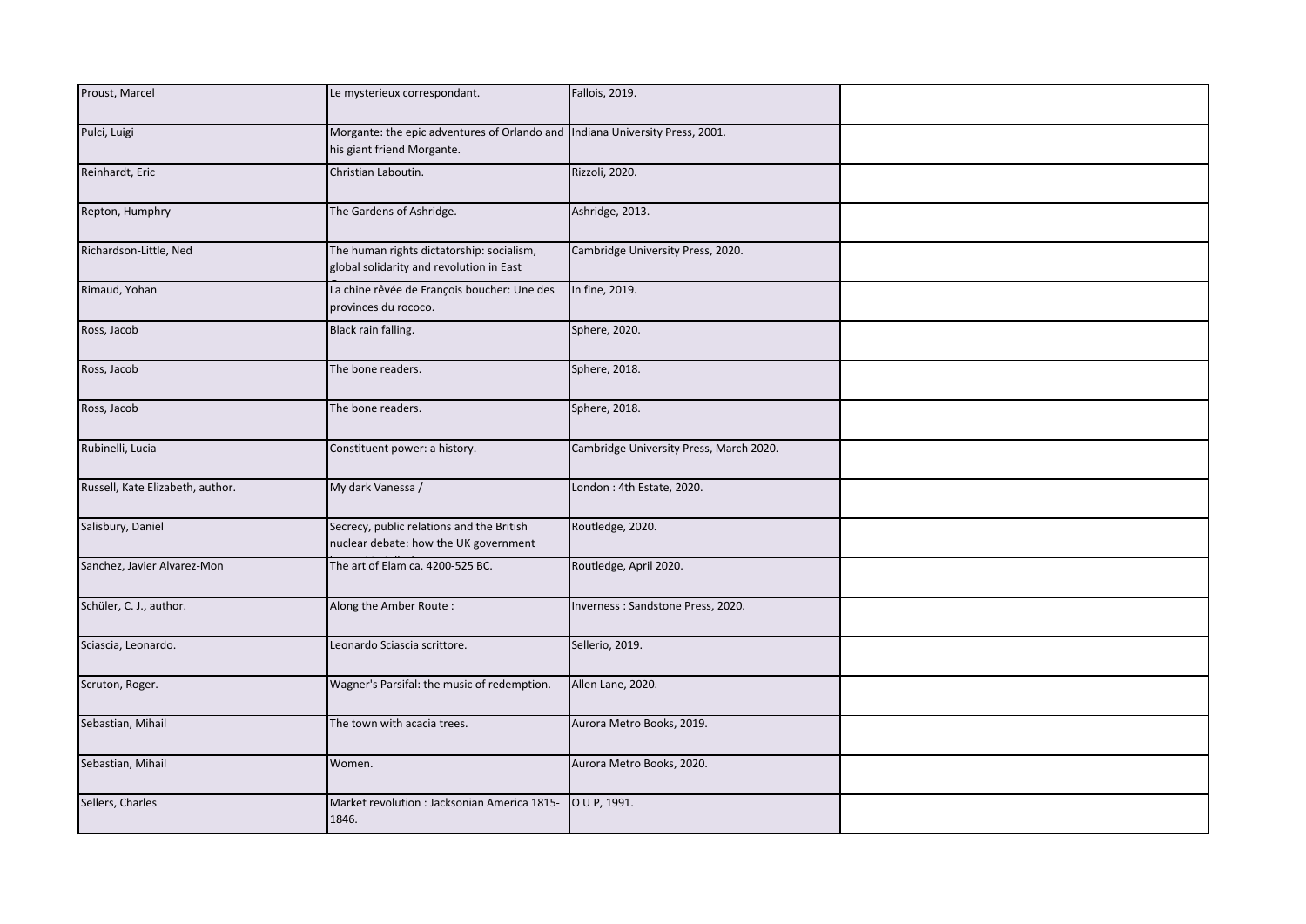| | | | |
|---|---|---|---|
| Proust, Marcel | Le mysterieux correspondant. | Fallois, 2019. | |
| Pulci, Luigi | Morgante: the epic adventures of Orlando and his giant friend Morgante. | Indiana University Press, 2001. | |
| Reinhardt, Eric | Christian Laboutin. | Rizzoli, 2020. | |
| Repton, Humphry | The Gardens of Ashridge. | Ashridge, 2013. | |
| Richardson-Little, Ned | The human rights dictatorship: socialism, global solidarity and revolution in East | Cambridge University Press, 2020. | |
| Rimaud, Yohan | La chine rêvée de François boucher: Une des provinces du rococo. | In fine, 2019. | |
| Ross, Jacob | Black rain falling. | Sphere, 2020. | |
| Ross, Jacob | The bone readers. | Sphere, 2018. | |
| Ross, Jacob | The bone readers. | Sphere, 2018. | |
| Rubinelli, Lucia | Constituent power: a history. | Cambridge University Press, March 2020. | |
| Russell, Kate Elizabeth, author. | My dark Vanessa / | London : 4th Estate, 2020. | |
| Salisbury, Daniel | Secrecy, public relations and the British nuclear debate: how the UK government | Routledge, 2020. | |
| Sanchez, Javier Alvarez-Mon | The art of Elam ca. 4200-525 BC. | Routledge, April 2020. | |
| Schüler, C. J., author. | Along the Amber Route : | Inverness : Sandstone Press, 2020. | |
| Sciascia, Leonardo. | Leonardo Sciascia scrittore. | Sellerio, 2019. | |
| Scruton, Roger. | Wagner's Parsifal: the music of redemption. | Allen Lane, 2020. | |
| Sebastian, Mihail | The town with acacia trees. | Aurora Metro Books, 2019. | |
| Sebastian, Mihail | Women. | Aurora Metro Books, 2020. | |
| Sellers, Charles | Market revolution : Jacksonian America 1815-1846. | O U P, 1991. | |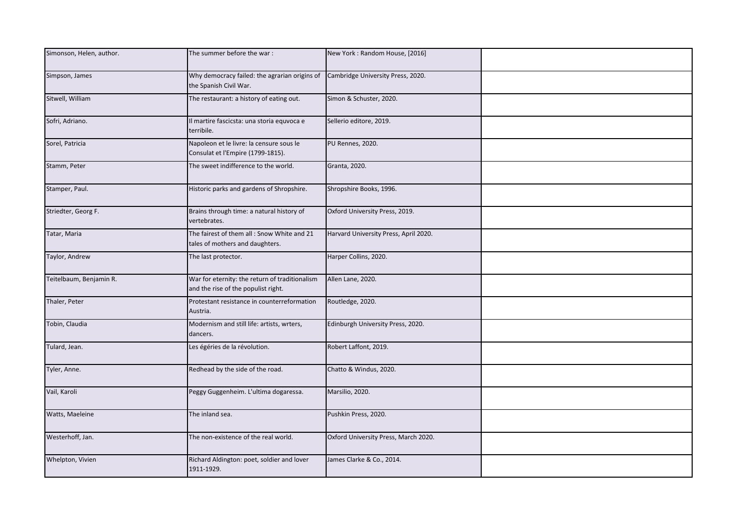| | | | |
|---|---|---|---|
| Simonson, Helen, author. | The summer before the war : | New York : Random House, [2016] | |
| Simpson, James | Why democracy failed: the agrarian origins of the Spanish Civil War. | Cambridge University Press, 2020. | |
| Sitwell, William | The restaurant: a history of eating out. | Simon & Schuster, 2020. | |
| Sofri, Adriano. | Il martire fascicsta: una storia equvoca e terribile. | Sellerio editore, 2019. | |
| Sorel, Patricia | Napoleon et le livre: la censure sous le Consulat et l'Empire (1799-1815). | PU Rennes, 2020. | |
| Stamm, Peter | The sweet indifference to the world. | Granta, 2020. | |
| Stamper, Paul. | Historic parks and gardens of Shropshire. | Shropshire Books, 1996. | |
| Striedter, Georg F. | Brains through time: a natural history of vertebrates. | Oxford University Press, 2019. | |
| Tatar, Maria | The fairest of them all : Snow White and 21 tales of mothers and daughters. | Harvard University Press, April 2020. | |
| Taylor, Andrew | The last protector. | Harper Collins, 2020. | |
| Teitelbaum, Benjamin R. | War for eternity: the return of traditionalism and the rise of the populist right. | Allen Lane, 2020. | |
| Thaler, Peter | Protestant resistance in counterreformation Austria. | Routledge, 2020. | |
| Tobin, Claudia | Modernism and still life: artists, wrters, dancers. | Edinburgh University Press, 2020. | |
| Tulard, Jean. | Les égéries de la révolution. | Robert Laffont, 2019. | |
| Tyler, Anne. | Redhead by the side of the road. | Chatto & Windus, 2020. | |
| Vail, Karoli | Peggy Guggenheim. L'ultima dogaressa. | Marsilio, 2020. | |
| Watts, Maeleine | The inland sea. | Pushkin Press, 2020. | |
| Westerhoff, Jan. | The non-existence of the real world. | Oxford University Press, March 2020. | |
| Whelpton, Vivien | Richard Aldington: poet, soldier and lover 1911-1929. | James Clarke & Co., 2014. | |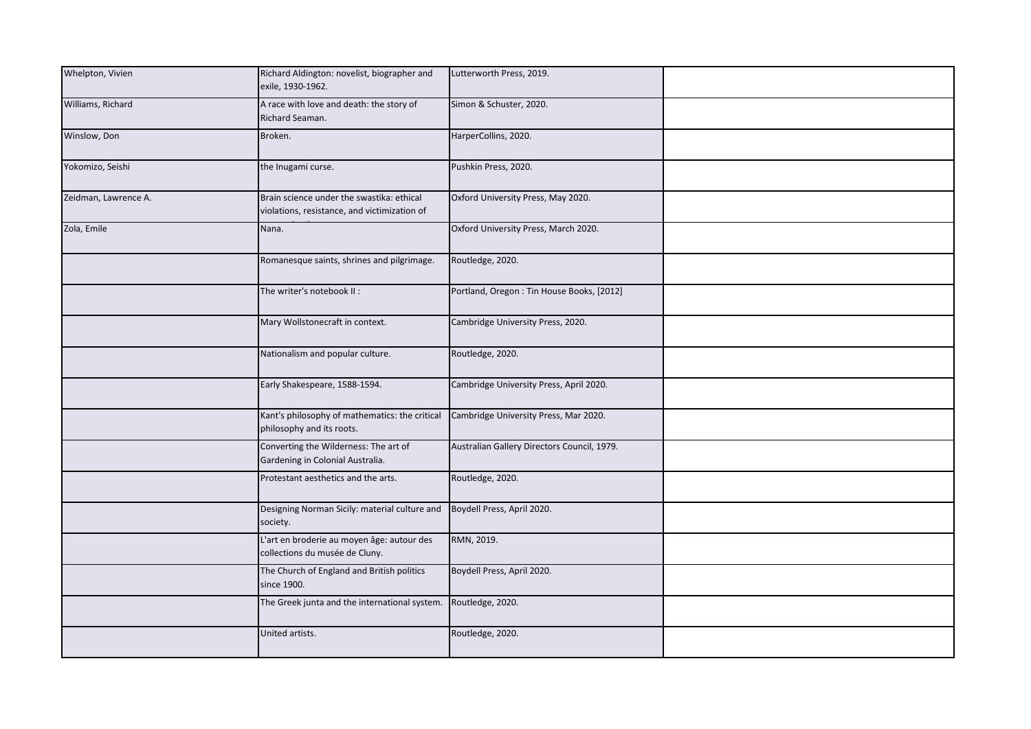| | | | |
|---|---|---|---|
| Whelpton, Vivien | Richard Aldington: novelist, biographer and exile, 1930-1962. | Lutterworth Press, 2019. | |
| Williams, Richard | A race with love and death: the story of Richard Seaman. | Simon & Schuster, 2020. | |
| Winslow, Don | Broken. | HarperCollins, 2020. | |
| Yokomizo, Seishi | the Inugami curse. | Pushkin Press, 2020. | |
| Zeidman, Lawrence A. | Brain science under the swastika: ethical violations, resistance, and victimization of | Oxford University Press, May 2020. | |
| Zola, Emile | Nana. | Oxford University Press, March 2020. | |
| | Romanesque saints, shrines and pilgrimage. | Routledge, 2020. | |
| | The writer's notebook II : | Portland, Oregon : Tin House Books, [2012] | |
| | Mary Wollstonecraft in context. | Cambridge University Press, 2020. | |
| | Nationalism and popular culture. | Routledge, 2020. | |
| | Early Shakespeare, 1588-1594. | Cambridge University Press, April 2020. | |
| | Kant's philosophy of mathematics: the critical philosophy and its roots. | Cambridge University Press, Mar 2020. | |
| | Converting the Wilderness: The art of Gardening in Colonial Australia. | Australian Gallery Directors Council, 1979. | |
| | Protestant aesthetics and the arts. | Routledge, 2020. | |
| | Designing Norman Sicily: material culture and society. | Boydell Press, April 2020. | |
| | L'art en broderie au moyen âge: autour des collections du musée de Cluny. | RMN, 2019. | |
| | The Church of England and British politics since 1900. | Boydell Press, April 2020. | |
| | The Greek junta and the international system. | Routledge, 2020. | |
| | United artists. | Routledge, 2020. | |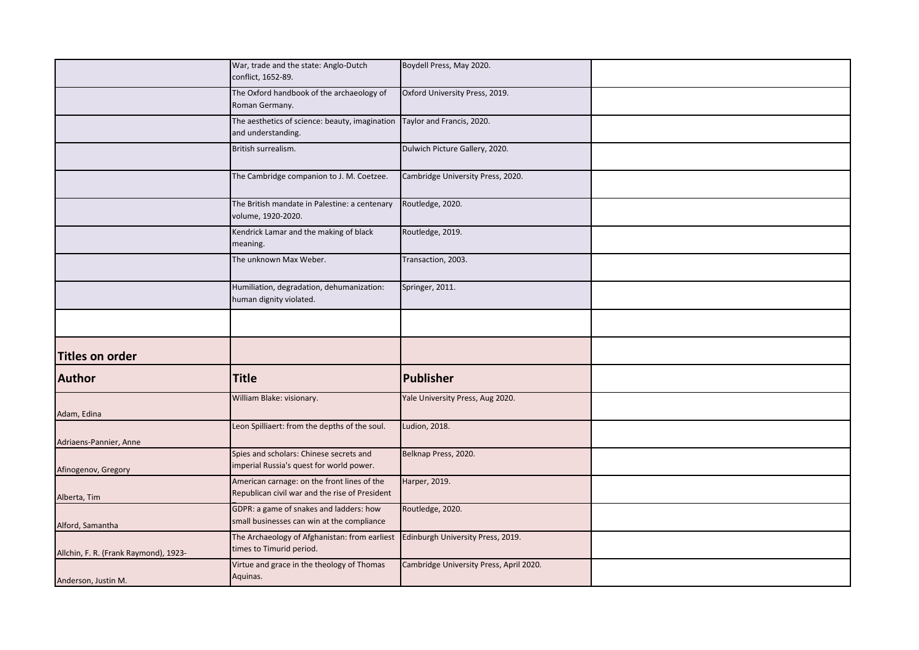| | | | |
|---|---|---|---|
| | War, trade and the state: Anglo-Dutch conflict, 1652-89. | Boydell Press, May 2020. | |
| | The Oxford handbook of the archaeology of Roman Germany. | Oxford University Press, 2019. | |
| | The aesthetics of science: beauty, imagination and understanding. | Taylor and Francis, 2020. | |
| | British surrealism. | Dulwich Picture Gallery, 2020. | |
| | The Cambridge companion to J. M. Coetzee. | Cambridge University Press, 2020. | |
| | The British mandate in Palestine: a centenary volume, 1920-2020. | Routledge, 2020. | |
| | Kendrick Lamar and the making of black meaning. | Routledge, 2019. | |
| | The unknown Max Weber. | Transaction, 2003. | |
| | Humiliation, degradation, dehumanization: human dignity violated. | Springer, 2011. | |
| | | | |

## Titles on order

| Author | Title | Publisher | |
|---|---|---|---|
| Adam, Edina | William Blake: visionary. | Yale University Press, Aug 2020. | |
| Adriaens-Pannier, Anne | Leon Spilliaert: from the depths of the soul. | Ludion, 2018. | |
| Afinogenov, Gregory | Spies and scholars: Chinese secrets and imperial Russia's quest for world power. | Belknap Press, 2020. | |
| Alberta, Tim | American carnage: on the front lines of the Republican civil war and the rise of President T | Harper, 2019. | |
| Alford, Samantha | GDPR: a game of snakes and ladders: how small businesses can win at the compliance | Routledge, 2020. | |
| Allchin, F. R. (Frank Raymond), 1923- | The Archaeology of Afghanistan: from earliest times to Timurid period. | Edinburgh University Press, 2019. | |
| Anderson, Justin M. | Virtue and grace in the theology of Thomas Aquinas. | Cambridge University Press, April 2020. | |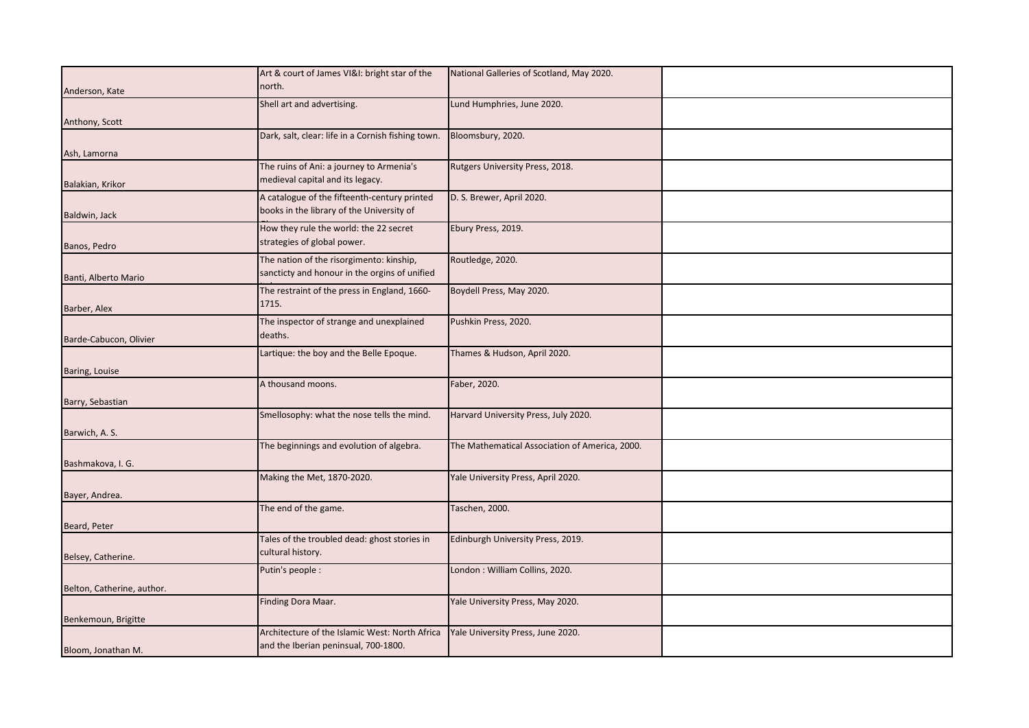| | | | |
|---|---|---|---|
| Anderson, Kate | Art & court of James VI&I: bright star of the north. | National Galleries of Scotland, May 2020. | |
| Anthony, Scott | Shell art and advertising. | Lund Humphries, June 2020. | |
| Ash, Lamorna | Dark, salt, clear: life in a Cornish fishing town. | Bloomsbury, 2020. | |
| Balakian, Krikor | The ruins of Ani: a journey to Armenia's medieval capital and its legacy. | Rutgers University Press, 2018. | |
| Baldwin, Jack | A catalogue of the fifteenth-century printed books in the library of the University of | D. S. Brewer, April 2020. | |
| Banos, Pedro | How they rule the world: the 22 secret strategies of global power. | Ebury Press, 2019. | |
| Banti, Alberto Mario | The nation of the risorgimento: kinship, sancticty and honour in the orgins of unified | Routledge, 2020. | |
| Barber, Alex | The restraint of the press in England, 1660-1715. | Boydell Press, May 2020. | |
| Barde-Cabucon, Olivier | The inspector of strange and unexplained deaths. | Pushkin Press, 2020. | |
| Baring, Louise | Lartique: the boy and the Belle Epoque. | Thames & Hudson, April 2020. | |
| Barry, Sebastian | A thousand moons. | Faber, 2020. | |
| Barwich, A. S. | Smellosophy: what the nose tells the mind. | Harvard University Press, July 2020. | |
| Bashmakova, I. G. | The beginnings and evolution of algebra. | The Mathematical Association of America, 2000. | |
| Bayer, Andrea. | Making the Met, 1870-2020. | Yale University Press, April 2020. | |
| Beard, Peter | The end of the game. | Taschen, 2000. | |
| Belsey, Catherine. | Tales of the troubled dead: ghost stories in cultural history. | Edinburgh University Press, 2019. | |
| Belton, Catherine, author. | Putin's people : | London : William Collins, 2020. | |
| Benkemoun, Brigitte | Finding Dora Maar. | Yale University Press, May 2020. | |
| Bloom, Jonathan M. | Architecture of the Islamic West: North Africa and the Iberian peninsual, 700-1800. | Yale University Press, June 2020. | |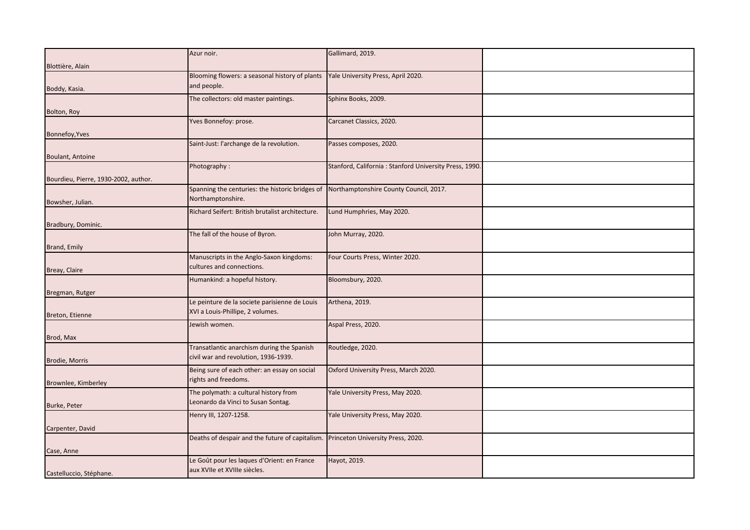| | | | |
|---|---|---|---|
| Blottière, Alain | Azur noir. | Gallimard, 2019. | |
| Boddy, Kasia. | Blooming flowers: a seasonal history of plants and people. | Yale University Press, April 2020. | |
| Bolton, Roy | The collectors: old master paintings. | Sphinx Books, 2009. | |
| Bonnefoy,Yves | Yves Bonnefoy: prose. | Carcanet Classics, 2020. | |
| Boulant, Antoine | Saint-Just: l'archange de la revolution. | Passes composes, 2020. | |
| Bourdieu, Pierre, 1930-2002, author. | Photography : | Stanford, California : Stanford University Press, 1990. | |
| Bowsher, Julian. | Spanning the centuries: the historic bridges of Northamptonshire. | Northamptonshire County Council, 2017. | |
| Bradbury, Dominic. | Richard Seifert: British brutalist architecture. | Lund Humphries, May 2020. | |
| Brand, Emily | The fall of the house of Byron. | John Murray, 2020. | |
| Breay, Claire | Manuscripts in the Anglo-Saxon kingdoms: cultures and connections. | Four Courts Press, Winter 2020. | |
| Bregman, Rutger | Humankind: a hopeful history. | Bloomsbury, 2020. | |
| Breton, Etienne | Le peinture de la societe parisienne de Louis XVI a Louis-Phillipe, 2 volumes. | Arthena, 2019. | |
| Brod, Max | Jewish women. | Aspal Press, 2020. | |
| Brodie, Morris | Transatlantic anarchism during the Spanish civil war and revolution, 1936-1939. | Routledge, 2020. | |
| Brownlee, Kimberley | Being sure of each other: an essay on social rights and freedoms. | Oxford University Press, March 2020. | |
| Burke, Peter | The polymath: a cultural history from Leonardo da Vinci to Susan Sontag. | Yale University Press, May 2020. | |
| Carpenter, David | Henry III, 1207-1258. | Yale University Press, May 2020. | |
| Case, Anne | Deaths of despair and the future of capitalism. | Princeton University Press, 2020. | |
| Castelluccio, Stéphane. | Le Goût pour les laques d'Orient: en France aux XVIIe et XVIIIe siècles. | Hayot, 2019. | |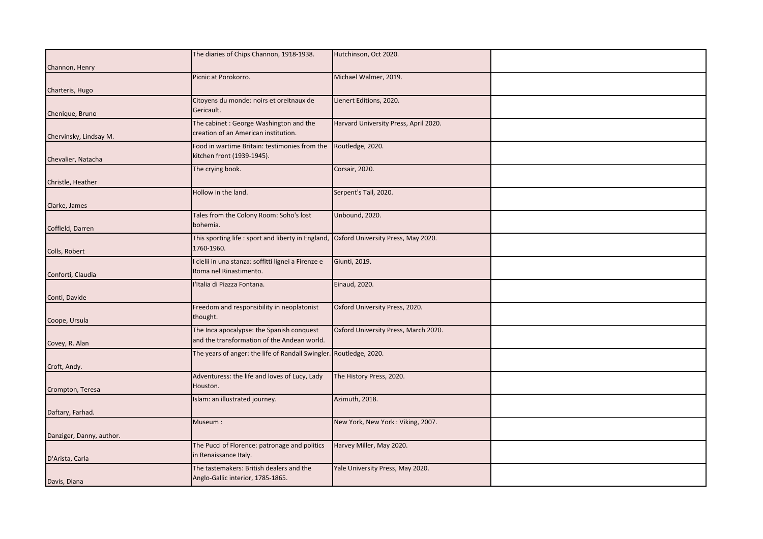| | | | |
|---|---|---|---|
| Channon, Henry | The diaries of Chips Channon, 1918-1938. | Hutchinson, Oct 2020. | |
| Charteris, Hugo | Picnic at Porokorro. | Michael Walmer, 2019. | |
| Chenique, Bruno | Citoyens du monde: noirs et oreitnaux de Gericault. | Lienert Editions, 2020. | |
| Chervinsky, Lindsay M. | The cabinet : George Washington and the creation of an American institution. | Harvard University Press, April 2020. | |
| Chevalier, Natacha | Food in wartime Britain: testimonies from the kitchen front (1939-1945). | Routledge, 2020. | |
| Christle, Heather | The crying book. | Corsair, 2020. | |
| Clarke, James | Hollow in the land. | Serpent's Tail, 2020. | |
| Coffield, Darren | Tales from the Colony Room: Soho's lost bohemia. | Unbound, 2020. | |
| Colls, Robert | This sporting life : sport and liberty in England, 1760-1960. | Oxford University Press, May 2020. | |
| Conforti, Claudia | I cielii in una stanza: soffitti lignei a Firenze e Roma nel Rinastimento. | Giunti, 2019. | |
| Conti, Davide | l'Italia di Piazza Fontana. | Einaud, 2020. | |
| Coope, Ursula | Freedom and responsibility in neoplatonist thought. | Oxford University Press, 2020. | |
| Covey, R. Alan | The Inca apocalypse: the Spanish conquest and the transformation of the Andean world. | Oxford University Press, March 2020. | |
| Croft, Andy. | The years of anger: the life of Randall Swingler. | Routledge, 2020. | |
| Crompton, Teresa | Adventuress: the life and loves of Lucy, Lady Houston. | The History Press, 2020. | |
| Daftary, Farhad. | Islam: an illustrated journey. | Azimuth, 2018. | |
| Danziger, Danny, author. | Museum : | New York, New York : Viking, 2007. | |
| D'Arista, Carla | The Pucci of Florence: patronage and politics in Renaissance Italy. | Harvey Miller, May 2020. | |
| Davis, Diana | The tastemakers: British dealers and the Anglo-Gallic interior, 1785-1865. | Yale University Press, May 2020. | |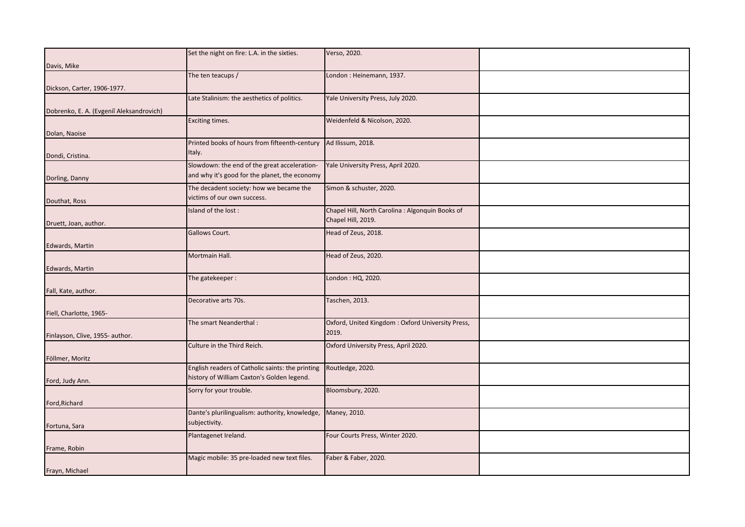| | | | |
|---|---|---|---|
| Davis, Mike | Set the night on fire: L.A. in the sixties. | Verso, 2020. | |
| Dickson, Carter, 1906-1977. | The ten teacups / | London : Heinemann, 1937. | |
| Dobrenko, E. A. (Evgeniĭ Aleksandrovich) | Late Stalinism: the aesthetics of politics. | Yale University Press, July 2020. | |
| Dolan, Naoise | Exciting times. | Weidenfeld & Nicolson, 2020. | |
| Dondi, Cristina. | Printed books of hours from fifteenth-century Italy. | Ad Ilissum, 2018. | |
| Dorling, Danny | Slowdown: the end of the great acceleration- and why it's good for the planet, the economy | Yale University Press, April 2020. | |
| Douthat, Ross | The decadent society: how we became the victims of our own success. | Simon & schuster, 2020. | |
| Druett, Joan, author. | Island of the lost : | Chapel Hill, North Carolina : Algonquin Books of Chapel Hill, 2019. | |
| Edwards, Martin | Gallows Court. | Head of Zeus, 2018. | |
| Edwards, Martin | Mortmain Hall. | Head of Zeus, 2020. | |
| Fall, Kate, author. | The gatekeeper : | London : HQ, 2020. | |
| Fiell, Charlotte, 1965- | Decorative arts 70s. | Taschen, 2013. | |
| Finlayson, Clive, 1955- author. | The smart Neanderthal : | Oxford, United Kingdom : Oxford University Press, 2019. | |
| Föllmer, Moritz | Culture in the Third Reich. | Oxford University Press, April 2020. | |
| Ford, Judy Ann. | English readers of Catholic saints: the printing history of William Caxton's Golden legend. | Routledge, 2020. | |
| Ford,Richard | Sorry for your trouble. | Bloomsbury, 2020. | |
| Fortuna, Sara | Dante's plurilingualism: authority, knowledge, subjectivity. | Maney, 2010. | |
| Frame, Robin | Plantagenet Ireland. | Four Courts Press, Winter 2020. | |
| Frayn, Michael | Magic mobile: 35 pre-loaded new text files. | Faber & Faber, 2020. | |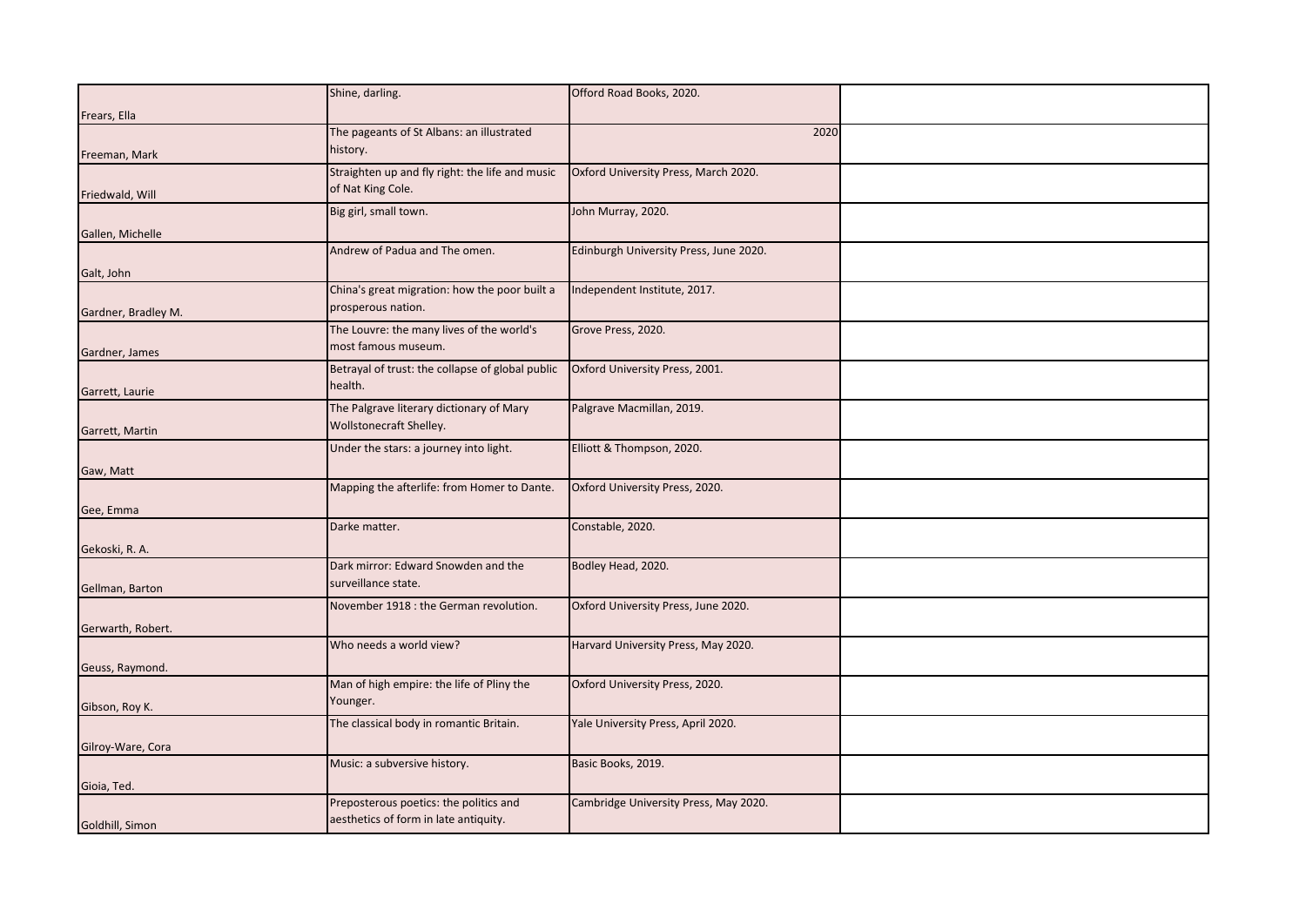| | | | |
|---|---|---|---|
| Frears, Ella | Shine, darling. | Offord Road Books, 2020. | |
| Freeman, Mark | The pageants of St Albans: an illustrated history. | 2020 | |
| Friedwald, Will | Straighten up and fly right: the life and music of Nat King Cole. | Oxford University Press, March 2020. | |
| Gallen, Michelle | Big girl, small town. | John Murray, 2020. | |
| Galt, John | Andrew of Padua and The omen. | Edinburgh University Press, June 2020. | |
| Gardner, Bradley M. | China's great migration: how the poor built a prosperous nation. | Independent Institute, 2017. | |
| Gardner, James | The Louvre: the many lives of the world's most famous museum. | Grove Press, 2020. | |
| Garrett, Laurie | Betrayal of trust: the collapse of global public health. | Oxford University Press, 2001. | |
| Garrett, Martin | The Palgrave literary dictionary of Mary Wollstonecraft Shelley. | Palgrave Macmillan, 2019. | |
| Gaw, Matt | Under the stars: a journey into light. | Elliott & Thompson, 2020. | |
| Gee, Emma | Mapping the afterlife: from Homer to Dante. | Oxford University Press, 2020. | |
| Gekoski, R. A. | Darke matter. | Constable, 2020. | |
| Gellman, Barton | Dark mirror: Edward Snowden and the surveillance state. | Bodley Head, 2020. | |
| Gerwarth, Robert. | November 1918 : the German revolution. | Oxford University Press, June 2020. | |
| Geuss, Raymond. | Who needs a world view? | Harvard University Press, May 2020. | |
| Gibson, Roy K. | Man of high empire: the life of Pliny the Younger. | Oxford University Press, 2020. | |
| Gilroy-Ware, Cora | The classical body in romantic Britain. | Yale University Press, April 2020. | |
| Gioia, Ted. | Music: a subversive history. | Basic Books, 2019. | |
| Goldhill, Simon | Preposterous poetics: the politics and aesthetics of form in late antiquity. | Cambridge University Press, May 2020. | |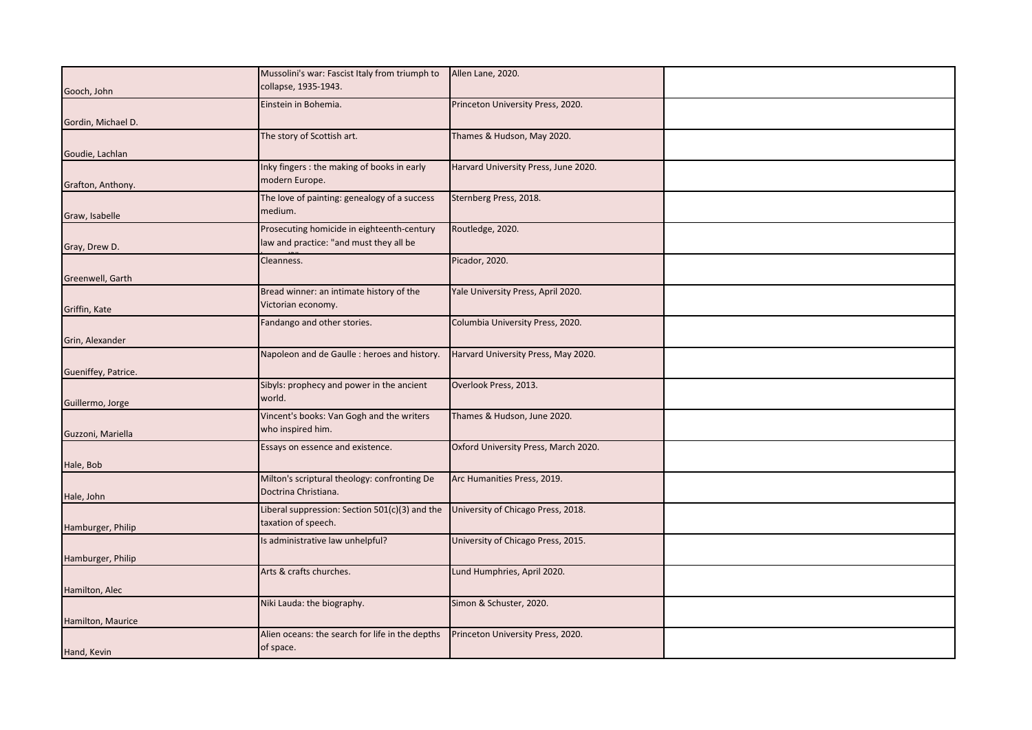| | | | |
|---|---|---|---|
| Gooch, John | Mussolini's war: Fascist Italy from triumph to collapse, 1935-1943. | Allen Lane, 2020. | |
| Gordin, Michael D. | Einstein in Bohemia. | Princeton University Press, 2020. | |
| Goudie, Lachlan | The story of Scottish art. | Thames & Hudson, May 2020. | |
| Grafton, Anthony. | Inky fingers : the making of books in early modern Europe. | Harvard University Press, June 2020. | |
| Graw, Isabelle | The love of painting: genealogy of a success medium. | Sternberg Press, 2018. | |
| Gray, Drew D. | Prosecuting homicide in eighteenth-century law and practice: "and must they all be | Routledge, 2020. | |
| Greenwell, Garth | Cleanness. | Picador, 2020. | |
| Griffin, Kate | Bread winner: an intimate history of the Victorian economy. | Yale University Press, April 2020. | |
| Grin, Alexander | Fandango and other stories. | Columbia University Press, 2020. | |
| Gueniffey, Patrice. | Napoleon and de Gaulle : heroes and history. | Harvard University Press, May 2020. | |
| Guillermo, Jorge | Sibyls: prophecy and power in the ancient world. | Overlook Press, 2013. | |
| Guzzoni, Mariella | Vincent's books: Van Gogh and the writers who inspired him. | Thames & Hudson, June 2020. | |
| Hale, Bob | Essays on essence and existence. | Oxford University Press, March 2020. | |
| Hale, John | Milton's scriptural theology: confronting De Doctrina Christiana. | Arc Humanities Press, 2019. | |
| Hamburger, Philip | Liberal suppression: Section 501(c)(3) and the taxation of speech. | University of Chicago Press, 2018. | |
| Hamburger, Philip | Is administrative law unhelpful? | University of Chicago Press, 2015. | |
| Hamilton, Alec | Arts & crafts churches. | Lund Humphries, April 2020. | |
| Hamilton, Maurice | Niki Lauda: the biography. | Simon & Schuster, 2020. | |
| Hand, Kevin | Alien oceans: the search for life in the depths of space. | Princeton University Press, 2020. | |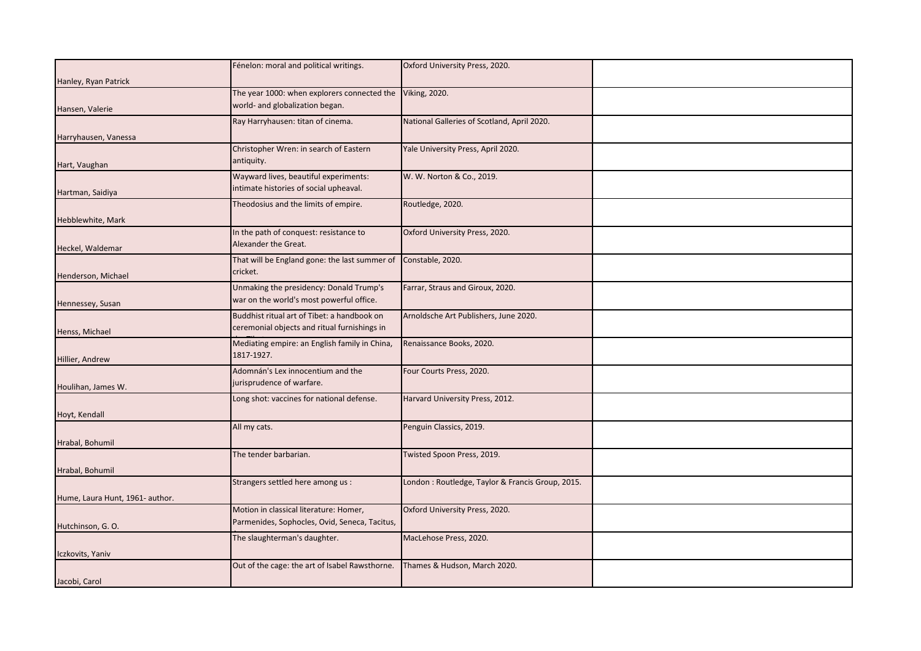| | | | |
|---|---|---|---|
| Hanley, Ryan Patrick | Fénelon: moral and political writings. | Oxford University Press, 2020. | |
| Hansen, Valerie | The year 1000: when explorers connected the world- and globalization began. | Viking, 2020. | |
| Harryhausen, Vanessa | Ray Harryhausen: titan of cinema. | National Galleries of Scotland, April 2020. | |
| Hart, Vaughan | Christopher Wren: in search of Eastern antiquity. | Yale University Press, April 2020. | |
| Hartman, Saidiya | Wayward lives, beautiful experiments: intimate histories of social upheaval. | W. W. Norton & Co., 2019. | |
| Hebblewhite, Mark | Theodosius and the limits of empire. | Routledge, 2020. | |
| Heckel, Waldemar | In the path of conquest: resistance to Alexander the Great. | Oxford University Press, 2020. | |
| Henderson, Michael | That will be England gone: the last summer of cricket. | Constable, 2020. | |
| Hennessey, Susan | Unmaking the presidency: Donald Trump's war on the world's most powerful office. | Farrar, Straus and Giroux, 2020. | |
| Henss, Michael | Buddhist ritual art of Tibet: a handbook on ceremonial objects and ritual furnishings in | Arnoldsche Art Publishers, June 2020. | |
| Hillier, Andrew | Mediating empire: an English family in China, 1817-1927. | Renaissance Books, 2020. | |
| Houlihan, James W. | Adomnán's Lex innocentium and the jurisprudence of warfare. | Four Courts Press, 2020. | |
| Hoyt, Kendall | Long shot: vaccines for national defense. | Harvard University Press, 2012. | |
| Hrabal, Bohumil | All my cats. | Penguin Classics, 2019. | |
| Hrabal, Bohumil | The tender barbarian. | Twisted Spoon Press, 2019. | |
| Hume, Laura Hunt, 1961- author. | Strangers settled here among us : | London : Routledge, Taylor & Francis Group, 2015. | |
| Hutchinson, G. O. | Motion in classical literature: Homer, Parmenides, Sophocles, Ovid, Seneca, Tacitus, | Oxford University Press, 2020. | |
| Iczkovits, Yaniv | The slaughterman's daughter. | MacLehose Press, 2020. | |
| Jacobi, Carol | Out of the cage: the art of Isabel Rawsthorne. | Thames & Hudson, March 2020. | |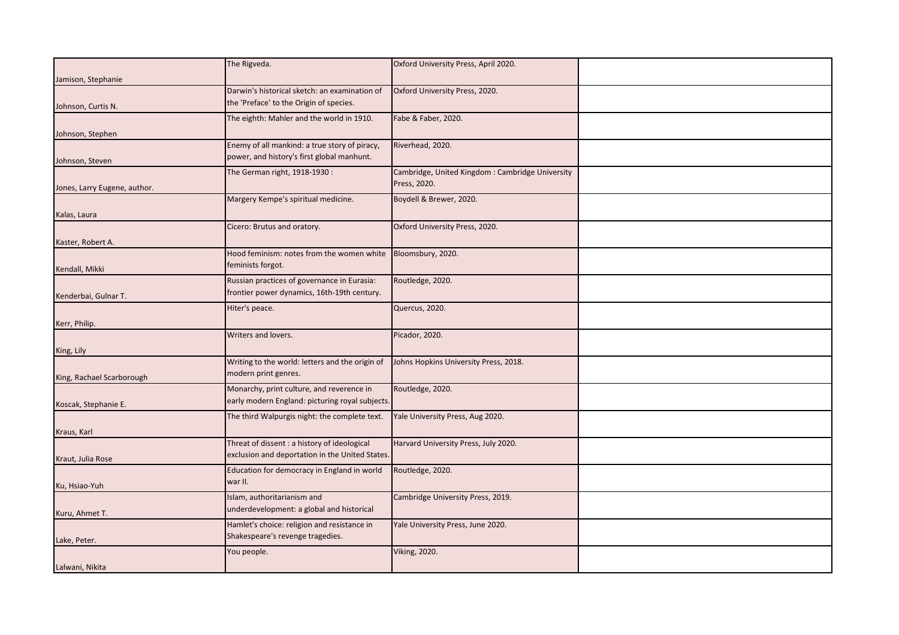| | | | |
|---|---|---|---|
| Jamison, Stephanie | The Rigveda. | Oxford University Press, April 2020. | |
| Johnson, Curtis N. | Darwin's historical sketch: an examination of the 'Preface' to the Origin of species. | Oxford University Press, 2020. | |
| Johnson, Stephen | The eighth: Mahler and the world in 1910. | Fabe & Faber, 2020. | |
| Johnson, Steven | Enemy of all mankind: a true story of piracy, power, and history's first global manhunt. | Riverhead, 2020. | |
| Jones, Larry Eugene, author. | The German right, 1918-1930 : | Cambridge, United Kingdom : Cambridge University Press, 2020. | |
| Kalas, Laura | Margery Kempe's spiritual medicine. | Boydell & Brewer, 2020. | |
| Kaster, Robert A. | Cicero: Brutus and oratory. | Oxford University Press, 2020. | |
| Kendall, Mikki | Hood feminism: notes from the women white feminists forgot. | Bloomsbury, 2020. | |
| Kenderbai, Gulnar T. | Russian practices of governance in Eurasia: frontier power dynamics, 16th-19th century. | Routledge, 2020. | |
| Kerr, Philip. | Hiter's peace. | Quercus, 2020. | |
| King, Lily | Writers and lovers. | Picador, 2020. | |
| King, Rachael Scarborough | Writing to the world: letters and the origin of modern print genres. | Johns Hopkins University Press, 2018. | |
| Koscak, Stephanie E. | Monarchy, print culture, and reverence in early modern England: picturing royal subjects. | Routledge, 2020. | |
| Kraus, Karl | The third Walpurgis night: the complete text. | Yale University Press, Aug 2020. | |
| Kraut, Julia Rose | Threat of dissent : a history of ideological exclusion and deportation in the United States. | Harvard University Press, July 2020. | |
| Ku, Hsiao-Yuh | Education for democracy in England in world war II. | Routledge, 2020. | |
| Kuru, Ahmet T. | Islam, authoritarianism and underdevelopment: a global and historical | Cambridge University Press, 2019. | |
| Lake, Peter. | Hamlet's choice: religion and resistance in Shakespeare's revenge tragedies. | Yale University Press, June 2020. | |
| Lalwani, Nikita | You people. | Viking, 2020. | |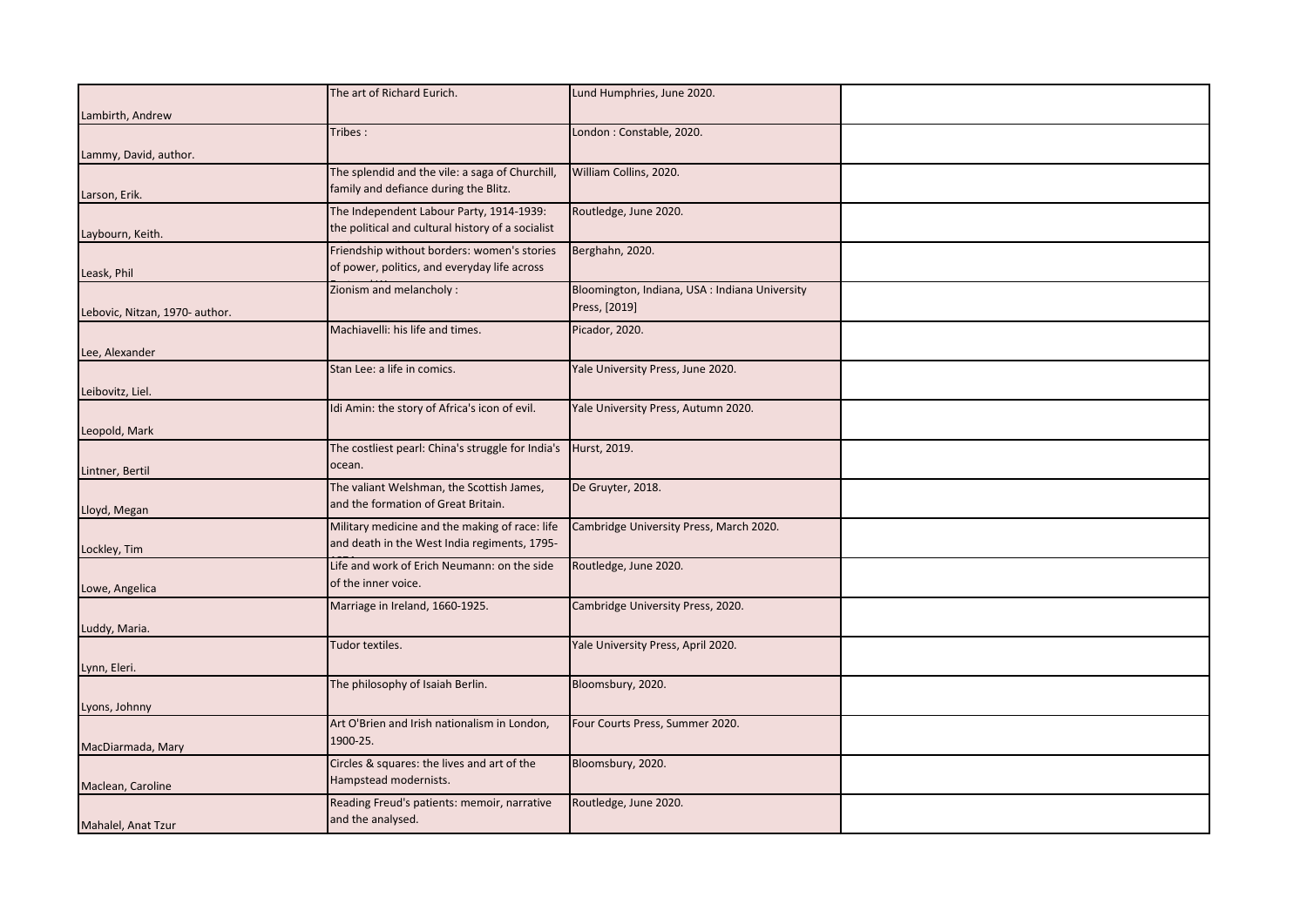| | | | |
|---|---|---|---|
| Lambirth, Andrew | The art of Richard Eurich. | Lund Humphries, June 2020. | |
| Lammy, David, author. | Tribes : | London : Constable, 2020. | |
| Larson, Erik. | The splendid and the vile: a saga of Churchill, family and defiance during the Blitz. | William Collins, 2020. | |
| Laybourn, Keith. | The Independent Labour Party, 1914-1939: the political and cultural history of a socialist | Routledge, June 2020. | |
| Leask, Phil | Friendship without borders: women's stories of power, politics, and everyday life across | Berghahn, 2020. | |
| Lebovic, Nitzan, 1970- author. | Zionism and melancholy : | Bloomington, Indiana, USA : Indiana University Press, [2019] | |
| Lee, Alexander | Machiavelli: his life and times. | Picador, 2020. | |
| Leibovitz, Liel. | Stan Lee: a life in comics. | Yale University Press, June 2020. | |
| Leopold, Mark | Idi Amin: the story of Africa's icon of evil. | Yale University Press, Autumn 2020. | |
| Lintner, Bertil | The costliest pearl: China's struggle for India's ocean. | Hurst, 2019. | |
| Lloyd, Megan | The valiant Welshman, the Scottish James, and the formation of Great Britain. | De Gruyter, 2018. | |
| Lockley, Tim | Military medicine and the making of race: life and death in the West India regiments, 1795- | Cambridge University Press, March 2020. | |
| Lowe, Angelica | Life and work of Erich Neumann: on the side of the inner voice. | Routledge, June 2020. | |
| Luddy, Maria. | Marriage in Ireland, 1660-1925. | Cambridge University Press, 2020. | |
| Lynn, Eleri. | Tudor textiles. | Yale University Press, April 2020. | |
| Lyons, Johnny | The philosophy of Isaiah Berlin. | Bloomsbury, 2020. | |
| MacDiarmada, Mary | Art O'Brien and Irish nationalism in London, 1900-25. | Four Courts Press, Summer 2020. | |
| Maclean, Caroline | Circles & squares: the lives and art of the Hampstead modernists. | Bloomsbury, 2020. | |
| Mahalel, Anat Tzur | Reading Freud's patients: memoir, narrative and the analysed. | Routledge, June 2020. | |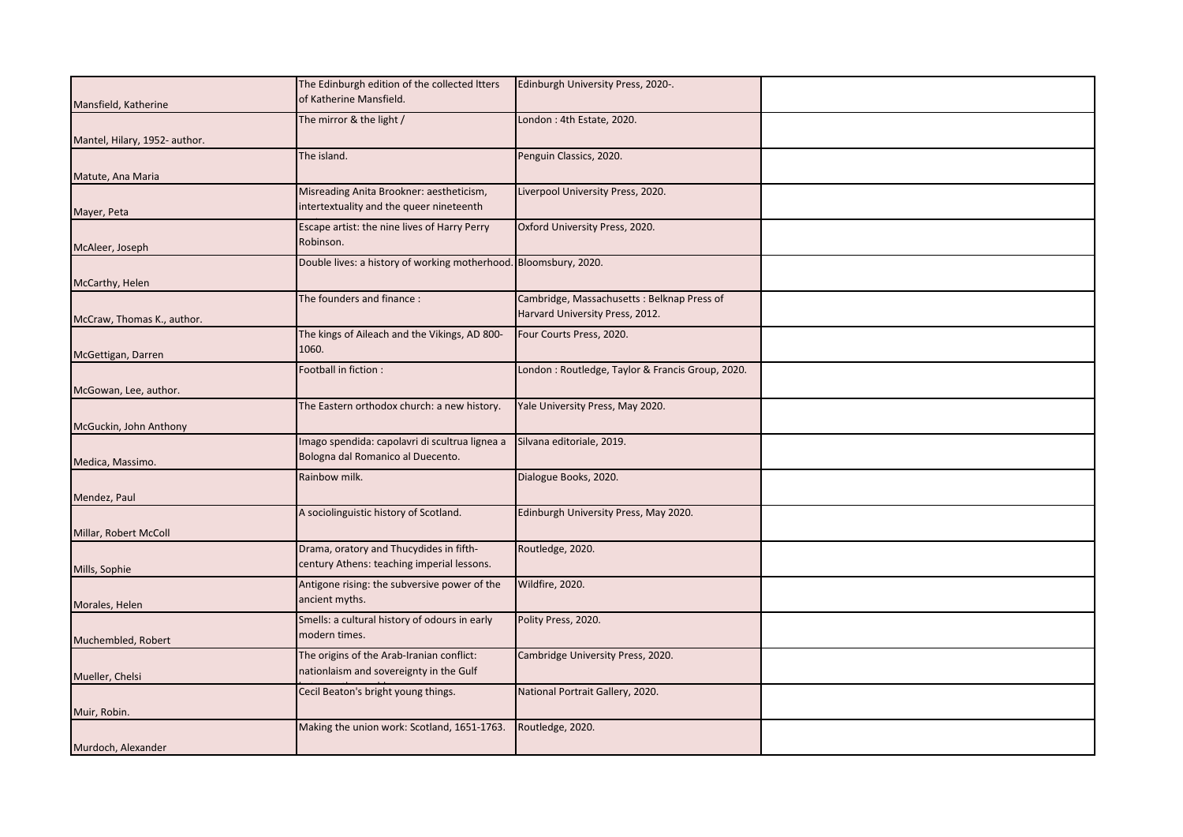| | | | |
|---|---|---|---|
| Mansfield, Katherine | The Edinburgh edition of the collected ltters of Katherine Mansfield. | Edinburgh University Press, 2020-. | |
| Mantel, Hilary, 1952- author. | The mirror & the light / | London : 4th Estate, 2020. | |
| Matute, Ana Maria | The island. | Penguin Classics, 2020. | |
| Mayer, Peta | Misreading Anita Brookner: aestheticism, intertextuality and the queer nineteenth | Liverpool University Press, 2020. | |
| McAleer, Joseph | Escape artist: the nine lives of Harry Perry Robinson. | Oxford University Press, 2020. | |
| McCarthy, Helen | Double lives: a history of working motherhood. | Bloomsbury, 2020. | |
| McCraw, Thomas K., author. | The founders and finance : | Cambridge, Massachusetts : Belknap Press of Harvard University Press, 2012. | |
| McGettigan, Darren | The kings of Aileach and the Vikings, AD 800-1060. | Four Courts Press, 2020. | |
| McGowan, Lee, author. | Football in fiction : | London : Routledge, Taylor & Francis Group, 2020. | |
| McGuckin, John Anthony | The Eastern orthodox church: a new history. | Yale University Press, May 2020. | |
| Medica, Massimo. | Imago spendida: capolavri di scultrua lignea a Bologna dal Romanico al Duecento. | Silvana editoriale, 2019. | |
| Mendez, Paul | Rainbow milk. | Dialogue Books, 2020. | |
| Millar, Robert McColl | A sociolinguistic history of Scotland. | Edinburgh University Press, May 2020. | |
| Mills, Sophie | Drama, oratory and Thucydides in fifth-century Athens: teaching imperial lessons. | Routledge, 2020. | |
| Morales, Helen | Antigone rising: the subversive power of the ancient myths. | Wildfire, 2020. | |
| Muchembled, Robert | Smells: a cultural history of odours in early modern times. | Polity Press, 2020. | |
| Mueller, Chelsi | The origins of the Arab-Iranian conflict: nationlaism and sovereignty in the Gulf | Cambridge University Press, 2020. | |
| Muir, Robin. | Cecil Beaton's bright young things. | National Portrait Gallery, 2020. | |
| Murdoch, Alexander | Making the union work: Scotland, 1651-1763. | Routledge, 2020. | |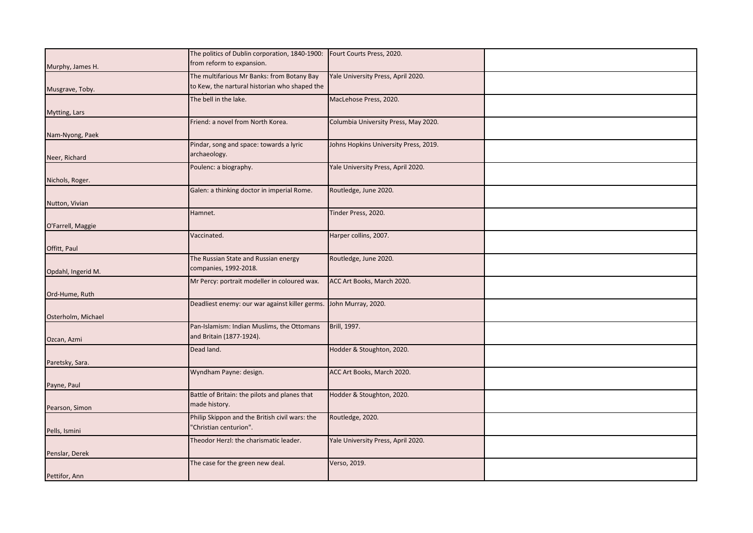| | | | |
|---|---|---|---|
| Murphy, James H. | The politics of Dublin corporation, 1840-1900: from reform to expansion. | Fourt Courts Press, 2020. | |
| Musgrave, Toby. | The multifarious Mr Banks: from Botany Bay to Kew, the nartural historian who shaped the | Yale University Press, April 2020. | |
| Mytting, Lars | The bell in the lake. | MacLehose Press, 2020. | |
| Nam-Nyong, Paek | Friend: a novel from North Korea. | Columbia University Press, May 2020. | |
| Neer, Richard | Pindar, song and space: towards a lyric archaeology. | Johns Hopkins University Press, 2019. | |
| Nichols, Roger. | Poulenc: a biography. | Yale University Press, April 2020. | |
| Nutton, Vivian | Galen: a thinking doctor in imperial Rome. | Routledge, June 2020. | |
| O'Farrell, Maggie | Hamnet. | Tinder Press, 2020. | |
| Offitt, Paul | Vaccinated. | Harper collins, 2007. | |
| Opdahl, Ingerid M. | The Russian State and Russian energy companies, 1992-2018. | Routledge, June 2020. | |
| Ord-Hume, Ruth | Mr Percy: portrait modeller in coloured wax. | ACC Art Books, March 2020. | |
| Osterholm, Michael | Deadliest enemy: our war against killer germs. | John Murray, 2020. | |
| Ozcan, Azmi | Pan-Islamism: Indian Muslims, the Ottomans and Britain (1877-1924). | Brill, 1997. | |
| Paretsky, Sara. | Dead land. | Hodder & Stoughton, 2020. | |
| Payne, Paul | Wyndham Payne: design. | ACC Art Books, March 2020. | |
| Pearson, Simon | Battle of Britain: the pilots and planes that made history. | Hodder & Stoughton, 2020. | |
| Pells, Ismini | Philip Skippon and the British civil wars: the "Christian centurion". | Routledge, 2020. | |
| Penslar, Derek | Theodor Herzl: the charismatic leader. | Yale University Press, April 2020. | |
| Pettifor, Ann | The case for the green new deal. | Verso, 2019. | |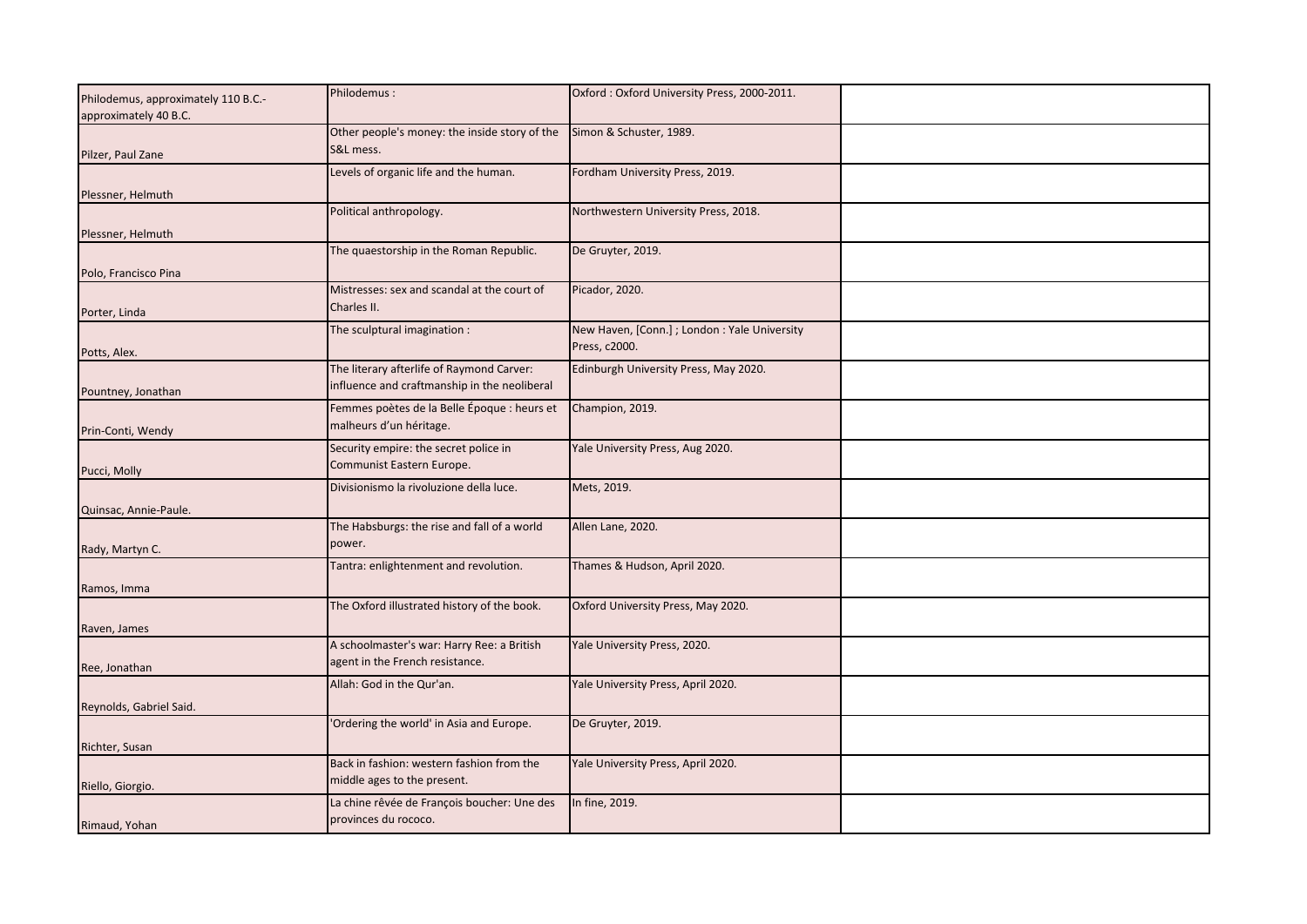| | | | |
|---|---|---|---|
| Philodemus, approximately 110 B.C.-approximately 40 B.C. | Philodemus : | Oxford : Oxford University Press, 2000-2011. | |
| Pilzer, Paul Zane | Other people's money: the inside story of the S&L mess. | Simon & Schuster, 1989. | |
| Plessner, Helmuth | Levels of organic life and the human. | Fordham University Press, 2019. | |
| Plessner, Helmuth | Political anthropology. | Northwestern University Press, 2018. | |
| Polo, Francisco Pina | The quaestorship in the Roman Republic. | De Gruyter, 2019. | |
| Porter, Linda | Mistresses: sex and scandal at the court of Charles II. | Picador, 2020. | |
| Potts, Alex. | The sculptural imagination : | New Haven, [Conn.] ; London : Yale University Press, c2000. | |
| Pountney, Jonathan | The literary afterlife of Raymond Carver: influence and craftmanship in the neoliberal | Edinburgh University Press, May 2020. | |
| Prin-Conti, Wendy | Femmes poètes de la Belle Époque : heurs et malheurs d'un héritage. | Champion, 2019. | |
| Pucci, Molly | Security empire: the secret police in Communist Eastern Europe. | Yale University Press, Aug 2020. | |
| Quinsac, Annie-Paule. | Divisionismo la rivoluzione della luce. | Mets, 2019. | |
| Rady, Martyn C. | The Habsburgs: the rise and fall of a world power. | Allen Lane, 2020. | |
| Ramos, Imma | Tantra: enlightenment and revolution. | Thames & Hudson, April 2020. | |
| Raven, James | The Oxford illustrated history of the book. | Oxford University Press, May 2020. | |
| Ree, Jonathan | A schoolmaster's war: Harry Ree: a British agent in the French resistance. | Yale University Press, 2020. | |
| Reynolds, Gabriel Said. | Allah: God in the Qur'an. | Yale University Press, April 2020. | |
| Richter, Susan | 'Ordering the world' in Asia and Europe. | De Gruyter, 2019. | |
| Riello, Giorgio. | Back in fashion: western fashion from the middle ages to the present. | Yale University Press, April 2020. | |
| Rimaud, Yohan | La chine rêvée de François boucher: Une des provinces du rococo. | In fine, 2019. | |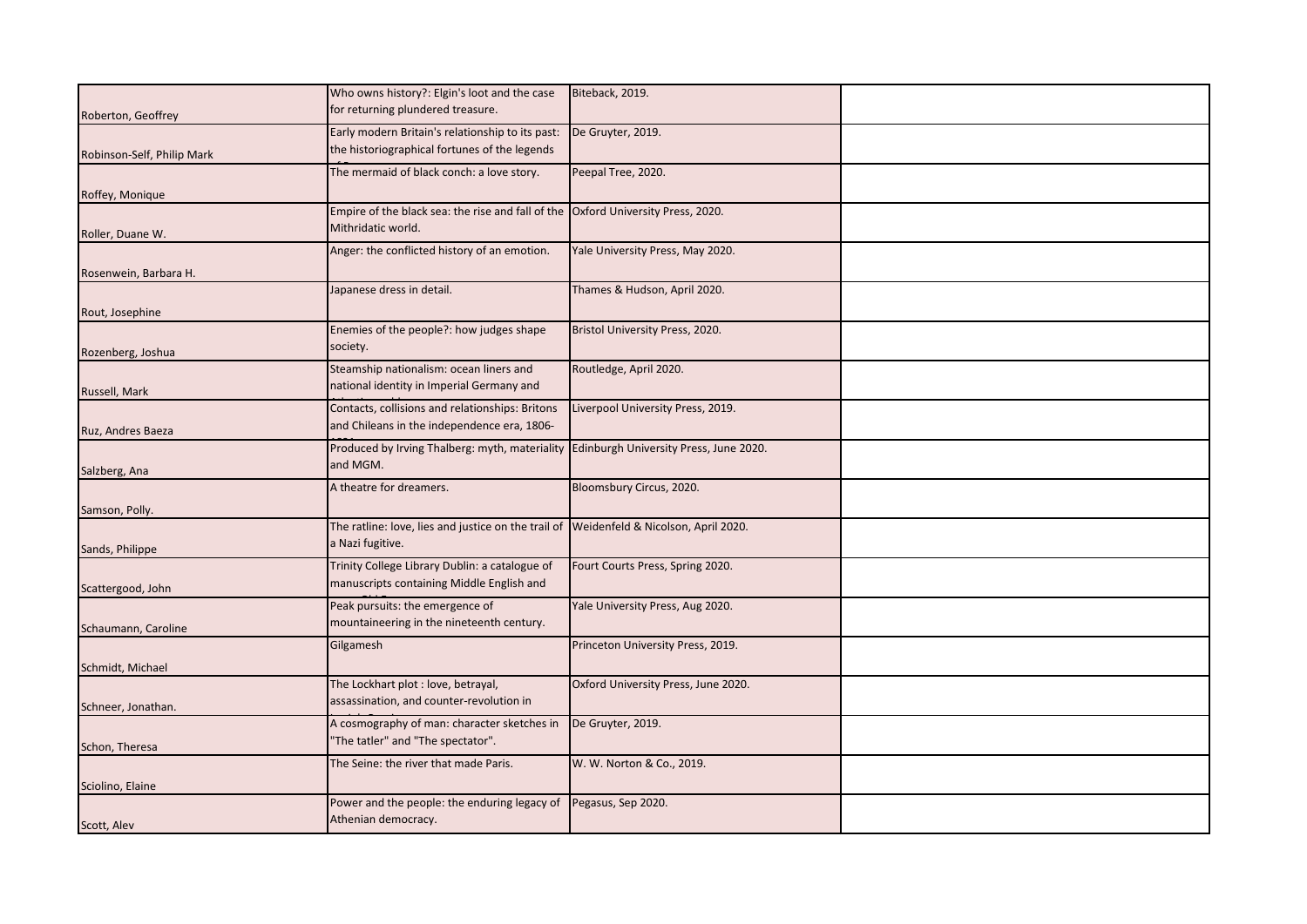| | | | |
|---|---|---|---|
| Roberton, Geoffrey | Who owns history?: Elgin's loot and the case for returning plundered treasure. | Biteback, 2019. | |
| Robinson-Self, Philip Mark | Early modern Britain's relationship to its past: the historiographical fortunes of the legends | De Gruyter, 2019. | |
| Roffey, Monique | The mermaid of black conch: a love story. | Peepal Tree, 2020. | |
| Roller, Duane W. | Empire of the black sea: the rise and fall of the Mithridatic world. | Oxford University Press, 2020. | |
| Rosenwein, Barbara H. | Anger: the conflicted history of an emotion. | Yale University Press, May 2020. | |
| Rout, Josephine | Japanese dress in detail. | Thames & Hudson, April 2020. | |
| Rozenberg, Joshua | Enemies of the people?: how judges shape society. | Bristol University Press, 2020. | |
| Russell, Mark | Steamship nationalism: ocean liners and national identity in Imperial Germany and | Routledge, April 2020. | |
| Ruz, Andres Baeza | Contacts, collisions and relationships: Britons and Chileans in the independence era, 1806- | Liverpool University Press, 2019. | |
| Salzberg, Ana | Produced by Irving Thalberg: myth, materiality and MGM. | Edinburgh University Press, June 2020. | |
| Samson, Polly. | A theatre for dreamers. | Bloomsbury Circus, 2020. | |
| Sands, Philippe | The ratline: love, lies and justice on the trail of a Nazi fugitive. | Weidenfeld & Nicolson, April 2020. | |
| Scattergood, John | Trinity College Library Dublin: a catalogue of manuscripts containing Middle English and | Fourt Courts Press, Spring 2020. | |
| Schaumann, Caroline | Peak pursuits: the emergence of mountaineering in the nineteenth century. | Yale University Press, Aug 2020. | |
| Schmidt, Michael | Gilgamesh | Princeton University Press, 2019. | |
| Schneer, Jonathan. | The Lockhart plot : love, betrayal, assassination, and counter-revolution in | Oxford University Press, June 2020. | |
| Schon, Theresa | A cosmography of man: character sketches in "The tatler" and "The spectator". | De Gruyter, 2019. | |
| Sciolino, Elaine | The Seine: the river that made Paris. | W. W. Norton & Co., 2019. | |
| Scott, Alev | Power and the people: the enduring legacy of Athenian democracy. | Pegasus, Sep 2020. | |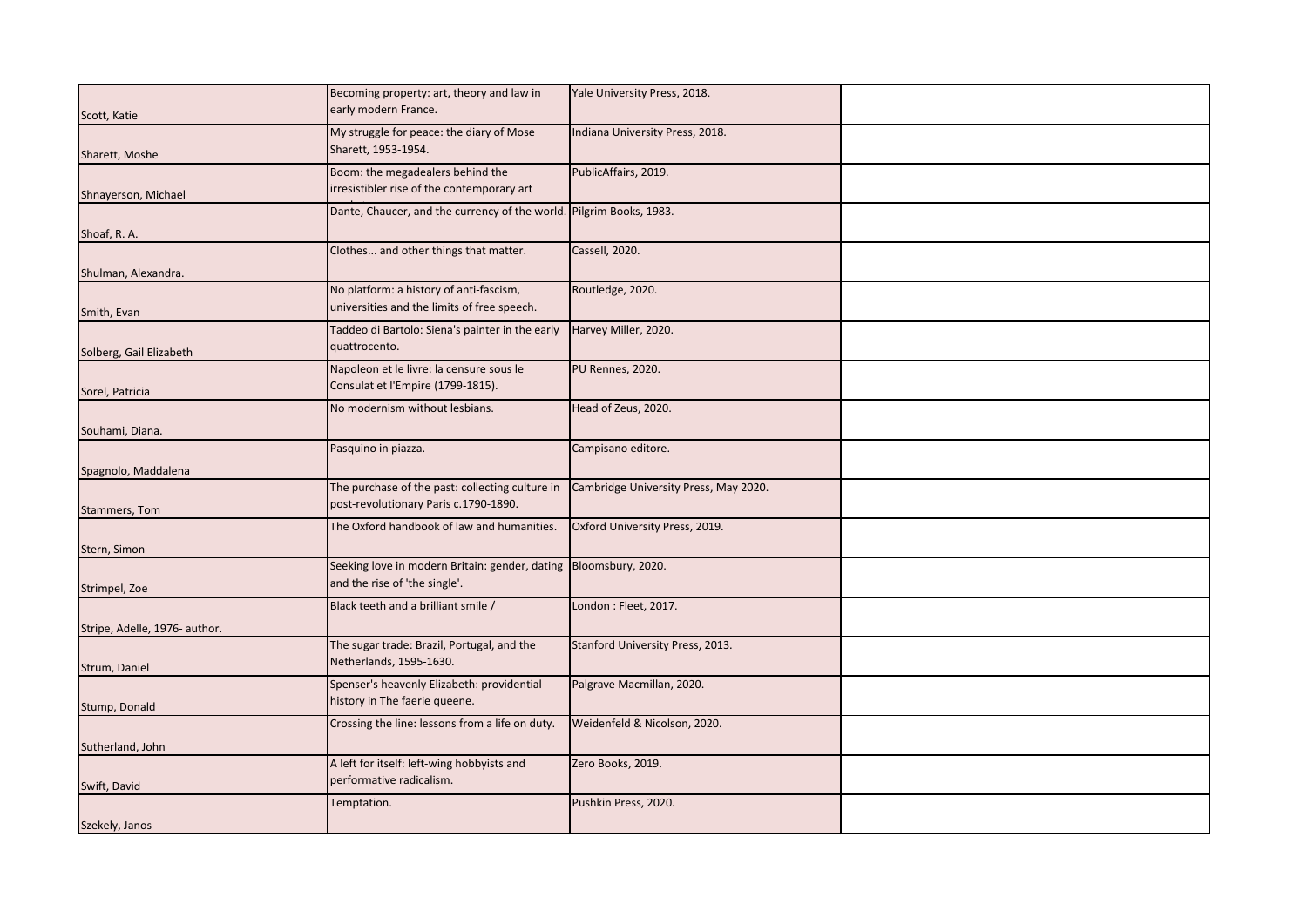| | | | |
|---|---|---|---|
| Scott, Katie | Becoming property: art, theory and law in early modern France. | Yale University Press, 2018. | |
| Sharett, Moshe | My struggle for peace: the diary of Mose Sharett, 1953-1954. | Indiana University Press, 2018. | |
| Shnayerson, Michael | Boom: the megadealers behind the irresistibler rise of the contemporary art | PublicAffairs, 2019. | |
| Shoaf, R. A. | Dante, Chaucer, and the currency of the world. | Pilgrim Books, 1983. | |
| Shulman, Alexandra. | Clothes... and other things that matter. | Cassell, 2020. | |
| Smith, Evan | No platform: a history of anti-fascism, universities and the limits of free speech. | Routledge, 2020. | |
| Solberg, Gail Elizabeth | Taddeo di Bartolo: Siena's painter in the early quattrocento. | Harvey Miller, 2020. | |
| Sorel, Patricia | Napoleon et le livre: la censure sous le Consulat et l'Empire (1799-1815). | PU Rennes, 2020. | |
| Souhami, Diana. | No modernism without lesbians. | Head of Zeus, 2020. | |
| Spagnolo, Maddalena | Pasquino in piazza. | Campisano editore. | |
| Stammers, Tom | The purchase of the past: collecting culture in post-revolutionary Paris c.1790-1890. | Cambridge University Press, May 2020. | |
| Stern, Simon | The Oxford handbook of law and humanities. | Oxford University Press, 2019. | |
| Strimpel, Zoe | Seeking love in modern Britain: gender, dating and the rise of 'the single'. | Bloomsbury, 2020. | |
| Stripe, Adelle, 1976- author. | Black teeth and a brilliant smile / | London : Fleet, 2017. | |
| Strum, Daniel | The sugar trade: Brazil, Portugal, and the Netherlands, 1595-1630. | Stanford University Press, 2013. | |
| Stump, Donald | Spenser's heavenly Elizabeth: providential history in The faerie queene. | Palgrave Macmillan, 2020. | |
| Sutherland, John | Crossing the line: lessons from a life on duty. | Weidenfeld & Nicolson, 2020. | |
| Swift, David | A left for itself: left-wing hobbyists and performative radicalism. | Zero Books, 2019. | |
| Szekely, Janos | Temptation. | Pushkin Press, 2020. | |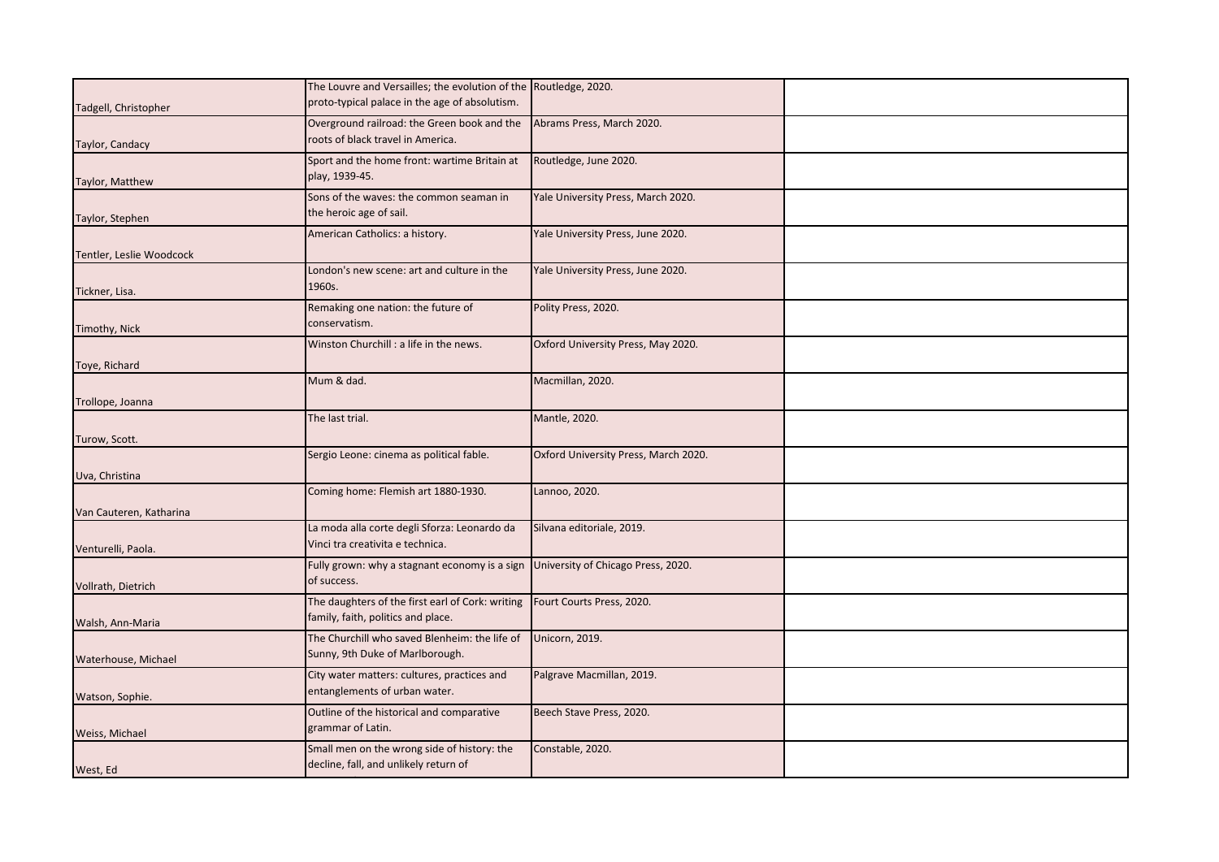| | | | |
|---|---|---|---|
| Tadgell, Christopher | The Louvre and Versailles; the evolution of the proto-typical palace in the age of absolutism. | Routledge, 2020. | |
| Taylor, Candacy | Overground railroad: the Green book and the roots of black travel in America. | Abrams Press, March 2020. | |
| Taylor, Matthew | Sport and the home front: wartime Britain at play, 1939-45. | Routledge, June 2020. | |
| Taylor, Stephen | Sons of the waves: the common seaman in the heroic age of sail. | Yale University Press, March 2020. | |
| Tentler, Leslie Woodcock | American Catholics: a history. | Yale University Press, June 2020. | |
| Tickner, Lisa. | London's new scene: art and culture in the 1960s. | Yale University Press, June 2020. | |
| Timothy, Nick | Remaking one nation: the future of conservatism. | Polity Press, 2020. | |
| Toye, Richard | Winston Churchill : a life in the news. | Oxford University Press, May 2020. | |
| Trollope, Joanna | Mum & dad. | Macmillan, 2020. | |
| Turow, Scott. | The last trial. | Mantle, 2020. | |
| Uva, Christina | Sergio Leone: cinema as political fable. | Oxford University Press, March 2020. | |
| Van Cauteren, Katharina | Coming home: Flemish art 1880-1930. | Lannoo, 2020. | |
| Venturelli, Paola. | La moda alla corte degli Sforza: Leonardo da Vinci tra creativita e technica. | Silvana editoriale, 2019. | |
| Vollrath, Dietrich | Fully grown: why a stagnant economy is a sign of success. | University of Chicago Press, 2020. | |
| Walsh, Ann-Maria | The daughters of the first earl of Cork: writing family, faith, politics and place. | Fourt Courts Press, 2020. | |
| Waterhouse, Michael | The Churchill who saved Blenheim: the life of Sunny, 9th Duke of Marlborough. | Unicorn, 2019. | |
| Watson, Sophie. | City water matters: cultures, practices and entanglements of urban water. | Palgrave Macmillan, 2019. | |
| Weiss, Michael | Outline of the historical and comparative grammar of Latin. | Beech Stave Press, 2020. | |
| West, Ed | Small men on the wrong side of history: the decline, fall, and unlikely return of | Constable, 2020. | |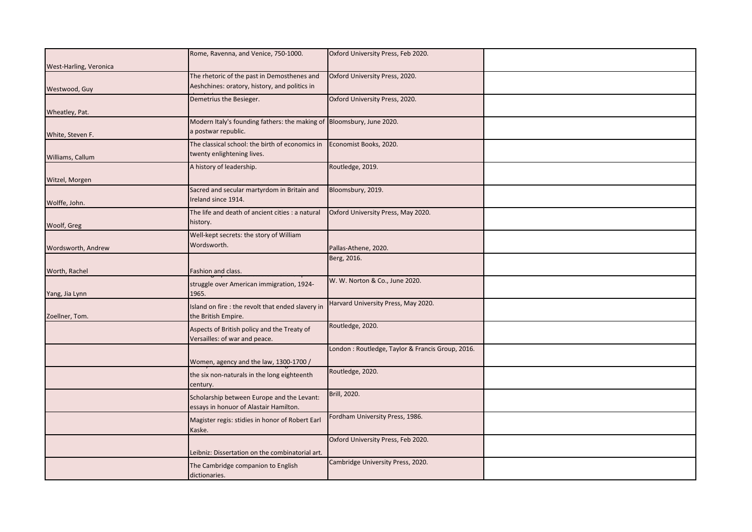| | | | |
|---|---|---|---|
| West-Harling, Veronica | Rome, Ravenna, and Venice, 750-1000. | Oxford University Press, Feb 2020. | |
| Westwood, Guy | The rhetoric of the past in Demosthenes and Aeshchines: oratory, history, and politics in | Oxford University Press, 2020. | |
| Wheatley, Pat. | Demetrius the Besieger. | Oxford University Press, 2020. | |
| White, Steven F. | Modern Italy's founding fathers: the making of a postwar republic. | Bloomsbury, June 2020. | |
| Williams, Callum | The classical school: the birth of economics in twenty enlightening lives. | Economist Books, 2020. | |
| Witzel, Morgen | A history of leadership. | Routledge, 2019. | |
| Wolffe, John. | Sacred and secular martyrdom in Britain and Ireland since 1914. | Bloomsbury, 2019. | |
| Woolf, Greg | The life and death of ancient cities : a natural history. | Oxford University Press, May 2020. | |
| Wordsworth, Andrew | Well-kept secrets: the story of William Wordsworth. | Pallas-Athene, 2020. | |
| Worth, Rachel | Fashion and class. | Berg, 2016. | |
| Yang, Jia Lynn | struggle over American immigration, 1924-1965. | W. W. Norton & Co., June 2020. | |
| Zoellner, Tom. | Island on fire : the revolt that ended slavery in the British Empire. | Harvard University Press, May 2020. | |
| | Aspects of British policy and the Treaty of Versailles: of war and peace. | Routledge, 2020. | |
| | Women, agency and the law, 1300-1700 / | London : Routledge, Taylor & Francis Group, 2016. | |
| | the six non-naturals in the long eighteenth century. | Routledge, 2020. | |
| | Scholarship between Europe and the Levant: essays in honuor of Alastair Hamilton. | Brill, 2020. | |
| | Magister regis: stidies in honor of Robert Earl Kaske. | Fordham University Press, 1986. | |
| | Leibniz: Dissertation on the combinatorial art. | Oxford University Press, Feb 2020. | |
| | The Cambridge companion to English dictionaries. | Cambridge University Press, 2020. | |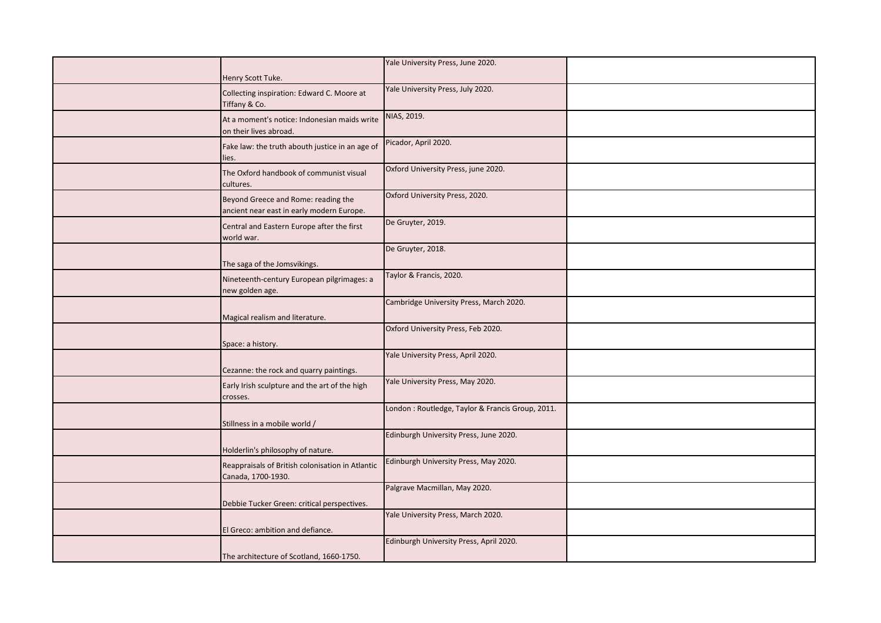| | | | |
|---|---|---|---|
| | Henry Scott Tuke. | Yale University Press, June 2020. | |
| | Collecting inspiration: Edward C. Moore at Tiffany & Co. | Yale University Press, July 2020. | |
| | At a moment's notice: Indonesian maids write on their lives abroad. | NIAS, 2019. | |
| | Fake law: the truth abouth justice in an age of lies. | Picador, April 2020. | |
| | The Oxford handbook of communist visual cultures. | Oxford University Press, june 2020. | |
| | Beyond Greece and Rome: reading the ancient near east in early modern Europe. | Oxford University Press, 2020. | |
| | Central and Eastern Europe after the first world war. | De Gruyter, 2019. | |
| | The saga of the Jomsvikings. | De Gruyter, 2018. | |
| | Nineteenth-century European pilgrimages: a new golden age. | Taylor & Francis, 2020. | |
| | Magical realism and literature. | Cambridge University Press, March 2020. | |
| | Space: a history. | Oxford University Press, Feb 2020. | |
| | Cezanne: the rock and quarry paintings. | Yale University Press, April 2020. | |
| | Early Irish sculpture and the art of the high crosses. | Yale University Press, May 2020. | |
| | Stillness in a mobile world / | London : Routledge, Taylor & Francis Group, 2011. | |
| | Holderlin's philosophy of nature. | Edinburgh University Press, June 2020. | |
| | Reappraisals of British colonisation in Atlantic Canada, 1700-1930. | Edinburgh University Press, May 2020. | |
| | Debbie Tucker Green: critical perspectives. | Palgrave Macmillan, May 2020. | |
| | El Greco: ambition and defiance. | Yale University Press, March 2020. | |
| | The architecture of Scotland, 1660-1750. | Edinburgh University Press, April 2020. | |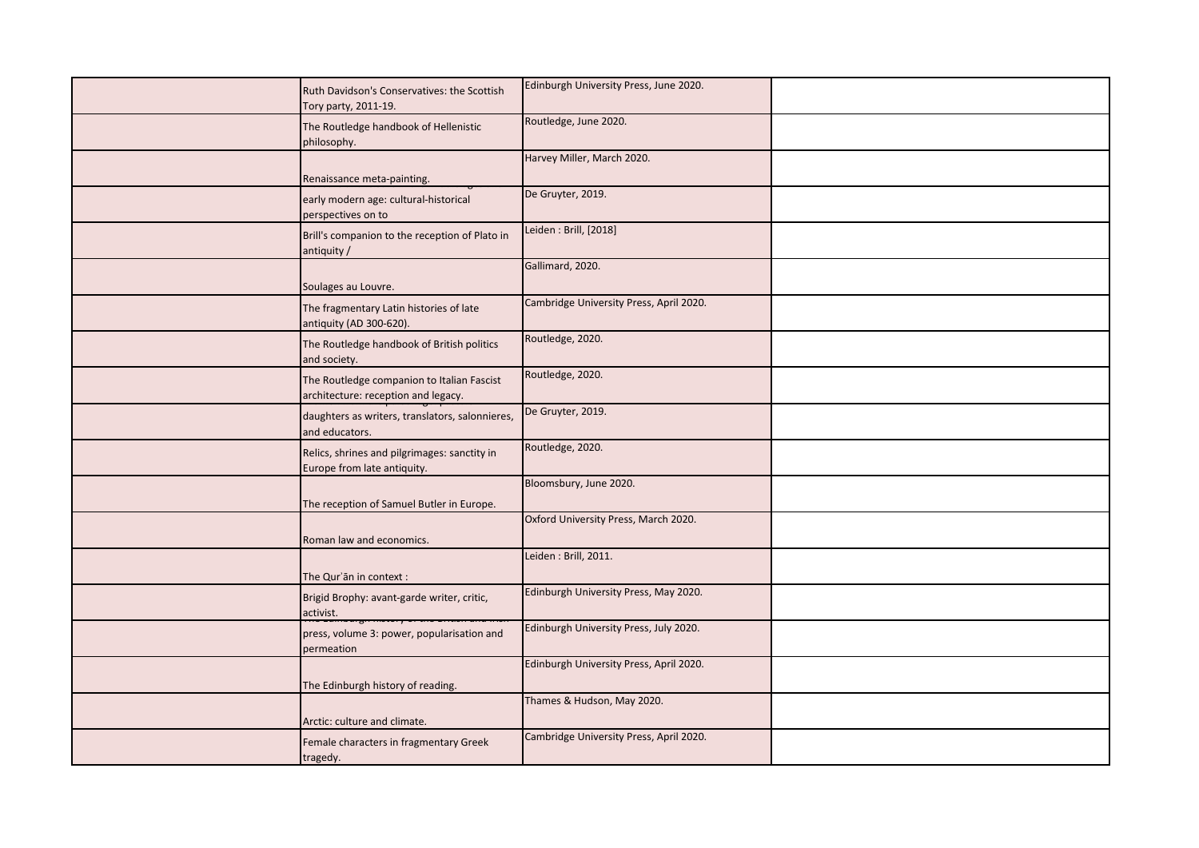|  |  |  |  |
|---|---|---|---|
|  | Ruth Davidson's Conservatives: the Scottish Tory party, 2011-19. | Edinburgh University Press, June 2020. |  |
|  | The Routledge handbook of Hellenistic philosophy. | Routledge, June 2020. |  |
|  | Renaissance meta-painting. | Harvey Miller, March 2020. |  |
|  | early modern age: cultural-historical perspectives on to | De Gruyter, 2019. |  |
|  | Brill's companion to the reception of Plato in antiquity / | Leiden : Brill, [2018] |  |
|  | Soulages au Louvre. | Gallimard, 2020. |  |
|  | The fragmentary Latin histories of late antiquity (AD 300-620). | Cambridge University Press, April 2020. |  |
|  | The Routledge handbook of British politics and society. | Routledge, 2020. |  |
|  | The Routledge companion to Italian Fascist architecture: reception and legacy. | Routledge, 2020. |  |
|  | daughters as writers, translators, salonnieres, and educators. | De Gruyter, 2019. |  |
|  | Relics, shrines and pilgrimages: sanctity in Europe from late antiquity. | Routledge, 2020. |  |
|  | The reception of Samuel Butler in Europe. | Bloomsbury, June 2020. |  |
|  | Roman law and economics. | Oxford University Press, March 2020. |  |
|  | The Qurʾān in context : | Leiden : Brill, 2011. |  |
|  | Brigid Brophy: avant-garde writer, critic, activist. | Edinburgh University Press, May 2020. |  |
|  | press, volume 3: power, popularisation and permeation | Edinburgh University Press, July 2020. |  |
|  | The Edinburgh history of reading. | Edinburgh University Press, April 2020. |  |
|  | Arctic: culture and climate. | Thames & Hudson, May 2020. |  |
|  | Female characters in fragmentary Greek tragedy. | Cambridge University Press, April 2020. |  |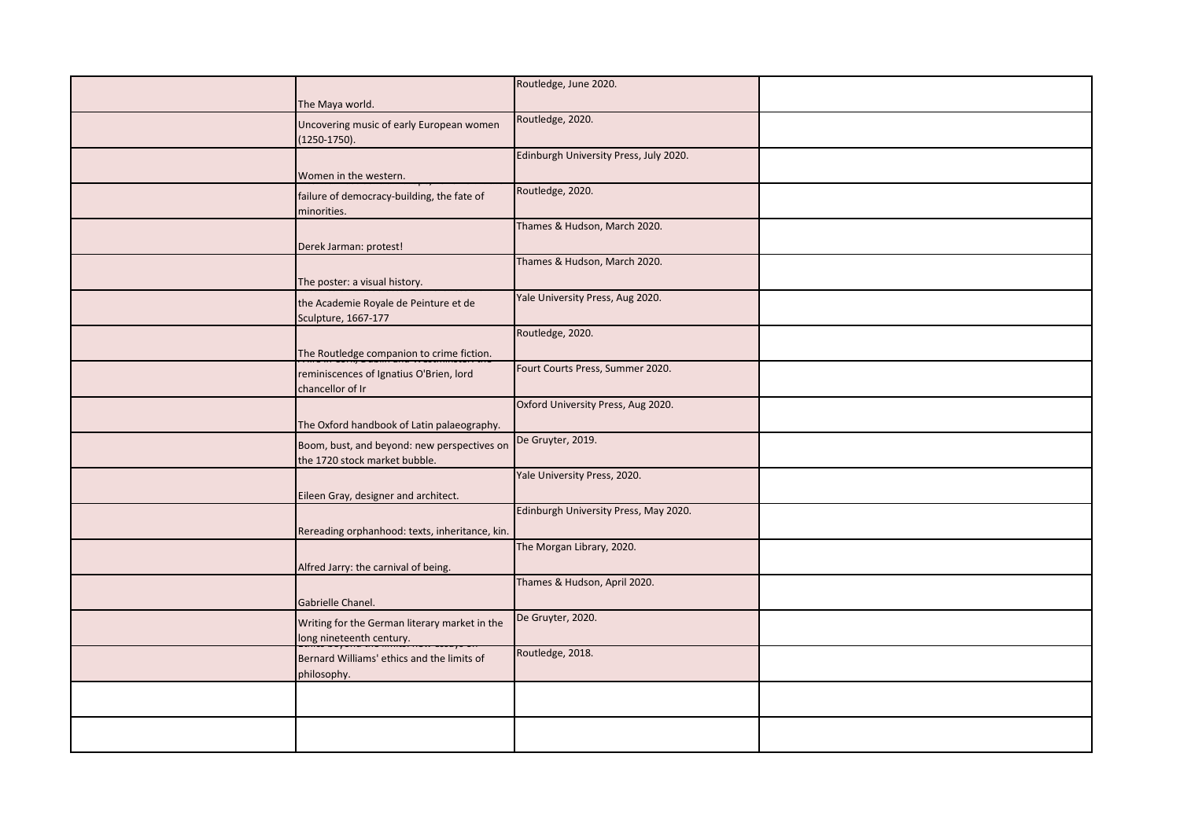| | | | |
|---|---|---|---|
| | The Maya world. | Routledge, June 2020. | |
| | Uncovering music of early European women (1250-1750). | Routledge, 2020. | |
| | Women in the western. | Edinburgh University Press, July 2020. | |
| | failure of democracy-building, the fate of minorities. | Routledge, 2020. | |
| | Derek Jarman: protest! | Thames & Hudson, March 2020. | |
| | The poster: a visual history. | Thames & Hudson, March 2020. | |
| | the Academie Royale de Peinture et de Sculpture, 1667-177 | Yale University Press, Aug 2020. | |
| | The Routledge companion to crime fiction. | Routledge, 2020. | |
| | reminiscences of Ignatius O'Brien, lord chancellor of Ir | Fourt Courts Press, Summer 2020. | |
| | The Oxford handbook of Latin palaeography. | Oxford University Press, Aug 2020. | |
| | Boom, bust, and beyond: new perspectives on the 1720 stock market bubble. | De Gruyter, 2019. | |
| | Eileen Gray, designer and architect. | Yale University Press, 2020. | |
| | Rereading orphanhood: texts, inheritance, kin. | Edinburgh University Press, May 2020. | |
| | Alfred Jarry: the carnival of being. | The Morgan Library, 2020. | |
| | Gabrielle Chanel. | Thames & Hudson, April 2020. | |
| | Writing for the German literary market in the long nineteenth century. | De Gruyter, 2020. | |
| | Bernard Williams' ethics and the limits of philosophy. | Routledge, 2018. | |
| | | | |
| | | | |